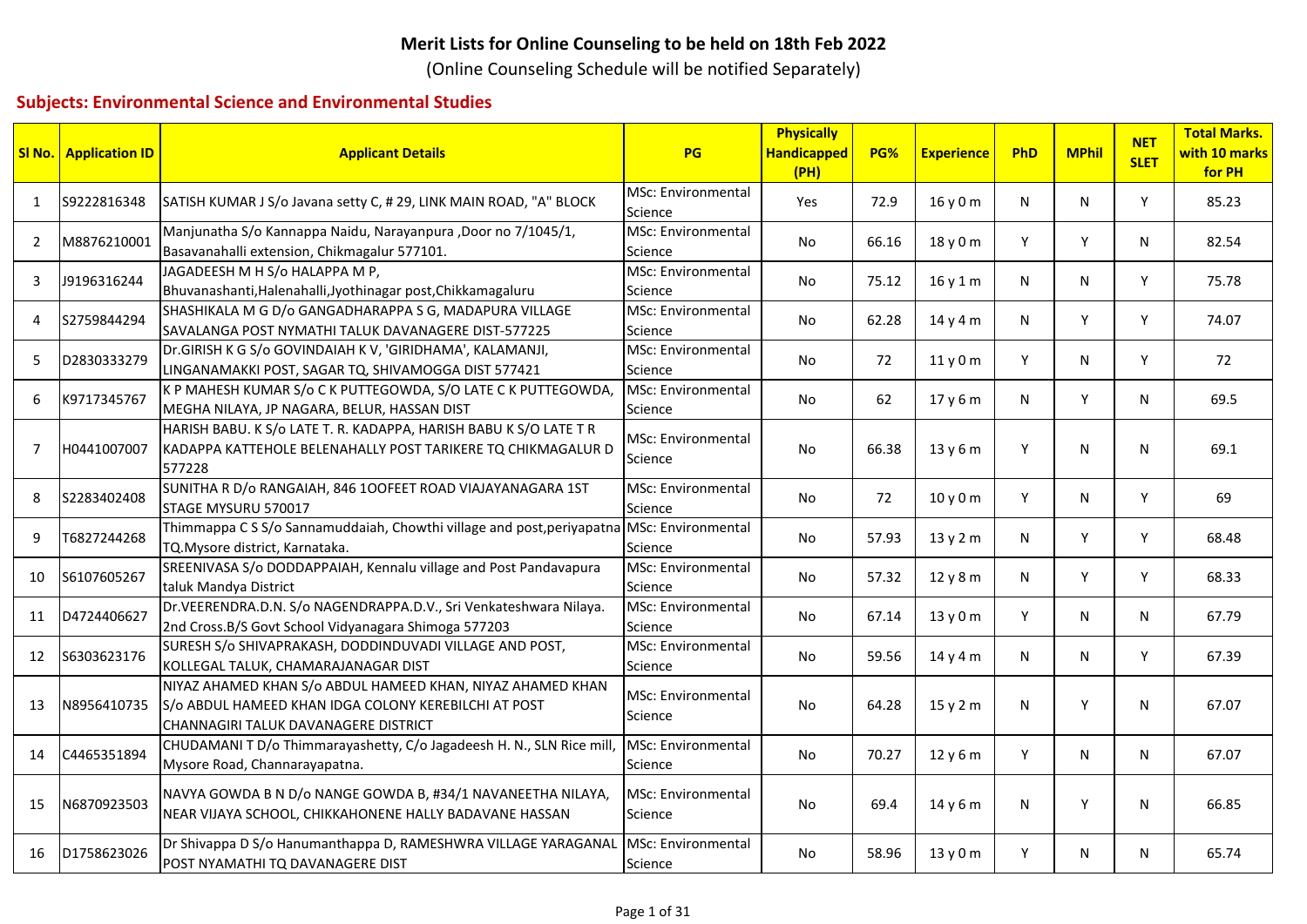# Merit Lists for Online Counseling to be held on 18th Feb 2022

(Online Counseling Schedule will be notified Separately)

## Subjects: Environmental Science and Environmental Studies

| Sl No. | Application ID | Applicant Details | PG | Physically Handicapped (PH) | PG% | Experience | PhD | MPhil | NET SLET | Total Marks. with 10 marks for PH |
|---|---|---|---|---|---|---|---|---|---|---|
| 1 | S9222816348 | SATISH KUMAR J S/o Javana setty C, # 29, LINK MAIN ROAD, "A" BLOCK | MSc: Environmental Science | Yes | 72.9 | 16 y 0 m | N | N | Y | 85.23 |
| 2 | M8876210001 | Manjunatha S/o Kannappa Naidu, Narayanpura ,Door no 7/1045/1, Basavanahalli extension, Chikmagalur 577101. | MSc: Environmental Science | No | 66.16 | 18 y 0 m | Y | Y | N | 82.54 |
| 3 | J9196316244 | JAGADEESH M H S/o HALAPPA M P, Bhuvanashanti,Halenahalli,Jyothinagar post,Chikkamagaluru | MSc: Environmental Science | No | 75.12 | 16 y 1 m | N | N | Y | 75.78 |
| 4 | S2759844294 | SHASHIKALA M G D/o GANGADHARAPPA S G, MADAPURA VILLAGE SAVALANGA POST NYMATHI TALUK DAVANAGERE DIST-577225 | MSc: Environmental Science | No | 62.28 | 14 y 4 m | N | Y | Y | 74.07 |
| 5 | D2830333279 | Dr.GIRISH K G S/o GOVINDAIAH K V, 'GIRIDHAMA', KALAMANJI, LINGANAMAKKI POST, SAGAR TQ, SHIVAMOGGA DIST 577421 | MSc: Environmental Science | No | 72 | 11 y 0 m | Y | N | Y | 72 |
| 6 | K9717345767 | K P MAHESH KUMAR S/o C K PUTTEGOWDA, S/O LATE C K PUTTEGOWDA, MEGHA NILAYA, JP NAGARA, BELUR, HASSAN DIST | MSc: Environmental Science | No | 62 | 17 y 6 m | N | Y | N | 69.5 |
| 7 | H0441007007 | HARISH BABU. K S/o LATE T. R. KADAPPA, HARISH BABU K S/O LATE T R KADAPPA KATTEHOLE BELENAHALLY POST TARIKERE TQ CHIKMAGALUR D 577228 | MSc: Environmental Science | No | 66.38 | 13 y 6 m | Y | N | N | 69.1 |
| 8 | S2283402408 | SUNITHA R D/o RANGAIAH, 846 1OOFEET ROAD VIAJAYANAGARA 1ST STAGE MYSURU 570017 | MSc: Environmental Science | No | 72 | 10 y 0 m | Y | N | Y | 69 |
| 9 | T6827244268 | Thimmappa C S S/o Sannamuddaiah, Chowthi village and post,periyapatna TQ.Mysore district, Karnataka. | MSc: Environmental Science | No | 57.93 | 13 y 2 m | N | Y | Y | 68.48 |
| 10 | S6107605267 | SREENIVASA S/o DODDAPPAIAH, Kennalu village and Post Pandavapura taluk Mandya District | MSc: Environmental Science | No | 57.32 | 12 y 8 m | N | Y | Y | 68.33 |
| 11 | D4724406627 | Dr.VEERENDRA.D.N. S/o NAGENDRAPPA.D.V., Sri Venkateshwara Nilaya. 2nd Cross.B/S Govt School Vidyanagara Shimoga 577203 | MSc: Environmental Science | No | 67.14 | 13 y 0 m | Y | N | N | 67.79 |
| 12 | S6303623176 | SURESH S/o SHIVAPRAKASH, DODDINDUVADI VILLAGE AND POST, KOLLEGAL TALUK, CHAMARAJANAGAR DIST | MSc: Environmental Science | No | 59.56 | 14 y 4 m | N | N | Y | 67.39 |
| 13 | N8956410735 | NIYAZ AHAMED KHAN S/o ABDUL HAMEED KHAN, NIYAZ AHAMED KHAN S/o ABDUL HAMEED KHAN IDGA COLONY KEREBILCHI AT POST CHANNAGIRI TALUK DAVANAGERE DISTRICT | MSc: Environmental Science | No | 64.28 | 15 y 2 m | N | Y | N | 67.07 |
| 14 | C4465351894 | CHUDAMANI T D/o Thimmarayashetty, C/o Jagadeesh H. N., SLN Rice mill, Mysore Road, Channarayapatna. | MSc: Environmental Science | No | 70.27 | 12 y 6 m | Y | N | N | 67.07 |
| 15 | N6870923503 | NAVYA GOWDA B N D/o NANGE GOWDA B, #34/1 NAVANEETHA NILAYA, NEAR VIJAYA SCHOOL, CHIKKAHONENE HALLY BADAVANE HASSAN | MSc: Environmental Science | No | 69.4 | 14 y 6 m | N | Y | N | 66.85 |
| 16 | D1758623026 | Dr Shivappa D S/o Hanumanthappa D, RAMESHWRA VILLAGE YARAGANAL POST NYAMATHI TQ DAVANAGERE DIST | MSc: Environmental Science | No | 58.96 | 13 y 0 m | Y | N | N | 65.74 |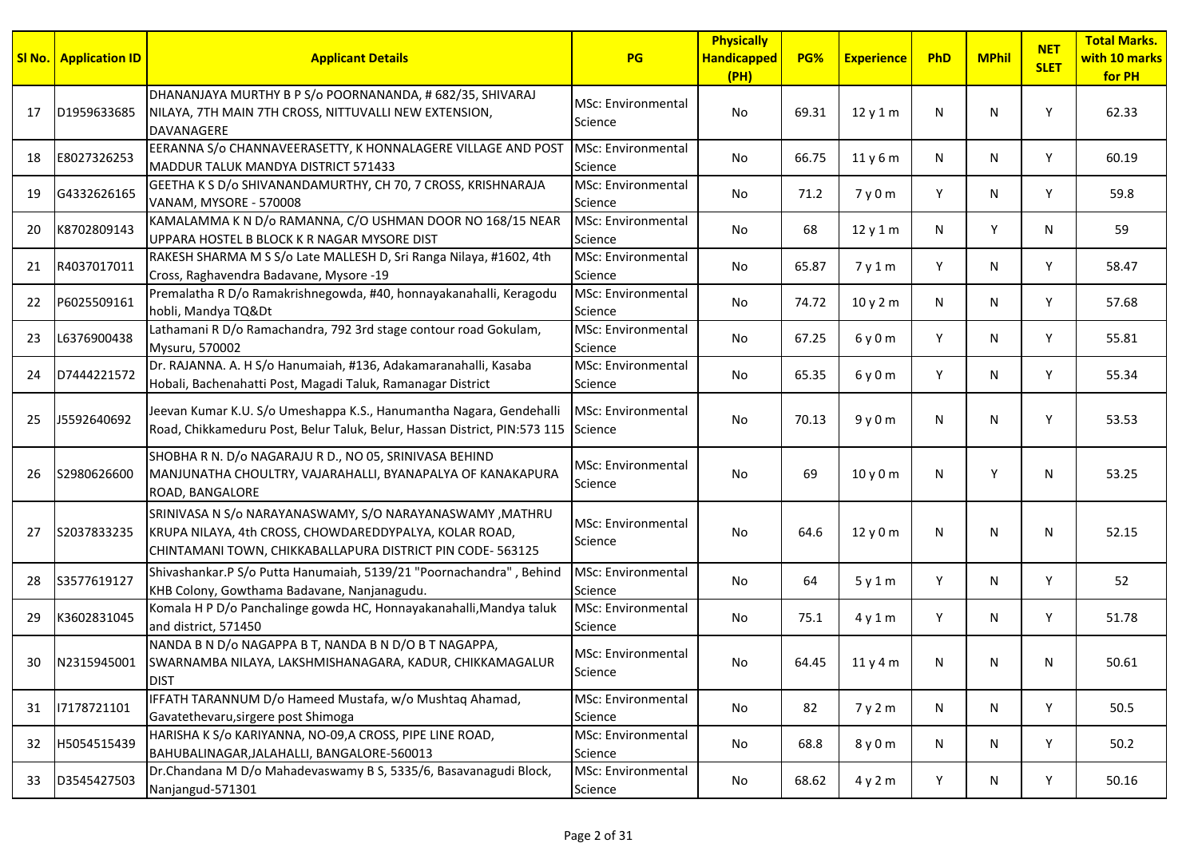| Sl No. | Application ID | Applicant Details | PG | Physically Handicapped (PH) | PG% | Experience | PhD | MPhil | NET SLET | Total Marks. with 10 marks for PH |
|---|---|---|---|---|---|---|---|---|---|---|
| 17 | D1959633685 | DHANANJAYA MURTHY B P S/o POORNANANDA, # 682/35, SHIVARAJ NILAYA, 7TH MAIN 7TH CROSS, NITTUVALLI NEW EXTENSION, DAVANAGERE | MSc: Environmental Science | No | 69.31 | 12 y 1 m | N | N | Y | 62.33 |
| 18 | E8027326253 | EERANNA S/o CHANNAVEERASETTY, K HONNALAGERE VILLAGE AND POST MADDUR TALUK MANDYA DISTRICT 571433 | MSc: Environmental Science | No | 66.75 | 11 y 6 m | N | N | Y | 60.19 |
| 19 | G4332626165 | GEETHA K S D/o SHIVANANDAMURTHY, CH 70, 7 CROSS, KRISHNARAJA VANAM, MYSORE - 570008 | MSc: Environmental Science | No | 71.2 | 7 y 0 m | Y | N | Y | 59.8 |
| 20 | K8702809143 | KAMALAMMA K N D/o RAMANNA, C/O USHMAN DOOR NO 168/15 NEAR UPPARA HOSTEL B BLOCK K R NAGAR MYSORE DIST | MSc: Environmental Science | No | 68 | 12 y 1 m | N | Y | N | 59 |
| 21 | R4037017011 | RAKESH SHARMA M S S/o Late MALLESH D, Sri Ranga Nilaya, #1602, 4th Cross, Raghavendra Badavane, Mysore -19 | MSc: Environmental Science | No | 65.87 | 7 y 1 m | Y | N | Y | 58.47 |
| 22 | P6025509161 | Premalatha R D/o Ramakrishnegowda, #40, honnayakanahalli, Keragodu hobli, Mandya TQ&Dt | MSc: Environmental Science | No | 74.72 | 10 y 2 m | N | N | Y | 57.68 |
| 23 | L6376900438 | Lathamani R D/o Ramachandra, 792 3rd stage contour road Gokulam, Mysuru, 570002 | MSc: Environmental Science | No | 67.25 | 6 y 0 m | Y | N | Y | 55.81 |
| 24 | D7444221572 | Dr. RAJANNA. A. H S/o Hanumaiah, #136, Adakamaranahalli, Kasaba Hobali, Bachenahatti Post, Magadi Taluk, Ramanagar District | MSc: Environmental Science | No | 65.35 | 6 y 0 m | Y | N | Y | 55.34 |
| 25 | J5592640692 | Jeevan Kumar K.U. S/o Umeshappa K.S., Hanumantha Nagara, Gendehalli Road, Chikkameduru Post, Belur Taluk, Belur, Hassan District, PIN:573 115 | MSc: Environmental Science | No | 70.13 | 9 y 0 m | N | N | Y | 53.53 |
| 26 | S2980626600 | SHOBHA R N. D/o NAGARAJU R D., NO 05, SRINIVASA BEHIND MANJUNATHA CHOULTRY, VAJARAHALLI, BYANAPALYA OF KANAKAPURA ROAD, BANGALORE | MSc: Environmental Science | No | 69 | 10 y 0 m | N | Y | N | 53.25 |
| 27 | S2037833235 | SRINIVASA N S/o NARAYANASWAMY, S/O NARAYANASWAMY ,MATHRU KRUPA NILAYA, 4th CROSS, CHOWDAREDDYPALYA, KOLAR ROAD, CHINTAMANI TOWN, CHIKKABALLAPURA DISTRICT PIN CODE- 563125 | MSc: Environmental Science | No | 64.6 | 12 y 0 m | N | N | N | 52.15 |
| 28 | S3577619127 | Shivashankar.P S/o Putta Hanumaiah, 5139/21 "Poornachandra" , Behind KHB Colony, Gowthama Badavane, Nanjanagudu. | MSc: Environmental Science | No | 64 | 5 y 1 m | Y | N | Y | 52 |
| 29 | K3602831045 | Komala H P D/o Panchalinge gowda HC, Honnayakanahalli,Mandya taluk and district, 571450 | MSc: Environmental Science | No | 75.1 | 4 y 1 m | Y | N | Y | 51.78 |
| 30 | N2315945001 | NANDA B N D/o NAGAPPA B T, NANDA B N D/O B T NAGAPPA, SWARNAMBA NILAYA, LAKSHMISHANAGARA, KADUR, CHIKKAMAGALUR DIST | MSc: Environmental Science | No | 64.45 | 11 y 4 m | N | N | N | 50.61 |
| 31 | I7178721101 | IFFATH TARANNUM D/o Hameed Mustafa, w/o Mushtaq Ahamad, Gavatethevaru,sirgere post Shimoga | MSc: Environmental Science | No | 82 | 7 y 2 m | N | N | Y | 50.5 |
| 32 | H5054515439 | HARISHA K S/o KARIYANNA, NO-09,A CROSS, PIPE LINE ROAD, BAHUBALINAGAR,JALAHALLI, BANGALORE-560013 | MSc: Environmental Science | No | 68.8 | 8 y 0 m | N | N | Y | 50.2 |
| 33 | D3545427503 | Dr.Chandana M D/o Mahadevaswamy B S, 5335/6, Basavanagudi Block, Nanjangud-571301 | MSc: Environmental Science | No | 68.62 | 4 y 2 m | Y | N | Y | 50.16 |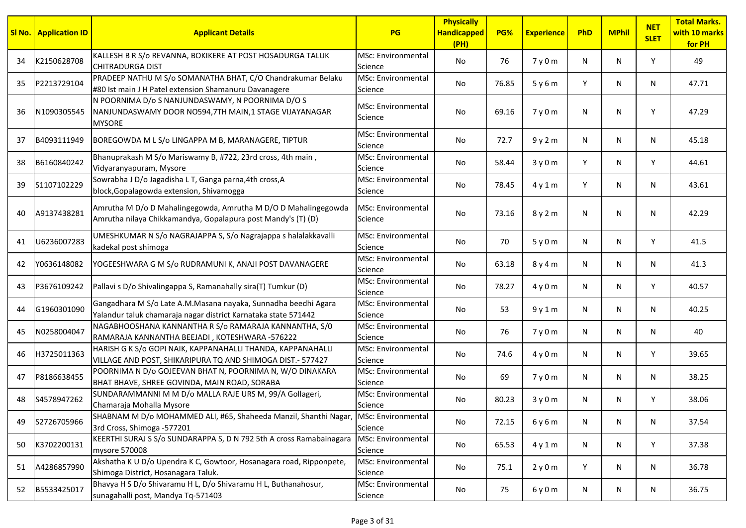| Sl No. | Application ID | Applicant Details | PG | Physically Handicapped (PH) | PG% | Experience | PhD | MPhil | NET SLET | Total Marks. with 10 marks for PH |
|---|---|---|---|---|---|---|---|---|---|---|
| 34 | K2150628708 | KALLESH B R S/o REVANNA, BOKIKERE AT POST HOSADURGA TALUK CHITRADURGA DIST | MSc: Environmental Science | No | 76 | 7 y 0 m | N | N | Y | 49 |
| 35 | P2213729104 | PRADEEP NATHU M S/o SOMANATHA BHAT, C/O Chandrakumar Belaku #80 Ist main J H Patel extension Shamanuru Davanagere | MSc: Environmental Science | No | 76.85 | 5 y 6 m | Y | N | N | 47.71 |
| 36 | N1090305545 | N POORNIMA D/o S NANJUNDASWAMY, N POORNIMA D/O S NANJUNDASWAMY DOOR NO594,7TH MAIN,1 STAGE VIJAYANAGAR MYSORE | MSc: Environmental Science | No | 69.16 | 7 y 0 m | N | N | Y | 47.29 |
| 37 | B4093111949 | BOREGOWDA M L S/o LINGAPPA M B, MARANAGERE, TIPTUR | MSc: Environmental Science | No | 72.7 | 9 y 2 m | N | N | N | 45.18 |
| 38 | B6160840242 | Bhanuprakash M S/o Mariswamy B, #722, 23rd cross, 4th main , Vidyaranyapuram, Mysore | MSc: Environmental Science | No | 58.44 | 3 y 0 m | Y | N | Y | 44.61 |
| 39 | S1107102229 | Sowrabha J D/o Jagadisha L T, Ganga parna,4th cross,A block,Gopalagowda extension, Shivamogga | MSc: Environmental Science | No | 78.45 | 4 y 1 m | Y | N | N | 43.61 |
| 40 | A9137438281 | Amrutha M D/o D Mahalingegowda, Amrutha M D/O D Mahalingegowda Amrutha nilaya Chikkamandya, Gopalapura post Mandy's (T) (D) | MSc: Environmental Science | No | 73.16 | 8 y 2 m | N | N | N | 42.29 |
| 41 | U6236007283 | UMESHKUMAR N S/o NAGRAJAPPA S, S/o Nagrajappa s halalakkavalli kadekal post shimoga | MSc: Environmental Science | No | 70 | 5 y 0 m | N | N | Y | 41.5 |
| 42 | Y0636148082 | YOGEESHWARA G M S/o RUDRAMUNI K, ANAJI POST DAVANAGERE | MSc: Environmental Science | No | 63.18 | 8 y 4 m | N | N | N | 41.3 |
| 43 | P3676109242 | Pallavi s D/o Shivalingappa S, Ramanahally sira(T) Tumkur (D) | MSc: Environmental Science | No | 78.27 | 4 y 0 m | N | N | Y | 40.57 |
| 44 | G1960301090 | Gangadhara M S/o Late A.M.Masana nayaka, Sunnadha beedhi Agara Yalandur taluk chamaraja nagar district Karnataka state 571442 | MSc: Environmental Science | No | 53 | 9 y 1 m | N | N | N | 40.25 |
| 45 | N0258004047 | NAGABHOOSHANA KANNANTHA R S/o RAMARAJA KANNANTHA, S/0 RAMARAJA KANNANTHA BEEJADI , KOTESHWARA -576222 | MSc: Environmental Science | No | 76 | 7 y 0 m | N | N | N | 40 |
| 46 | H3725011363 | HARISH G K S/o GOPI NAIK, KAPPANAHALLI THANDA, KAPPANAHALLI VILLAGE AND POST, SHIKARIPURA TQ AND SHIMOGA DIST.- 577427 | MSc: Environmental Science | No | 74.6 | 4 y 0 m | N | N | Y | 39.65 |
| 47 | P8186638455 | POORNIMA N D/o GOJEEVAN BHAT N, POORNIMA N, W/O DINAKARA BHAT BHAVE, SHREE GOVINDA, MAIN ROAD, SORABA | MSc: Environmental Science | No | 69 | 7 y 0 m | N | N | N | 38.25 |
| 48 | S4578947262 | SUNDARAMMANNI M M D/o MALLA RAJE URS M, 99/A Gollageri, Chamaraja Mohalla Mysore | MSc: Environmental Science | No | 80.23 | 3 y 0 m | N | N | Y | 38.06 |
| 49 | S2726705966 | SHABNAM M D/o MOHAMMED ALI, #65, Shaheeda Manzil, Shanthi Nagar, 3rd Cross, Shimoga -577201 | MSc: Environmental Science | No | 72.15 | 6 y 6 m | N | N | N | 37.54 |
| 50 | K3702200131 | KEERTHI SURAJ S S/o SUNDARAPPA S, D N 792 5th A cross Ramabainagara mysore 570008 | MSc: Environmental Science | No | 65.53 | 4 y 1 m | N | N | Y | 37.38 |
| 51 | A4286857990 | Akshatha K U D/o Upendra K C, Gowtoor, Hosanagara road, Ripponpete, Shimoga District, Hosanagara Taluk. | MSc: Environmental Science | No | 75.1 | 2 y 0 m | Y | N | N | 36.78 |
| 52 | B5533425017 | Bhavya H S D/o Shivaramu H L, D/o Shivaramu H L, Buthanahosur, sunagahalli post, Mandya Tq-571403 | MSc: Environmental Science | No | 75 | 6 y 0 m | N | N | N | 36.75 |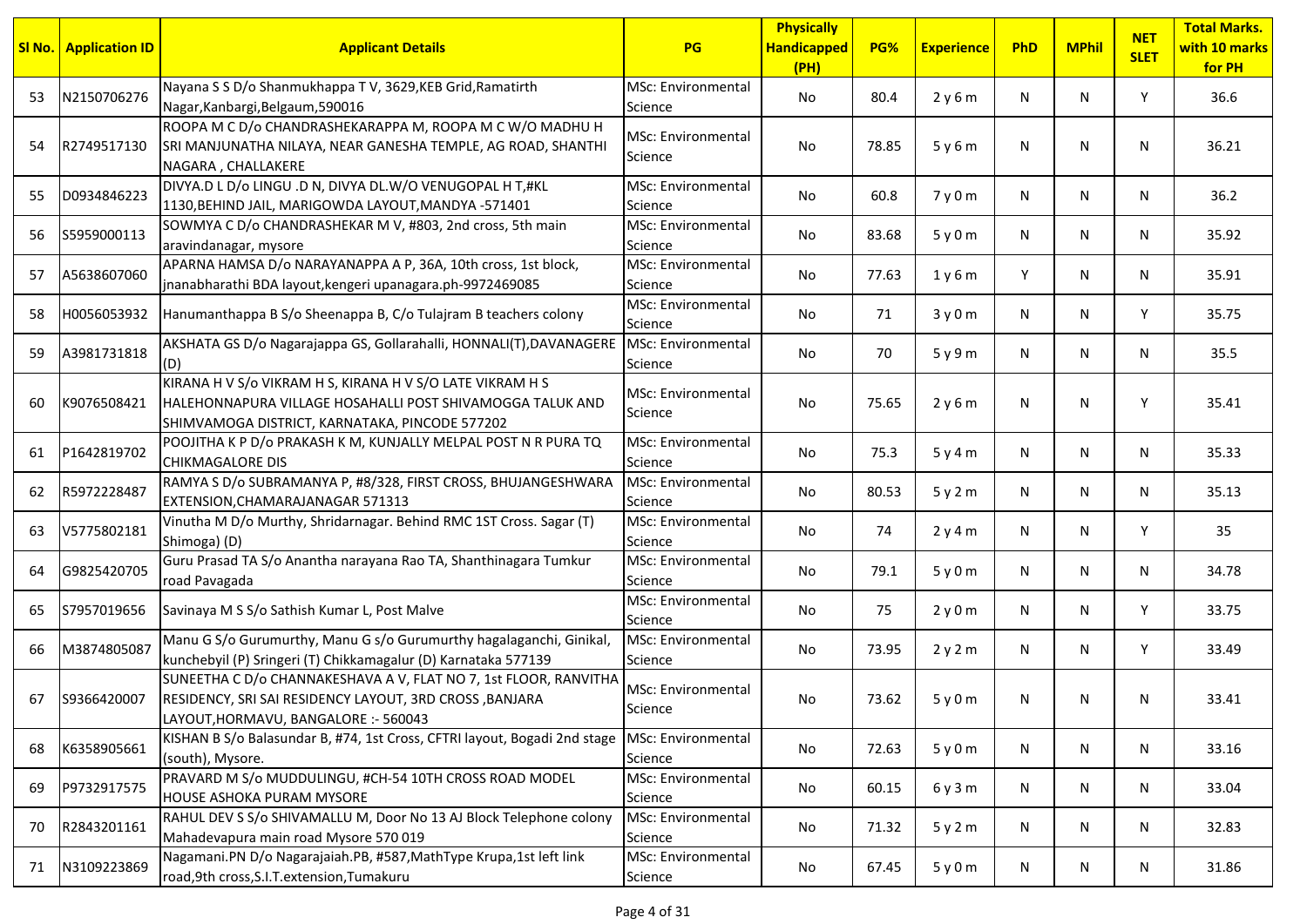| Sl No. | Application ID | Applicant Details | PG | Physically Handicapped (PH) | PG% | Experience | PhD | MPhil | NET SLET | Total Marks. with 10 marks for PH |
|---|---|---|---|---|---|---|---|---|---|---|
| 53 | N2150706276 | Nayana S S D/o Shanmukhappa T V, 3629,KEB Grid,Ramatirth Nagar,Kanbargi,Belgaum,590016 | MSc: Environmental Science | No | 80.4 | 2 y 6 m | N | N | Y | 36.6 |
| 54 | R2749517130 | ROOPA M C D/o CHANDRASHEKARAPPA M, ROOPA M C W/O MADHU H SRI MANJUNATHA NILAYA, NEAR GANESHA TEMPLE, AG ROAD, SHANTHI NAGARA , CHALLAKERE | MSc: Environmental Science | No | 78.85 | 5 y 6 m | N | N | N | 36.21 |
| 55 | D0934846223 | DIVYA.D L D/o LINGU .D N, DIVYA DL.W/O VENUGOPAL H T,#KL 1130,BEHIND JAIL, MARIGOWDA LAYOUT,MANDYA -571401 | MSc: Environmental Science | No | 60.8 | 7 y 0 m | N | N | N | 36.2 |
| 56 | S5959000113 | SOWMYA C D/o CHANDRASHEKAR M V, #803, 2nd cross, 5th main aravindanagar, mysore | MSc: Environmental Science | No | 83.68 | 5 y 0 m | N | N | N | 35.92 |
| 57 | A5638607060 | APARNA HAMSA D/o NARAYANAPPA A P, 36A, 10th cross, 1st block, jnanabharathi BDA layout,kengeri upanagara.ph-9972469085 | MSc: Environmental Science | No | 77.63 | 1 y 6 m | Y | N | N | 35.91 |
| 58 | H0056053932 | Hanumanthappa B S/o Sheenappa B, C/o Tulajram B teachers colony | MSc: Environmental Science | No | 71 | 3 y 0 m | N | N | Y | 35.75 |
| 59 | A3981731818 | AKSHATA GS D/o Nagarajappa GS, Gollarahalli, HONNALI(T),DAVANAGERE (D) | MSc: Environmental Science | No | 70 | 5 y 9 m | N | N | N | 35.5 |
| 60 | K9076508421 | KIRANA H V S/o VIKRAM H S, KIRANA H V S/O LATE VIKRAM H S HALEHONNAPURA VILLAGE HOSAHALLI POST SHIVAMOGGA TALUK AND SHIMVAMOGA DISTRICT, KARNATAKA, PINCODE 577202 | MSc: Environmental Science | No | 75.65 | 2 y 6 m | N | N | Y | 35.41 |
| 61 | P1642819702 | POOJITHA K P D/o PRAKASH K M, KUNJALLY MELPAL POST N R PURA TQ CHIKMAGALORE DIS | MSc: Environmental Science | No | 75.3 | 5 y 4 m | N | N | N | 35.33 |
| 62 | R5972228487 | RAMYA S D/o SUBRAMANYA P, #8/328, FIRST CROSS, BHUJANGESHWARA EXTENSION,CHAMARAJANAGAR 571313 | MSc: Environmental Science | No | 80.53 | 5 y 2 m | N | N | N | 35.13 |
| 63 | V5775802181 | Vinutha M D/o Murthy, Shridarnagar. Behind RMC 1ST Cross. Sagar (T) Shimoga) (D) | MSc: Environmental Science | No | 74 | 2 y 4 m | N | N | Y | 35 |
| 64 | G9825420705 | Guru Prasad TA S/o Anantha narayana Rao TA, Shanthinagara Tumkur road Pavagada | MSc: Environmental Science | No | 79.1 | 5 y 0 m | N | N | N | 34.78 |
| 65 | S7957019656 | Savinaya M S S/o Sathish Kumar L, Post Malve | MSc: Environmental Science | No | 75 | 2 y 0 m | N | N | Y | 33.75 |
| 66 | M3874805087 | Manu G S/o Gurumurthy, Manu G s/o Gurumurthy hagalaganchi, Ginikal, kunchebyil (P) Sringeri (T) Chikkamagalur (D) Karnataka 577139 | MSc: Environmental Science | No | 73.95 | 2 y 2 m | N | N | Y | 33.49 |
| 67 | S9366420007 | SUNEETHA C D/o CHANNAKESHAVA A V, FLAT NO 7, 1st FLOOR, RANVITHA RESIDENCY, SRI SAI RESIDENCY LAYOUT, 3RD CROSS ,BANJARA LAYOUT,HORMAVU, BANGALORE :- 560043 | MSc: Environmental Science | No | 73.62 | 5 y 0 m | N | N | N | 33.41 |
| 68 | K6358905661 | KISHAN B S/o Balasundar B, #74, 1st Cross, CFTRI layout, Bogadi 2nd stage (south), Mysore. | MSc: Environmental Science | No | 72.63 | 5 y 0 m | N | N | N | 33.16 |
| 69 | P9732917575 | PRAVARD M S/o MUDDULINGU, #CH-54 10TH CROSS ROAD MODEL HOUSE ASHOKA PURAM MYSORE | MSc: Environmental Science | No | 60.15 | 6 y 3 m | N | N | N | 33.04 |
| 70 | R2843201161 | RAHUL DEV S S/o SHIVAMALLU M, Door No 13 AJ Block Telephone colony Mahadevapura main road Mysore 570 019 | MSc: Environmental Science | No | 71.32 | 5 y 2 m | N | N | N | 32.83 |
| 71 | N3109223869 | Nagamani.PN D/o Nagarajaiah.PB, #587,MathType Krupa,1st left link road,9th cross,S.I.T.extension,Tumakuru | MSc: Environmental Science | No | 67.45 | 5 y 0 m | N | N | N | 31.86 |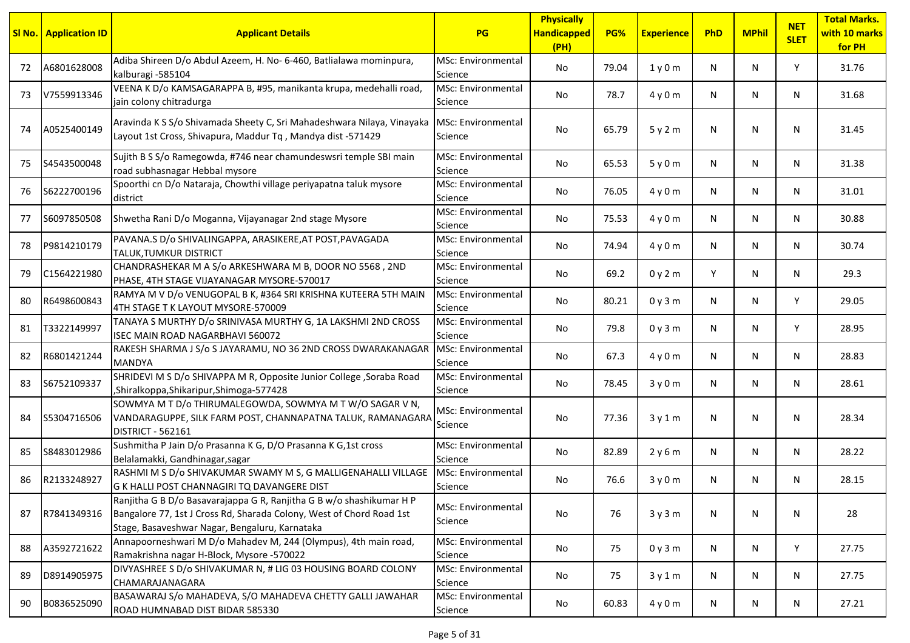| Sl No. | Application ID | Applicant Details | PG | Physically Handicapped (PH) | PG% | Experience | PhD | MPhil | NET SLET | Total Marks. with 10 marks for PH |
|---|---|---|---|---|---|---|---|---|---|---|
| 72 | A6801628008 | Adiba Shireen D/o Abdul Azeem, H. No- 6-460, Batlialawa mominpura, kalburagi -585104 | MSc: Environmental Science | No | 79.04 | 1 y 0 m | N | N | Y | 31.76 |
| 73 | V7559913346 | VEENA K D/o KAMSAGARAPPA B, #95, manikanta krupa, medehalli road, jain colony chitradurga | MSc: Environmental Science | No | 78.7 | 4 y 0 m | N | N | N | 31.68 |
| 74 | A0525400149 | Aravinda K S S/o Shivamada Sheety C, Sri Mahadeshwara Nilaya, Vinayaka Layout 1st Cross, Shivapura, Maddur Tq , Mandya dist -571429 | MSc: Environmental Science | No | 65.79 | 5 y 2 m | N | N | N | 31.45 |
| 75 | S4543500048 | Sujith B S S/o Ramegowda, #746 near chamundeswsri temple SBI main road subhasnagar Hebbal mysore | MSc: Environmental Science | No | 65.53 | 5 y 0 m | N | N | N | 31.38 |
| 76 | S6222700196 | Spoorthi cn D/o Nataraja, Chowthi village periyapatna taluk mysore district | MSc: Environmental Science | No | 76.05 | 4 y 0 m | N | N | N | 31.01 |
| 77 | S6097850508 | Shwetha Rani D/o Moganna, Vijayanagar 2nd stage Mysore | MSc: Environmental Science | No | 75.53 | 4 y 0 m | N | N | N | 30.88 |
| 78 | P9814210179 | PAVANA.S D/o SHIVALINGAPPA, ARASIKERE,AT POST,PAVAGADA TALUK,TUMKUR DISTRICT | MSc: Environmental Science | No | 74.94 | 4 y 0 m | N | N | N | 30.74 |
| 79 | C1564221980 | CHANDRASHEKAR M A S/o ARKESHWARA M B, DOOR NO 5568 , 2ND PHASE, 4TH STAGE VIJAYANAGAR MYSORE-570017 | MSc: Environmental Science | No | 69.2 | 0 y 2 m | Y | N | N | 29.3 |
| 80 | R6498600843 | RAMYA M V D/o VENUGOPAL B K, #364 SRI KRISHNA KUTEERA 5TH MAIN 4TH STAGE T K LAYOUT MYSORE-570009 | MSc: Environmental Science | No | 80.21 | 0 y 3 m | N | N | Y | 29.05 |
| 81 | T3322149997 | TANAYA S MURTHY D/o SRINIVASA MURTHY G, 1A LAKSHMI 2ND CROSS ISEC MAIN ROAD NAGARBHAVI 560072 | MSc: Environmental Science | No | 79.8 | 0 y 3 m | N | N | Y | 28.95 |
| 82 | R6801421244 | RAKESH SHARMA J S/o S JAYARAMU, NO 36 2ND CROSS DWARAKANAGAR MANDYA | MSc: Environmental Science | No | 67.3 | 4 y 0 m | N | N | N | 28.83 |
| 83 | S6752109337 | SHRIDEVI M S D/o SHIVAPPA M R, Opposite Junior College ,Soraba Road ,Shiralkoppa,Shikaripur,Shimoga-577428 | MSc: Environmental Science | No | 78.45 | 3 y 0 m | N | N | N | 28.61 |
| 84 | S5304716506 | SOWMYA M T D/o THIRUMALEGOWDA, SOWMYA M T W/O SAGAR V N, VANDARAGUPPE, SILK FARM POST, CHANNAPATNA TALUK, RAMANAGARA DISTRICT - 562161 | MSc: Environmental Science | No | 77.36 | 3 y 1 m | N | N | N | 28.34 |
| 85 | S8483012986 | Sushmitha P Jain D/o Prasanna K G, D/O Prasanna K G,1st cross Belalamakki, Gandhinagar,sagar | MSc: Environmental Science | No | 82.89 | 2 y 6 m | N | N | N | 28.22 |
| 86 | R2133248927 | RASHMI M S D/o SHIVAKUMAR SWAMY M S, G MALLIGENAHALLI VILLAGE G K HALLI POST CHANNAGIRI TQ DAVANGERE DIST | MSc: Environmental Science | No | 76.6 | 3 y 0 m | N | N | N | 28.15 |
| 87 | R7841349316 | Ranjitha G B D/o Basavarajappa G R, Ranjitha G B w/o shashikumar H P Bangalore 77, 1st J Cross Rd, Sharada Colony, West of Chord Road 1st Stage, Basaveshwar Nagar, Bengaluru, Karnataka | MSc: Environmental Science | No | 76 | 3 y 3 m | N | N | N | 28 |
| 88 | A3592721622 | Annapoorneshwari M D/o Mahadev M, 244 (Olympus), 4th main road, Ramakrishna nagar H-Block, Mysore -570022 | MSc: Environmental Science | No | 75 | 0 y 3 m | N | N | Y | 27.75 |
| 89 | D8914905975 | DIVYASHREE S D/o SHIVAKUMAR N, # LIG 03 HOUSING BOARD COLONY CHAMARAJANAGARA | MSc: Environmental Science | No | 75 | 3 y 1 m | N | N | N | 27.75 |
| 90 | B0836525090 | BASAWARAJ S/o MAHADEVA, S/O MAHADEVA CHETTY GALLI JAWAHAR ROAD HUMNABAD DIST BIDAR 585330 | MSc: Environmental Science | No | 60.83 | 4 y 0 m | N | N | N | 27.21 |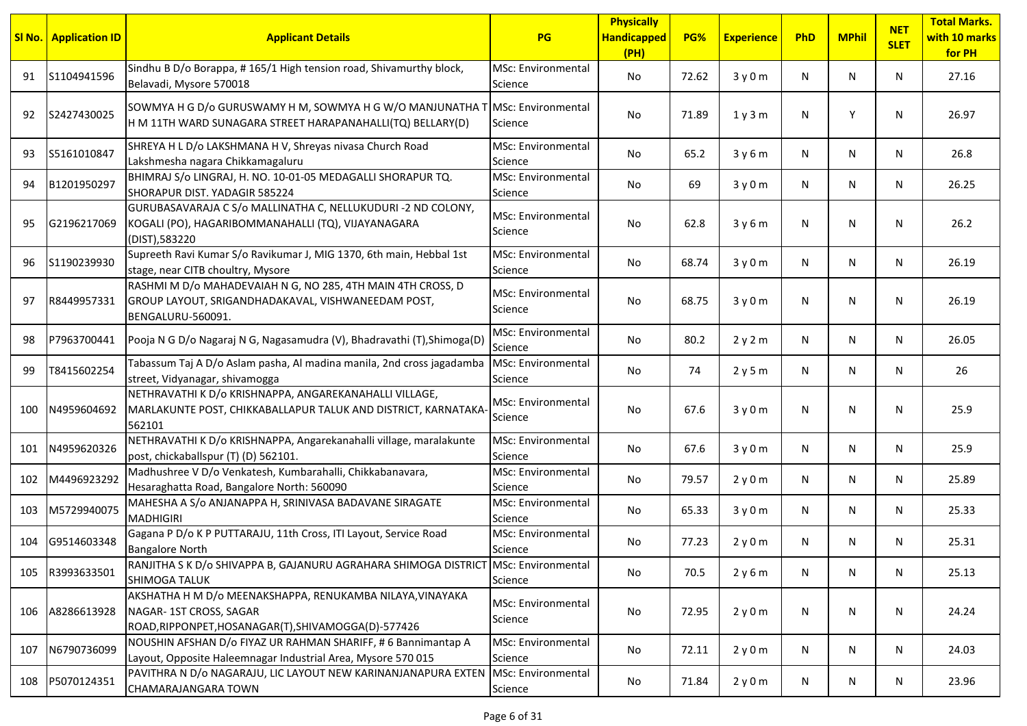| Sl No. | Application ID | Applicant Details | PG | Physically Handicapped (PH) | PG% | Experience | PhD | MPhil | NET SLET | Total Marks. with 10 marks for PH |
|---|---|---|---|---|---|---|---|---|---|---|
| 91 | S1104941596 | Sindhu B D/o Borappa, # 165/1 High tension road, Shivamurthy block, Belavadi, Mysore 570018 | MSc: Environmental Science | No | 72.62 | 3 y 0 m | N | N | N | 27.16 |
| 92 | S2427430025 | SOWMYA H G D/o GURUSWAMY H M, SOWMYA H G W/O MANJUNATHA T H M 11TH WARD SUNAGARA STREET HARAPANAHALLI(TQ) BELLARY(D) | MSc: Environmental Science | No | 71.89 | 1 y 3 m | N | Y | N | 26.97 |
| 93 | S5161010847 | SHREYA H L D/o LAKSHMANA H V, Shreyas nivasa Church Road Lakshmesha nagara Chikkamagaluru | MSc: Environmental Science | No | 65.2 | 3 y 6 m | N | N | N | 26.8 |
| 94 | B1201950297 | BHIMRAJ S/o LINGRAJ, H. NO. 10-01-05 MEDAGALLI SHORAPUR TQ. SHORAPUR DIST. YADAGIR 585224 | MSc: Environmental Science | No | 69 | 3 y 0 m | N | N | N | 26.25 |
| 95 | G2196217069 | GURUBASAVARAJA C S/o MALLINATHA C, NELLUKUDURI -2 ND COLONY, KOGALI (PO), HAGARIBOMMANAHALLI (TQ), VIJAYANAGARA (DIST),583220 | MSc: Environmental Science | No | 62.8 | 3 y 6 m | N | N | N | 26.2 |
| 96 | S1190239930 | Supreeth Ravi Kumar S/o Ravikumar J, MIG 1370, 6th main, Hebbal 1st stage, near CITB choultry, Mysore | MSc: Environmental Science | No | 68.74 | 3 y 0 m | N | N | N | 26.19 |
| 97 | R8449957331 | RASHMI M D/o MAHADEVAIAH N G, NO 285, 4TH MAIN 4TH CROSS, D GROUP LAYOUT, SRIGANDHADAKAVAL, VISHWANEEDAM POST, BENGALURU-560091. | MSc: Environmental Science | No | 68.75 | 3 y 0 m | N | N | N | 26.19 |
| 98 | P7963700441 | Pooja N G D/o Nagaraj N G, Nagasamudra (V), Bhadravathi (T),Shimoga(D) | MSc: Environmental Science | No | 80.2 | 2 y 2 m | N | N | N | 26.05 |
| 99 | T8415602254 | Tabassum Taj A D/o Aslam pasha, Al madina manila, 2nd cross jagadamba street, Vidyanagar, shivamogga | MSc: Environmental Science | No | 74 | 2 y 5 m | N | N | N | 26 |
| 100 | N4959604692 | NETHRAVATHI K D/o KRISHNAPPA, ANGAREKANAHALLI VILLAGE, MARLAKUNTE POST, CHIKKABALLAPUR TALUK AND DISTRICT, KARNATAKA-562101 | MSc: Environmental Science | No | 67.6 | 3 y 0 m | N | N | N | 25.9 |
| 101 | N4959620326 | NETHRAVATHI K D/o KRISHNAPPA, Angarekanahalli village, maralakunte post, chickaballspur (T) (D) 562101. | MSc: Environmental Science | No | 67.6 | 3 y 0 m | N | N | N | 25.9 |
| 102 | M4496923292 | Madhushree V D/o Venkatesh, Kumbarahalli, Chikkabanavara, Hesaraghatta Road, Bangalore North: 560090 | MSc: Environmental Science | No | 79.57 | 2 y 0 m | N | N | N | 25.89 |
| 103 | M5729940075 | MAHESHA A S/o ANJANAPPA H, SRINIVASA BADAVANE SIRAGATE MADHIGIRI | MSc: Environmental Science | No | 65.33 | 3 y 0 m | N | N | N | 25.33 |
| 104 | G9514603348 | Gagana P D/o K P PUTTARAJU, 11th Cross, ITI Layout, Service Road Bangalore North | MSc: Environmental Science | No | 77.23 | 2 y 0 m | N | N | N | 25.31 |
| 105 | R3993633501 | RANJITHA S K D/o SHIVAPPA B, GAJANURU AGRAHARA SHIMOGA DISTRICT SHIMOGA TALUK | MSc: Environmental Science | No | 70.5 | 2 y 6 m | N | N | N | 25.13 |
| 106 | A8286613928 | AKSHATHA H M D/o MEENAKSHAPPA, RENUKAMBA NILAYA,VINAYAKA NAGAR- 1ST CROSS, SAGAR ROAD,RIPPONPET,HOSANAGAR(T),SHIVAMOGGA(D)-577426 | MSc: Environmental Science | No | 72.95 | 2 y 0 m | N | N | N | 24.24 |
| 107 | N6790736099 | NOUSHIN AFSHAN D/o FIYAZ UR RAHMAN SHARIFF, # 6 Bannimantap A Layout, Opposite Haleemnagar Industrial Area, Mysore 570 015 | MSc: Environmental Science | No | 72.11 | 2 y 0 m | N | N | N | 24.03 |
| 108 | P5070124351 | PAVITHRA N D/o NAGARAJU, LIC LAYOUT NEW KARINANJANAPURA EXTEN CHAMARAJANGARA TOWN | MSc: Environmental Science | No | 71.84 | 2 y 0 m | N | N | N | 23.96 |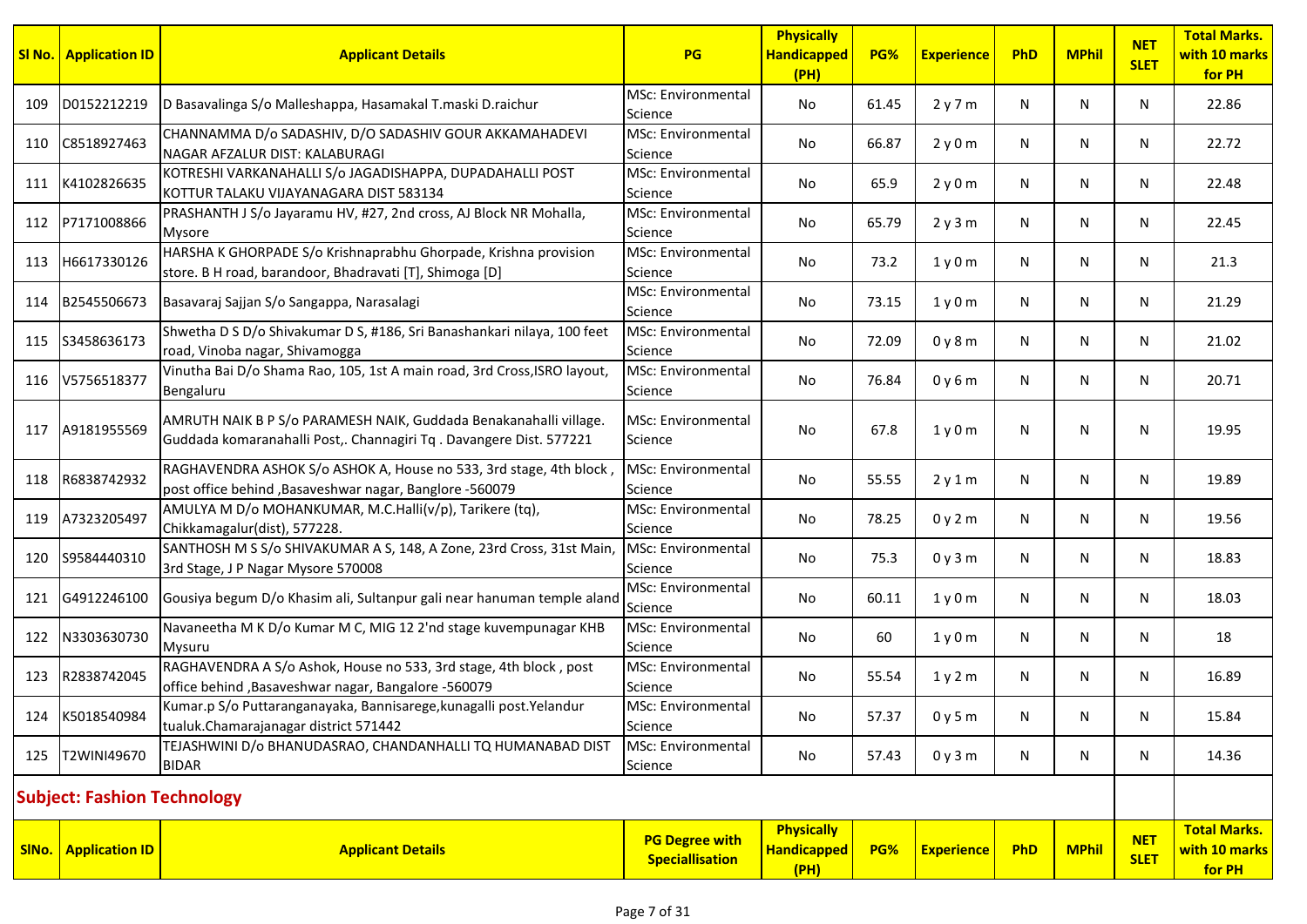| Sl No. | Application ID | Applicant Details | PG | Physically Handicapped (PH) | PG% | Experience | PhD | MPhil | NET SLET | Total Marks. with 10 marks for PH |
|---|---|---|---|---|---|---|---|---|---|---|
| 109 | D0152212219 | D Basavalinga S/o Malleshappa, Hasamakal T.maski D.raichur | MSc: Environmental Science | No | 61.45 | 2 y 7 m | N | N | N | 22.86 |
| 110 | C8518927463 | CHANNAMMA D/o SADASHIV, D/O SADASHIV GOUR AKKAMAHADEVI NAGAR AFZALUR DIST: KALABURAGI | MSc: Environmental Science | No | 66.87 | 2 y 0 m | N | N | N | 22.72 |
| 111 | K4102826635 | KOTRESHI VARKANAHALLI S/o JAGADISHAPPA, DUPADAHALLI POST KOTTUR TALAKU VIJAYANAGARA DIST 583134 | MSc: Environmental Science | No | 65.9 | 2 y 0 m | N | N | N | 22.48 |
| 112 | P7171008866 | PRASHANTH J S/o Jayaramu HV, #27, 2nd cross, AJ Block NR Mohalla, Mysore | MSc: Environmental Science | No | 65.79 | 2 y 3 m | N | N | N | 22.45 |
| 113 | H6617330126 | HARSHA K GHORPADE S/o Krishnaprabhu Ghorpade, Krishna provision store. B H road, barandoor, Bhadravati [T], Shimoga [D] | MSc: Environmental Science | No | 73.2 | 1 y 0 m | N | N | N | 21.3 |
| 114 | B2545506673 | Basavaraj Sajjan S/o Sangappa, Narasalagi | MSc: Environmental Science | No | 73.15 | 1 y 0 m | N | N | N | 21.29 |
| 115 | S3458636173 | Shwetha D S D/o Shivakumar D S, #186, Sri Banashankari nilaya, 100 feet road, Vinoba nagar, Shivamogga | MSc: Environmental Science | No | 72.09 | 0 y 8 m | N | N | N | 21.02 |
| 116 | V5756518377 | Vinutha Bai D/o Shama Rao, 105, 1st A main road, 3rd Cross,ISRO layout, Bengaluru | MSc: Environmental Science | No | 76.84 | 0 y 6 m | N | N | N | 20.71 |
| 117 | A9181955569 | AMRUTH NAIK B P S/o PARAMESH NAIK, Guddada Benakanahalli village. Guddada komaranahalli Post,. Channagiri Tq . Davangere Dist. 577221 | MSc: Environmental Science | No | 67.8 | 1 y 0 m | N | N | N | 19.95 |
| 118 | R6838742932 | RAGHAVENDRA ASHOK S/o ASHOK A, House no 533, 3rd stage, 4th block , post office behind ,Basaveshwar nagar, Banglore -560079 | MSc: Environmental Science | No | 55.55 | 2 y 1 m | N | N | N | 19.89 |
| 119 | A7323205497 | AMULYA M D/o MOHANKUMAR, M.C.Halli(v/p), Tarikere (tq), Chikkamagalur(dist), 577228. | MSc: Environmental Science | No | 78.25 | 0 y 2 m | N | N | N | 19.56 |
| 120 | S9584440310 | SANTHOSH M S S/o SHIVAKUMAR A S, 148, A Zone, 23rd Cross, 31st Main, 3rd Stage, J P Nagar Mysore 570008 | MSc: Environmental Science | No | 75.3 | 0 y 3 m | N | N | N | 18.83 |
| 121 | G4912246100 | Gousiya begum D/o Khasim ali, Sultanpur gali near hanuman temple aland | MSc: Environmental Science | No | 60.11 | 1 y 0 m | N | N | N | 18.03 |
| 122 | N3303630730 | Navaneetha M K D/o Kumar M C, MIG 12 2'nd stage kuvempunagar KHB Mysuru | MSc: Environmental Science | No | 60 | 1 y 0 m | N | N | N | 18 |
| 123 | R2838742045 | RAGHAVENDRA A S/o Ashok, House no 533, 3rd stage, 4th block , post office behind ,Basaveshwar nagar, Bangalore -560079 | MSc: Environmental Science | No | 55.54 | 1 y 2 m | N | N | N | 16.89 |
| 124 | K5018540984 | Kumar.p S/o Puttaranganayaka, Bannisarege,kunagalli post.Yelandur tualuk.Chamarajanagar district 571442 | MSc: Environmental Science | No | 57.37 | 0 y 5 m | N | N | N | 15.84 |
| 125 | T2WINI49670 | TEJASHWINI D/o BHANUDASRAO, CHANDANHALLI TQ HUMANABAD DIST BIDAR | MSc: Environmental Science | No | 57.43 | 0 y 3 m | N | N | N | 14.36 |

## Subject: Fashion Technology

| SlNo. | Application ID | Applicant Details | PG Degree with Speciallisation | Physically Handicapped (PH) | PG% | Experience | PhD | MPhil | NET SLET | Total Marks. with 10 marks for PH |
|---|---|---|---|---|---|---|---|---|---|---|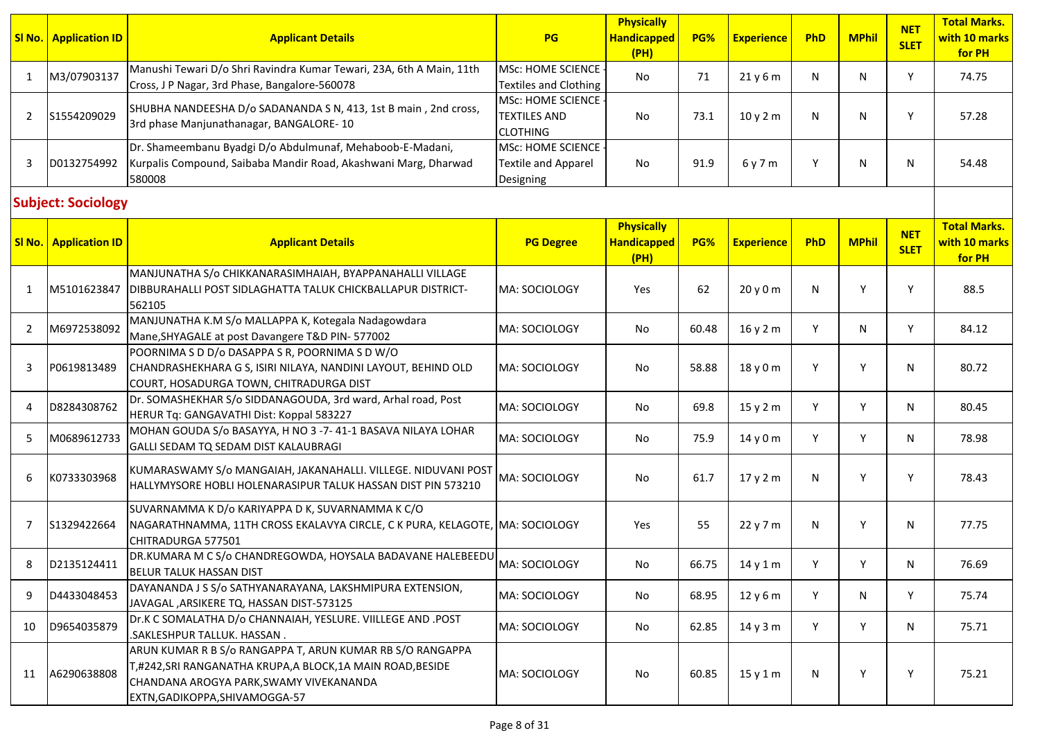| Sl No. | Application ID | Applicant Details | PG | Physically Handicapped (PH) | PG% | Experience | PhD | MPhil | NET SLET | Total Marks. with 10 marks for PH |
|---|---|---|---|---|---|---|---|---|---|---|
| 1 | M3/07903137 | Manushi Tewari D/o Shri Ravindra Kumar Tewari, 23A, 6th A Main, 11th Cross, J P Nagar, 3rd Phase, Bangalore-560078 | MSc: HOME SCIENCE - Textiles and Clothing | No | 71 | 21 y 6 m | N | N | Y | 74.75 |
| 2 | S1554209029 | SHUBHA NANDEESHA D/o SADANANDA S N, 413, 1st B main , 2nd cross, 3rd phase Manjunathanagar, BANGALORE- 10 | MSc: HOME SCIENCE - TEXTILES AND CLOTHING | No | 73.1 | 10 y 2 m | N | N | Y | 57.28 |
| 3 | D0132754992 | Dr. Shameembanu Byadgi D/o Abdulmunaf, Mehaboob-E-Madani, Kurpalis Compound, Saibaba Mandir Road, Akashwani Marg, Dharwad 580008 | MSc: HOME SCIENCE - Textile and Apparel Designing | No | 91.9 | 6 y 7 m | Y | N | N | 54.48 |

## Subject: Sociology

| Sl No. | Application ID | Applicant Details | PG Degree | Physically Handicapped (PH) | PG% | Experience | PhD | MPhil | NET SLET | Total Marks. with 10 marks for PH |
|---|---|---|---|---|---|---|---|---|---|---|
| 1 | M5101623847 | MANJUNATHA S/o CHIKKANARASIMHAIAH, BYAPPANAHALLI VILLAGE DIBBURAHALLI POST SIDLAGHATTA TALUK CHICKBALLAPUR DISTRICT-562105 | MA: SOCIOLOGY | Yes | 62 | 20 y 0 m | N | Y | Y | 88.5 |
| 2 | M6972538092 | MANJUNATHA K.M S/o MALLAPPA K, Kotegala Nadagowdara Mane,SHYAGALE at post Davangere T&D PIN- 577002 | MA: SOCIOLOGY | No | 60.48 | 16 y 2 m | Y | N | Y | 84.12 |
| 3 | P0619813489 | POORNIMA S D D/o DASAPPA S R, POORNIMA S D W/O CHANDRASHEKHARA G S, ISIRI NILAYA, NANDINI LAYOUT, BEHIND OLD COURT, HOSADURGA TOWN, CHITRADURGA DIST | MA: SOCIOLOGY | No | 58.88 | 18 y 0 m | Y | Y | N | 80.72 |
| 4 | D8284308762 | Dr. SOMASHEKHAR S/o SIDDANAGOUDA, 3rd ward, Arhal road, Post HERUR Tq: GANGAVATHI Dist: Koppal 583227 | MA: SOCIOLOGY | No | 69.8 | 15 y 2 m | Y | Y | N | 80.45 |
| 5 | M0689612733 | MOHAN GOUDA S/o BASAYYA, H NO 3 -7- 41-1 BASAVA NILAYA LOHAR GALLI SEDAM TQ SEDAM DIST KALAUBRAGI | MA: SOCIOLOGY | No | 75.9 | 14 y 0 m | Y | Y | N | 78.98 |
| 6 | K0733303968 | KUMARASWAMY S/o MANGAIAH, JAKANAHALLI. VILLEGE. NIDUVANI POST HALLYMYSORE HOBLI HOLENARASIPUR TALUK HASSAN DIST PIN 573210 | MA: SOCIOLOGY | No | 61.7 | 17 y 2 m | N | Y | Y | 78.43 |
| 7 | S1329422664 | SUVARNAMMA K D/o KARIYAPPA D K, SUVARNAMMA K C/O NAGARATHNAMMA, 11TH CROSS EKALAVYA CIRCLE, C K PURA, KELAGOTE, CHITRADURGA 577501 | MA: SOCIOLOGY | Yes | 55 | 22 y 7 m | N | Y | N | 77.75 |
| 8 | D2135124411 | DR.KUMARA M C S/o CHANDREGOWDA, HOYSALA BADAVANE HALEBEEDU BELUR TALUK HASSAN DIST | MA: SOCIOLOGY | No | 66.75 | 14 y 1 m | Y | Y | N | 76.69 |
| 9 | D4433048453 | DAYANANDA J S S/o SATHYANARAYANA, LAKSHMIPURA EXTENSION, JAVAGAL ,ARSIKERE TQ, HASSAN DIST-573125 | MA: SOCIOLOGY | No | 68.95 | 12 y 6 m | Y | N | Y | 75.74 |
| 10 | D9654035879 | Dr.K C SOMALATHA D/o CHANNAIAH, YESLURE. VIILLEGE AND .POST .SAKLESHPUR TALLUK. HASSAN . | MA: SOCIOLOGY | No | 62.85 | 14 y 3 m | Y | Y | N | 75.71 |
| 11 | A6290638808 | ARUN KUMAR R B S/o RANGAPPA T, ARUN KUMAR RB S/O RANGAPPA T,#242,SRI RANGANATHA KRUPA,A BLOCK,1A MAIN ROAD,BESIDE CHANDANA AROGYA PARK,SWAMY VIVEKANANDA EXTN,GADIKOPPA,SHIVAMOGGA-57 | MA: SOCIOLOGY | No | 60.85 | 15 y 1 m | N | Y | Y | 75.21 |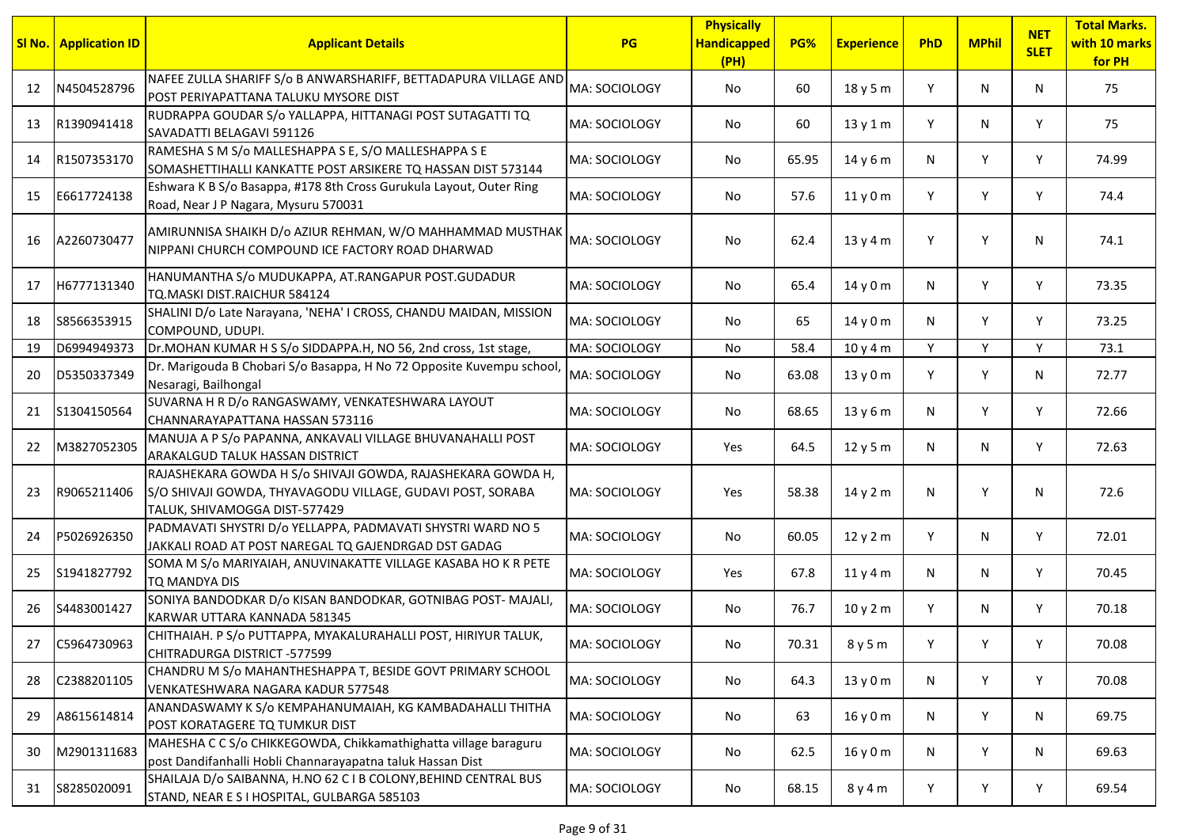| Sl No. | Application ID | Applicant Details | PG | Physically Handicapped (PH) | PG% | Experience | PhD | MPhil | NET SLET | Total Marks. with 10 marks for PH |
|---|---|---|---|---|---|---|---|---|---|---|
| 12 | N4504528796 | NAFEE ZULLA SHARIFF S/o B ANWARSHARIFF, BETTADAPURA VILLAGE AND POST PERIYAPATTANA TALUKU MYSORE DIST | MA: SOCIOLOGY | No | 60 | 18 y 5 m | Y | N | N | 75 |
| 13 | R1390941418 | RUDRAPPA GOUDAR S/o YALLAPPA, HITTANAGI POST SUTAGATTI TQ SAVADATTI BELAGAVI 591126 | MA: SOCIOLOGY | No | 60 | 13 y 1 m | Y | N | Y | 75 |
| 14 | R1507353170 | RAMESHA S M S/o MALLESHAPPA S E, S/O MALLESHAPPA S E SOMASHETTIHALLI KANKATTE POST ARSIKERE TQ HASSAN DIST 573144 | MA: SOCIOLOGY | No | 65.95 | 14 y 6 m | N | Y | Y | 74.99 |
| 15 | E6617724138 | Eshwara K B S/o Basappa, #178 8th Cross Gurukula Layout, Outer Ring Road, Near J P Nagara, Mysuru 570031 | MA: SOCIOLOGY | No | 57.6 | 11 y 0 m | Y | Y | Y | 74.4 |
| 16 | A2260730477 | AMIRUNNISA SHAIKH D/o AZIUR REHMAN, W/O MAHHAMMAD MUSTHAK NIPPANI CHURCH COMPOUND ICE FACTORY ROAD DHARWAD | MA: SOCIOLOGY | No | 62.4 | 13 y 4 m | Y | Y | N | 74.1 |
| 17 | H6777131340 | HANUMANTHA S/o MUDUKAPPA, AT.RANGAPUR POST.GUDADUR TQ.MASKI DIST.RAICHUR 584124 | MA: SOCIOLOGY | No | 65.4 | 14 y 0 m | N | Y | Y | 73.35 |
| 18 | S8566353915 | SHALINI D/o Late Narayana, 'NEHA' I CROSS, CHANDU MAIDAN, MISSION COMPOUND, UDUPI. | MA: SOCIOLOGY | No | 65 | 14 y 0 m | N | Y | Y | 73.25 |
| 19 | D6994949373 | Dr.MOHAN KUMAR H S S/o SIDDAPPA.H, NO 56, 2nd cross, 1st stage, | MA: SOCIOLOGY | No | 58.4 | 10 y 4 m | Y | Y | Y | 73.1 |
| 20 | D5350337349 | Dr. Marigouda B Chobari S/o Basappa, H No 72 Opposite Kuvempu school, Nesaragi, Bailhongal | MA: SOCIOLOGY | No | 63.08 | 13 y 0 m | Y | Y | N | 72.77 |
| 21 | S1304150564 | SUVARNA H R D/o RANGASWAMY, VENKATESHWARA LAYOUT CHANNARAYAPATTANA HASSAN 573116 | MA: SOCIOLOGY | No | 68.65 | 13 y 6 m | N | Y | Y | 72.66 |
| 22 | M3827052305 | MANUJA A P S/o PAPANNA, ANKAVALI VILLAGE BHUVANAHALLI POST ARAKALGUD TALUK HASSAN DISTRICT | MA: SOCIOLOGY | Yes | 64.5 | 12 y 5 m | N | N | Y | 72.63 |
| 23 | R9065211406 | RAJASHEKARA GOWDA H S/o SHIVAJI GOWDA, RAJASHEKARA GOWDA H, S/O SHIVAJI GOWDA, THYAVAGODU VILLAGE, GUDAVI POST, SORABA TALUK, SHIVAMOGGA DIST-577429 | MA: SOCIOLOGY | Yes | 58.38 | 14 y 2 m | N | Y | N | 72.6 |
| 24 | P5026926350 | PADMAVATI SHYSTRI D/o YELLAPPA, PADMAVATI SHYSTRI WARD NO 5 JAKKALI ROAD AT POST NAREGAL TQ GAJENDRGAD DST GADAG | MA: SOCIOLOGY | No | 60.05 | 12 y 2 m | Y | N | Y | 72.01 |
| 25 | S1941827792 | SOMA M S/o MARIYAIAH, ANUVINAKATTE VILLAGE KASABA HO K R PETE TQ MANDYA DIS | MA: SOCIOLOGY | Yes | 67.8 | 11 y 4 m | N | N | Y | 70.45 |
| 26 | S4483001427 | SONIYA BANDODKAR D/o KISAN BANDODKAR, GOTNIBAG POST- MAJALI, KARWAR UTTARA KANNADA 581345 | MA: SOCIOLOGY | No | 76.7 | 10 y 2 m | Y | N | Y | 70.18 |
| 27 | C5964730963 | CHITHAIAH. P S/o PUTTAPPA, MYAKALURAHALLI POST, HIRIYUR TALUK, CHITRADURGA DISTRICT -577599 | MA: SOCIOLOGY | No | 70.31 | 8 y 5 m | Y | Y | Y | 70.08 |
| 28 | C2388201105 | CHANDRU M S/o MAHANTHESHAPPA T, BESIDE GOVT PRIMARY SCHOOL VENKATESHWARA NAGARA KADUR 577548 | MA: SOCIOLOGY | No | 64.3 | 13 y 0 m | N | Y | Y | 70.08 |
| 29 | A8615614814 | ANANDASWAMY K S/o KEMPAHANUMAIAH, KG KAMBADAHALLI THITHA POST KORATAGERE TQ TUMKUR DIST | MA: SOCIOLOGY | No | 63 | 16 y 0 m | N | Y | N | 69.75 |
| 30 | M2901311683 | MAHESHA C C S/o CHIKKEGOWDA, Chikkamathighatta village baraguru post Dandifanhalli Hobli Channarayapatna taluk Hassan Dist | MA: SOCIOLOGY | No | 62.5 | 16 y 0 m | N | Y | N | 69.63 |
| 31 | S8285020091 | SHAILAJA D/o SAIBANNA, H.NO 62 C I B COLONY,BEHIND CENTRAL BUS STAND, NEAR E S I HOSPITAL, GULBARGA 585103 | MA: SOCIOLOGY | No | 68.15 | 8 y 4 m | Y | Y | Y | 69.54 |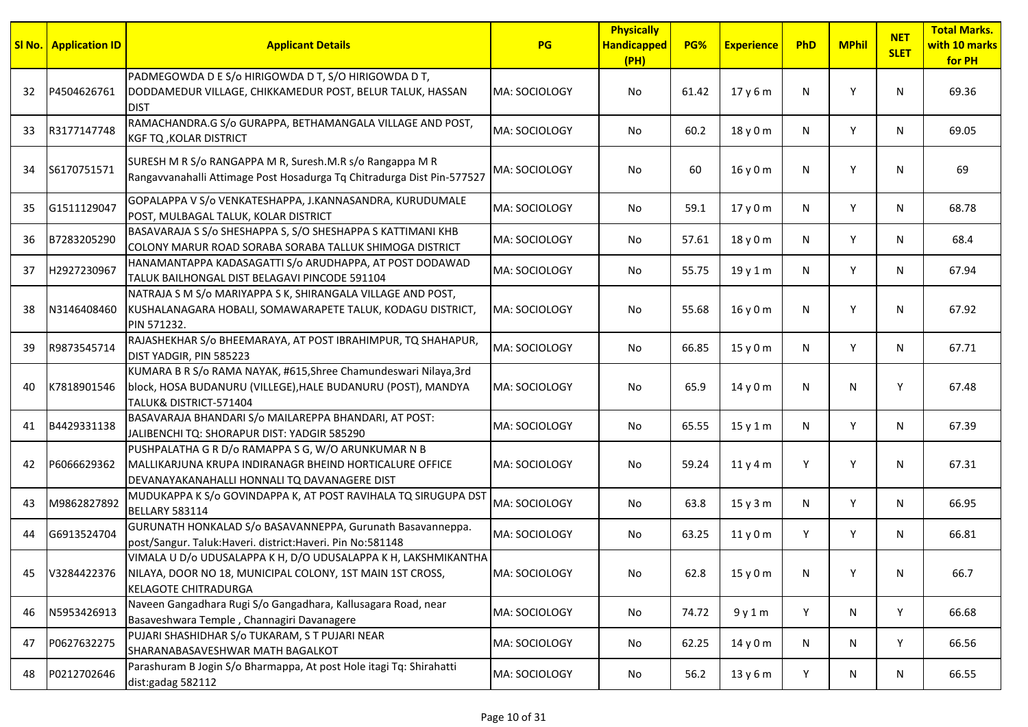| Sl No. | Application ID | Applicant Details | PG | Physically Handicapped (PH) | PG% | Experience | PhD | MPhil | NET SLET | Total Marks. with 10 marks for PH |
|---|---|---|---|---|---|---|---|---|---|---|
| 32 | P4504626761 | PADMEGOWDA D E S/o HIRIGOWDA D T, S/O HIRIGOWDA D T, DODDAMEDUR VILLAGE, CHIKKAMEDUR POST, BELUR TALUK, HASSAN DIST | MA: SOCIOLOGY | No | 61.42 | 17 y 6 m | N | Y | N | 69.36 |
| 33 | R3177147748 | RAMACHANDRA.G S/o GURAPPA, BETHAMANGALA VILLAGE AND POST, KGF TQ ,KOLAR DISTRICT | MA: SOCIOLOGY | No | 60.2 | 18 y 0 m | N | Y | N | 69.05 |
| 34 | S6170751571 | SURESH M R S/o RANGAPPA M R, Suresh.M.R s/o Rangappa M R Rangavvanahalli Attimage Post Hosadurga Tq Chitradurga Dist Pin-577527 | MA: SOCIOLOGY | No | 60 | 16 y 0 m | N | Y | N | 69 |
| 35 | G1511129047 | GOPALAPPA V S/o VENKATESHAPPA, J.KANNASANDRA, KURUDUMALE POST, MULBAGAL TALUK, KOLAR DISTRICT | MA: SOCIOLOGY | No | 59.1 | 17 y 0 m | N | Y | N | 68.78 |
| 36 | B7283205290 | BASAVARAJA S S/o SHESHAPPA S, S/O SHESHAPPA S KATTIMANI KHB COLONY MARUR ROAD SORABA SORABA TALLUK SHIMOGA DISTRICT | MA: SOCIOLOGY | No | 57.61 | 18 y 0 m | N | Y | N | 68.4 |
| 37 | H2927230967 | HANAMANTAPPA KADASAGATTI S/o ARUDHAPPA, AT POST DODAWAD TALUK BAILHONGAL DIST BELAGAVI PINCODE 591104 | MA: SOCIOLOGY | No | 55.75 | 19 y 1 m | N | Y | N | 67.94 |
| 38 | N3146408460 | NATRAJA S M S/o MARIYAPPA S K, SHIRANGALA VILLAGE AND POST, KUSHALANAGARA HOBALI, SOMAWARAPETE TALUK, KODAGU DISTRICT, PIN 571232. | MA: SOCIOLOGY | No | 55.68 | 16 y 0 m | N | Y | N | 67.92 |
| 39 | R9873545714 | RAJASHEKHAR S/o BHEEMARAYA, AT POST IBRAHIMPUR, TQ SHAHAPUR, DIST YADGIR, PIN 585223 | MA: SOCIOLOGY | No | 66.85 | 15 y 0 m | N | Y | N | 67.71 |
| 40 | K7818901546 | KUMARA B R S/o RAMA NAYAK, #615,Shree Chamundeswari Nilaya,3rd block, HOSA BUDANURU (VILLEGE),HALE BUDANURU (POST), MANDYA TALUK& DISTRICT-571404 | MA: SOCIOLOGY | No | 65.9 | 14 y 0 m | N | N | Y | 67.48 |
| 41 | B4429331138 | BASAVARAJA BHANDARI S/o MAILAREPPA BHANDARI, AT POST: JALIBENCHI TQ: SHORAPUR DIST: YADGIR 585290 | MA: SOCIOLOGY | No | 65.55 | 15 y 1 m | N | Y | N | 67.39 |
| 42 | P6066629362 | PUSHPALATHA G R D/o RAMAPPA S G, W/O ARUNKUMAR N B MALLIKARJUNA KRUPA INDIRANAGR BHEIND HORTICALURE OFFICE DEVANAYAKANAHALLI HONNALI TQ DAVANAGERE DIST | MA: SOCIOLOGY | No | 59.24 | 11 y 4 m | Y | Y | N | 67.31 |
| 43 | M9862827892 | MUDUKAPPA K S/o GOVINDAPPA K, AT POST RAVIHALA TQ SIRUGUPA DST BELLARY 583114 | MA: SOCIOLOGY | No | 63.8 | 15 y 3 m | N | Y | N | 66.95 |
| 44 | G6913524704 | GURUNATH HONKALAD S/o BASAVANNEPPA, Gurunath Basavanneppa. post/Sangur. Taluk:Haveri. district:Haveri. Pin No:581148 | MA: SOCIOLOGY | No | 63.25 | 11 y 0 m | Y | Y | N | 66.81 |
| 45 | V3284422376 | VIMALA U D/o UDUSALAPPA K H, D/O UDUSALAPPA K H, LAKSHMIKANTHA NILAYA, DOOR NO 18, MUNICIPAL COLONY, 1ST MAIN 1ST CROSS, KELAGOTE CHITRADURGA | MA: SOCIOLOGY | No | 62.8 | 15 y 0 m | N | Y | N | 66.7 |
| 46 | N5953426913 | Naveen Gangadhara Rugi S/o Gangadhara, Kallusagara Road, near Basaveshwara Temple , Channagiri Davanagere | MA: SOCIOLOGY | No | 74.72 | 9 y 1 m | Y | N | Y | 66.68 |
| 47 | P0627632275 | PUJARI SHASHIDHAR S/o TUKARAM, S T PUJARI NEAR SHARANABASAVESHWAR MATH BAGALKOT | MA: SOCIOLOGY | No | 62.25 | 14 y 0 m | N | N | Y | 66.56 |
| 48 | P0212702646 | Parashuram B Jogin S/o Bharmappa, At post Hole itagi Tq: Shirahatti dist:gadag 582112 | MA: SOCIOLOGY | No | 56.2 | 13 y 6 m | Y | N | N | 66.55 |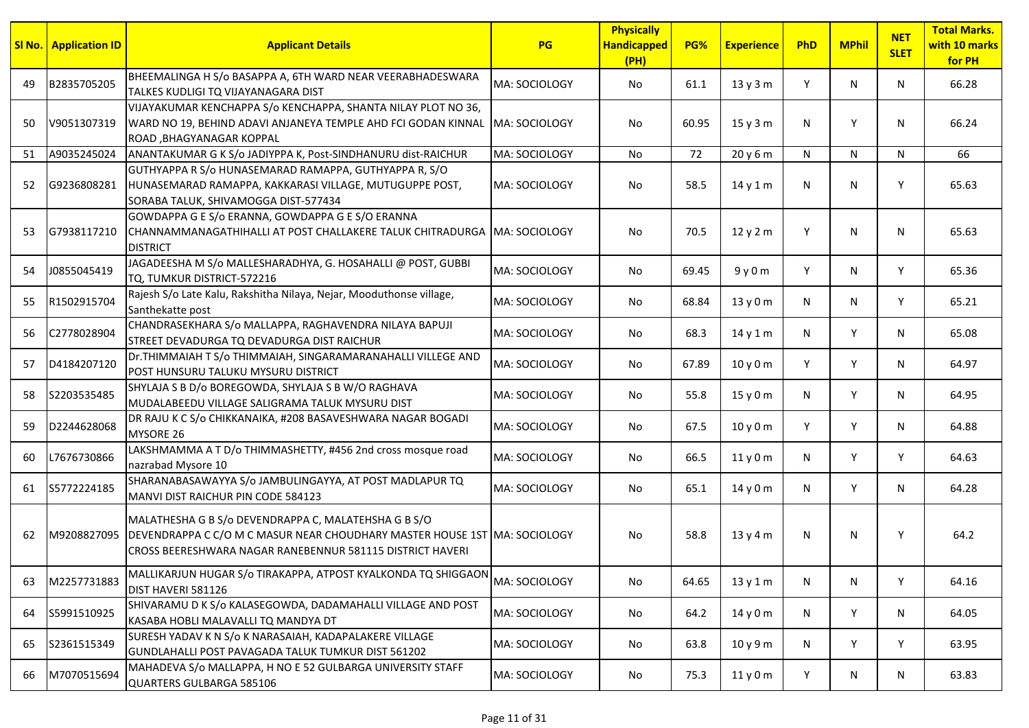| Sl No. | Application ID | Applicant Details | PG | Physically Handicapped (PH) | PG% | Experience | PhD | MPhil | NET SLET | Total Marks. with 10 marks for PH |
|---|---|---|---|---|---|---|---|---|---|---|
| 49 | B2835705205 | BHEEMALINGA H S/o BASAPPA A, 6TH WARD NEAR VEERABHADESWARA TALKES KUDLIGI TQ VIJAYANAGARA DIST | MA: SOCIOLOGY | No | 61.1 | 13 y 3 m | Y | N | N | 66.28 |
| 50 | V9051307319 | VIJAYAKUMAR KENCHAPPA S/o KENCHAPPA, SHANTA NILAY PLOT NO 36, WARD NO 19, BEHIND ADAVI ANJANEYA TEMPLE AHD FCI GODAN KINNAL ROAD ,BHAGYANAGAR KOPPAL | MA: SOCIOLOGY | No | 60.95 | 15 y 3 m | N | Y | N | 66.24 |
| 51 | A9035245024 | ANANTAKUMAR G K S/o JADIYPPA K, Post-SINDHANURU dist-RAICHUR | MA: SOCIOLOGY | No | 72 | 20 y 6 m | N | N | N | 66 |
| 52 | G9236808281 | GUTHYAPPA R S/o HUNASEMARAD RAMAPPA, GUTHYAPPA R, S/O HUNASEMARAD RAMAPPA, KAKKARASI VILLAGE, MUTUGUPPE POST, SORABA TALUK, SHIVAMOGGA DIST-577434 | MA: SOCIOLOGY | No | 58.5 | 14 y 1 m | N | N | Y | 65.63 |
| 53 | G7938117210 | GOWDAPPA G E S/o ERANNA, GOWDAPPA G E S/O ERANNA CHANNAMMANAGATHIHALLI AT POST CHALLAKERE TALUK CHITRADURGA DISTRICT | MA: SOCIOLOGY | No | 70.5 | 12 y 2 m | Y | N | N | 65.63 |
| 54 | J0855045419 | JAGADEESHA M S/o MALLESHARADHYA, G. HOSAHALLI @ POST, GUBBI TQ, TUMKUR DISTRICT-572216 | MA: SOCIOLOGY | No | 69.45 | 9 y 0 m | Y | N | Y | 65.36 |
| 55 | R1502915704 | Rajesh S/o Late Kalu, Rakshitha Nilaya, Nejar, Mooduthonse village, Santhekatte post | MA: SOCIOLOGY | No | 68.84 | 13 y 0 m | N | N | Y | 65.21 |
| 56 | C2778028904 | CHANDRASEKHARA S/o MALLAPPA, RAGHAVENDRA NILAYA BAPUJI STREET DEVADURGA TQ DEVADURGA DIST RAICHUR | MA: SOCIOLOGY | No | 68.3 | 14 y 1 m | N | Y | N | 65.08 |
| 57 | D4184207120 | Dr.THIMMAIAH T S/o THIMMAIAH, SINGARAMARANAHALLI VILLEGE AND POST HUNSURU TALUKU MYSURU DISTRICT | MA: SOCIOLOGY | No | 67.89 | 10 y 0 m | Y | Y | N | 64.97 |
| 58 | S2203535485 | SHYLAJA S B D/o BOREGOWDA, SHYLAJA S B W/O RAGHAVA MUDALABEEDU VILLAGE SALIGRAMA TALUK MYSURU DIST | MA: SOCIOLOGY | No | 55.8 | 15 y 0 m | N | Y | N | 64.95 |
| 59 | D2244628068 | DR RAJU K C S/o CHIKKANAIKA, #208 BASAVESHWARA NAGAR BOGADI MYSORE 26 | MA: SOCIOLOGY | No | 67.5 | 10 y 0 m | Y | Y | N | 64.88 |
| 60 | L7676730866 | LAKSHMAMMA A T D/o THIMMASHETTY, #456 2nd cross mosque road nazrabad Mysore 10 | MA: SOCIOLOGY | No | 66.5 | 11 y 0 m | N | Y | Y | 64.63 |
| 61 | S5772224185 | SHARANABASAWAYYA S/o JAMBULINGAYYA, AT POST MADLAPUR TQ MANVI DIST RAICHUR PIN CODE 584123 | MA: SOCIOLOGY | No | 65.1 | 14 y 0 m | N | Y | N | 64.28 |
| 62 | M9208827095 | MALATHESHA G B S/o DEVENDRAPPA C, MALATEHSHA G B S/O DEVENDRAPPA C C/O M C MASUR NEAR CHOUDHARY MASTER HOUSE 1ST CROSS BEERESHWARA NAGAR RANEBENNUR 581115 DISTRICT HAVERI | MA: SOCIOLOGY | No | 58.8 | 13 y 4 m | N | N | Y | 64.2 |
| 63 | M2257731883 | MALLIKARJUN HUGAR S/o TIRAKAPPA, ATPOST KYALKONDA TQ SHIGGAON DIST HAVERI 581126 | MA: SOCIOLOGY | No | 64.65 | 13 y 1 m | N | N | Y | 64.16 |
| 64 | S5991510925 | SHIVARAMU D K S/o KALASEGOWDA, DADAMAHALLI VILLAGE AND POST KASABA HOBLI MALAVALLI TQ MANDYA DT | MA: SOCIOLOGY | No | 64.2 | 14 y 0 m | N | Y | N | 64.05 |
| 65 | S2361515349 | SURESH YADAV K N S/o K NARASAIAH, KADAPALAKERE VILLAGE GUNDLAHALLI POST PAVAGADA TALUK TUMKUR DIST 561202 | MA: SOCIOLOGY | No | 63.8 | 10 y 9 m | N | Y | Y | 63.95 |
| 66 | M7070515694 | MAHADEVA S/o MALLAPPA, H NO E 52 GULBARGA UNIVERSITY STAFF QUARTERS GULBARGA 585106 | MA: SOCIOLOGY | No | 75.3 | 11 y 0 m | Y | N | N | 63.83 |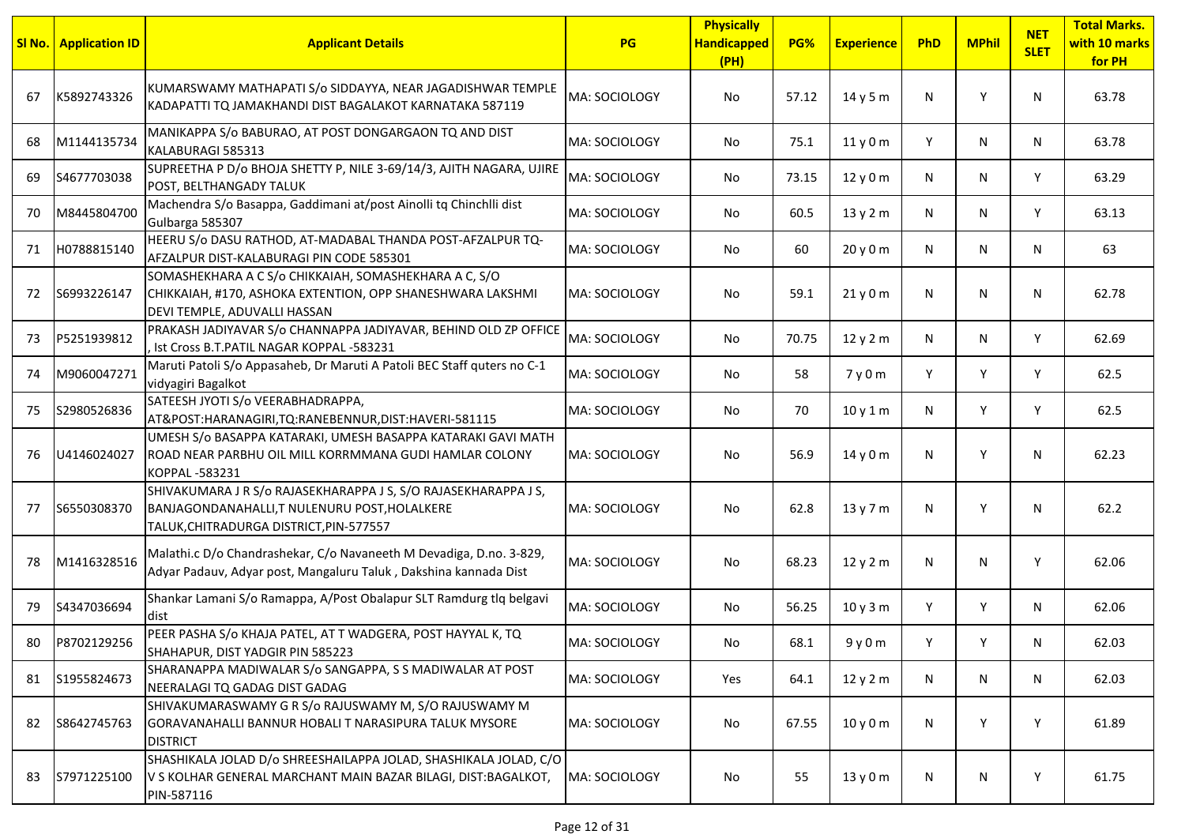| Sl No. | Application ID | Applicant Details | PG | Physically Handicapped (PH) | PG% | Experience | PhD | MPhil | NET SLET | Total Marks. with 10 marks for PH |
|---|---|---|---|---|---|---|---|---|---|---|
| 67 | K5892743326 | KUMARSWAMY MATHAPATI S/o SIDDAYYA, NEAR JAGADISHWAR TEMPLE KADAPATTI TQ JAMAKHANDI DIST BAGALAKOT KARNATAKA 587119 | MA: SOCIOLOGY | No | 57.12 | 14 y 5 m | N | Y | N | 63.78 |
| 68 | M1144135734 | MANIKAPPA S/o BABURAO, AT POST DONGARGAON TQ AND DIST KALABURAGI 585313 | MA: SOCIOLOGY | No | 75.1 | 11 y 0 m | Y | N | N | 63.78 |
| 69 | S4677703038 | SUPREETHA P D/o BHOJA SHETTY P, NILE 3-69/14/3, AJITH NAGARA, UJIRE POST, BELTHANGADY TALUK | MA: SOCIOLOGY | No | 73.15 | 12 y 0 m | N | N | Y | 63.29 |
| 70 | M8445804700 | Machendra S/o Basappa, Gaddimani at/post Ainolli tq Chinchlli dist Gulbarga 585307 | MA: SOCIOLOGY | No | 60.5 | 13 y 2 m | N | N | Y | 63.13 |
| 71 | H0788815140 | HEERU S/o DASU RATHOD, AT-MADABAL THANDA POST-AFZALPUR TQ-AFZALPUR DIST-KALABURAGI PIN CODE 585301 | MA: SOCIOLOGY | No | 60 | 20 y 0 m | N | N | N | 63 |
| 72 | S6993226147 | SOMASHEKHARA A C S/o CHIKKAIAH, SOMASHEKHARA A C, S/O CHIKKAIAH, #170, ASHOKA EXTENTION, OPP SHANESHWARA LAKSHMI DEVI TEMPLE, ADUVALLI HASSAN | MA: SOCIOLOGY | No | 59.1 | 21 y 0 m | N | N | N | 62.78 |
| 73 | P5251939812 | PRAKASH JADIYAVAR S/o CHANNAPPA JADIYAVAR, BEHIND OLD ZP OFFICE , Ist Cross B.T.PATIL NAGAR KOPPAL -583231 | MA: SOCIOLOGY | No | 70.75 | 12 y 2 m | N | N | Y | 62.69 |
| 74 | M9060047271 | Maruti Patoli S/o Appasaheb, Dr Maruti A Patoli BEC Staff quters no C-1 vidyagiri Bagalkot | MA: SOCIOLOGY | No | 58 | 7 y 0 m | Y | Y | Y | 62.5 |
| 75 | S2980526836 | SATEESH JYOTI S/o VEERABHADRAPPA, AT&POST:HARANAGIRI,TQ:RANEBENNUR,DIST:HAVERI-581115 | MA: SOCIOLOGY | No | 70 | 10 y 1 m | N | Y | Y | 62.5 |
| 76 | U4146024027 | UMESH S/o BASAPPA KATARAKI, UMESH BASAPPA KATARAKI GAVI MATH ROAD NEAR PARBHU OIL MILL KORRMMANA GUDI HAMLAR COLONY KOPPAL -583231 | MA: SOCIOLOGY | No | 56.9 | 14 y 0 m | N | Y | N | 62.23 |
| 77 | S6550308370 | SHIVAKUMARA J R S/o RAJASEKHARAPPA J S, S/O RAJASEKHARAPPA J S, BANJAGONDANAHALLI,T NULENURU POST,HOLALKERE TALUK,CHITRADURGA DISTRICT,PIN-577557 | MA: SOCIOLOGY | No | 62.8 | 13 y 7 m | N | Y | N | 62.2 |
| 78 | M1416328516 | Malathi.c D/o Chandrashekar, C/o Navaneeth M Devadiga, D.no. 3-829, Adyar Padauv, Adyar post, Mangaluru Taluk , Dakshina kannada Dist | MA: SOCIOLOGY | No | 68.23 | 12 y 2 m | N | N | Y | 62.06 |
| 79 | S4347036694 | Shankar Lamani S/o Ramappa, A/Post Obalapur SLT Ramdurg tlq belgavi dist | MA: SOCIOLOGY | No | 56.25 | 10 y 3 m | Y | Y | N | 62.06 |
| 80 | P8702129256 | PEER PASHA S/o KHAJA PATEL, AT T WADGERA, POST HAYYAL K, TQ SHAHAPUR, DIST YADGIR PIN 585223 | MA: SOCIOLOGY | No | 68.1 | 9 y 0 m | Y | Y | N | 62.03 |
| 81 | S1955824673 | SHARANAPPA MADIWALAR S/o SANGAPPA, S S MADIWALAR AT POST NEERALAGI TQ GADAG DIST GADAG | MA: SOCIOLOGY | Yes | 64.1 | 12 y 2 m | N | N | N | 62.03 |
| 82 | S8642745763 | SHIVAKUMARASWAMY G R S/o RAJUSWAMY M, S/O RAJUSWAMY M GORAVANAHALLI BANNUR HOBALI T NARASIPURA TALUK MYSORE DISTRICT | MA: SOCIOLOGY | No | 67.55 | 10 y 0 m | N | Y | Y | 61.89 |
| 83 | S7971225100 | SHASHIKALA JOLAD D/o SHREESHAILAPPA JOLAD, SHASHIKALA JOLAD, C/O V S KOLHAR GENERAL MARCHANT MAIN BAZAR BILAGI, DIST:BAGALKOT, PIN-587116 | MA: SOCIOLOGY | No | 55 | 13 y 0 m | N | N | Y | 61.75 |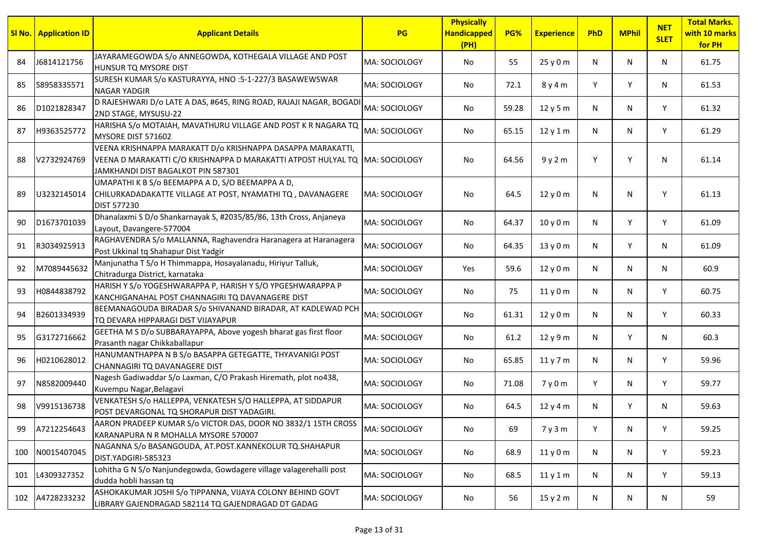| Sl No. | Application ID | Applicant Details | PG | Physically Handicapped (PH) | PG% | Experience | PhD | MPhil | NET SLET | Total Marks. with 10 marks for PH |
|---|---|---|---|---|---|---|---|---|---|---|
| 84 | J6814121756 | JAYARAMEGOWDA S/o ANNEGOWDA, KOTHEGALA VILLAGE AND POST HUNSUR TQ MYSORE DIST | MA: SOCIOLOGY | No | 55 | 25 y 0 m | N | N | N | 61.75 |
| 85 | S8958335571 | SURESH KUMAR S/o KASTURAYYA, HNO :5-1-227/3 BASAWEWSWAR NAGAR YADGIR | MA: SOCIOLOGY | No | 72.1 | 8 y 4 m | Y | Y | N | 61.53 |
| 86 | D1021828347 | D RAJESHWARI D/o LATE A DAS, #645, RING ROAD, RAJAJI NAGAR, BOGADI 2ND STAGE, MYSUSU-22 | MA: SOCIOLOGY | No | 59.28 | 12 y 5 m | N | N | Y | 61.32 |
| 87 | H9363525772 | HARISHA S/o MOTAIAH, MAVATHURU VILLAGE AND POST K R NAGARA TQ MYSORE DIST 571602 | MA: SOCIOLOGY | No | 65.15 | 12 y 1 m | N | N | Y | 61.29 |
| 88 | V2732924769 | VEENA KRISHNAPPA MARAKATT D/o KRISHNAPPA DASAPPA MARAKATTI, VEENA D MARAKATTI C/O KRISHNAPPA D MARAKATTI ATPOST HULYAL TQ JAMKHANDI DIST BAGALKOT PIN 587301 | MA: SOCIOLOGY | No | 64.56 | 9 y 2 m | Y | Y | N | 61.14 |
| 89 | U3232145014 | UMAPATHI K B S/o BEEMAPPA A D, S/O BEEMAPPA A D, CHILURKADADAKATTE VILLAGE AT POST, NYAMATHI TQ , DAVANAGERE DIST 577230 | MA: SOCIOLOGY | No | 64.5 | 12 y 0 m | N | N | Y | 61.13 |
| 90 | D1673701039 | Dhanalaxmi S D/o Shankarnayak S, #2035/85/86, 13th Cross, Anjaneya Layout, Davangere-577004 | MA: SOCIOLOGY | No | 64.37 | 10 y 0 m | N | Y | Y | 61.09 |
| 91 | R3034925913 | RAGHAVENDRA S/o MALLANNA, Raghavendra Haranagera at Haranagera Post Ukkinal tq Shahapur Dist Yadgir | MA: SOCIOLOGY | No | 64.35 | 13 y 0 m | N | Y | N | 61.09 |
| 92 | M7089445632 | Manjunatha T S/o H Thimmappa, Hosayalanadu, Hiriyur Talluk, Chitradurga District, karnataka | MA: SOCIOLOGY | Yes | 59.6 | 12 y 0 m | N | N | N | 60.9 |
| 93 | H0844838792 | HARISH Y S/o YOGESHWARAPPA P, HARISH Y S/O YPGESHWARAPPA P KANCHIGANAHAL POST CHANNAGIRI TQ DAVANAGERE DIST | MA: SOCIOLOGY | No | 75 | 11 y 0 m | N | N | Y | 60.75 |
| 94 | B2601334939 | BEEMANAGOUDA BIRADAR S/o SHIVANAND BIRADAR, AT KADLEWAD PCH TQ DEVARA HIPPARAGI DIST VIJAYAPUR | MA: SOCIOLOGY | No | 61.31 | 12 y 0 m | N | N | Y | 60.33 |
| 95 | G3172716662 | GEETHA M S D/o SUBBARAYAPPA, Above yogesh bharat gas first floor Prasanth nagar Chikkaballapur | MA: SOCIOLOGY | No | 61.2 | 12 y 9 m | N | Y | N | 60.3 |
| 96 | H0210628012 | HANUMANTHAPPA N B S/o BASAPPA GETEGATTE, THYAVANIGI POST CHANNAGIRI TQ DAVANAGERE DIST | MA: SOCIOLOGY | No | 65.85 | 11 y 7 m | N | N | Y | 59.96 |
| 97 | N8582009440 | Nagesh Gadiwaddar S/o Laxman, C/O Prakash Hiremath, plot no438, Kuvempu Nagar,Belagavi | MA: SOCIOLOGY | No | 71.08 | 7 y 0 m | Y | N | Y | 59.77 |
| 98 | V9915136738 | VENKATESH S/o HALLEPPA, VENKATESH S/O HALLEPPA, AT SIDDAPUR POST DEVARGONAL TQ SHORAPUR DIST YADAGIRI. | MA: SOCIOLOGY | No | 64.5 | 12 y 4 m | N | Y | N | 59.63 |
| 99 | A7212254643 | AARON PRADEEP KUMAR S/o VICTOR DAS, DOOR NO 3832/1 15TH CROSS KARANAPURA N R MOHALLA MYSORE 570007 | MA: SOCIOLOGY | No | 69 | 7 y 3 m | Y | N | Y | 59.25 |
| 100 | N0015407045 | NAGANNA S/o BASANGOUDA, AT.POST.KANNEKOLUR TQ.SHAHAPUR DIST.YADGIRI-585323 | MA: SOCIOLOGY | No | 68.9 | 11 y 0 m | N | N | Y | 59.23 |
| 101 | L4309327352 | Lohitha G N S/o Nanjundegowda, Gowdagere village valagerehalli post dudda hobli hassan tq | MA: SOCIOLOGY | No | 68.5 | 11 y 1 m | N | N | Y | 59.13 |
| 102 | A4728233232 | ASHOKAKUMAR JOSHI S/o TIPPANNA, VIJAYA COLONY BEHIND GOVT LIBRARY GAJENDRAGAD 582114 TQ GAJENDRAGAD DT GADAG | MA: SOCIOLOGY | No | 56 | 15 y 2 m | N | N | N | 59 |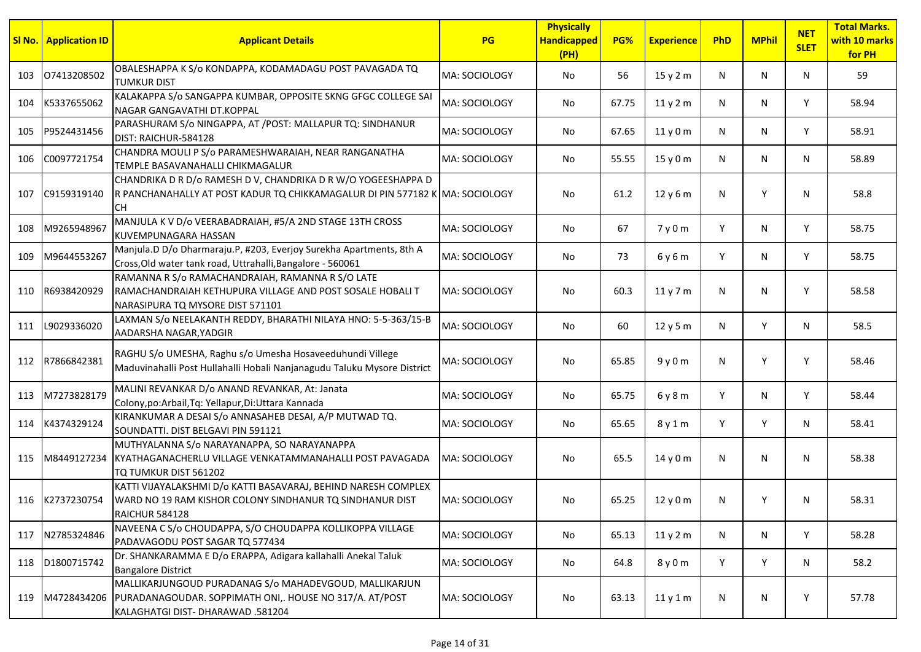| Sl No. | Application ID | Applicant Details | PG | Physically Handicapped (PH) | PG% | Experience | PhD | MPhil | NET SLET | Total Marks. with 10 marks for PH |
|---|---|---|---|---|---|---|---|---|---|---|
| 103 | O7413208502 | OBALESHAPPA K S/o KONDAPPA, KODAMADAGU POST PAVAGADA TQ TUMKUR DIST | MA: SOCIOLOGY | No | 56 | 15 y 2 m | N | N | N | 59 |
| 104 | K5337655062 | KALAKAPPA S/o SANGAPPA KUMBAR, OPPOSITE SKNG GFGC COLLEGE SAI NAGAR GANGAVATHI DT.KOPPAL | MA: SOCIOLOGY | No | 67.75 | 11 y 2 m | N | N | Y | 58.94 |
| 105 | P9524431456 | PARASHURAM S/o NINGAPPA, AT /POST: MALLAPUR TQ: SINDHANUR DIST: RAICHUR-584128 | MA: SOCIOLOGY | No | 67.65 | 11 y 0 m | N | N | Y | 58.91 |
| 106 | C0097721754 | CHANDRA MOULI P S/o PARAMESHWARAIAH, NEAR RANGANATHA TEMPLE BASAVANAHALLI CHIKMAGALUR | MA: SOCIOLOGY | No | 55.55 | 15 y 0 m | N | N | N | 58.89 |
| 107 | C9159319140 | CHANDRIKA D R D/o RAMESH D V, CHANDRIKA D R W/O YOGEESHAPPA D R PANCHANAHALLY AT POST KADUR TQ CHIKKAMAGALUR DI PIN 577182 K CH | MA: SOCIOLOGY | No | 61.2 | 12 y 6 m | N | Y | N | 58.8 |
| 108 | M9265948967 | MANJULA K V D/o VEERABADRAIAH, #5/A 2ND STAGE 13TH CROSS KUVEMPUNAGARA HASSAN | MA: SOCIOLOGY | No | 67 | 7 y 0 m | Y | N | Y | 58.75 |
| 109 | M9644553267 | Manjula.D D/o Dharmaraju.P, #203, Everjoy Surekha Apartments, 8th A Cross,Old water tank road, Uttrahalli,Bangalore - 560061 | MA: SOCIOLOGY | No | 73 | 6 y 6 m | Y | N | Y | 58.75 |
| 110 | R6938420929 | RAMANNA R S/o RAMACHANDRAIAH, RAMANNA R S/O LATE RAMACHANDRAIAH KETHUPURA VILLAGE AND POST SOSALE HOBALI T NARASIPURA TQ MYSORE DIST 571101 | MA: SOCIOLOGY | No | 60.3 | 11 y 7 m | N | N | Y | 58.58 |
| 111 | L9029336020 | LAXMAN S/o NEELAKANTH REDDY, BHARATHI NILAYA HNO: 5-5-363/15-B AADARSHA NAGAR,YADGIR | MA: SOCIOLOGY | No | 60 | 12 y 5 m | N | Y | N | 58.5 |
| 112 | R7866842381 | RAGHU S/o UMESHA, Raghu s/o Umesha Hosaveeduhundi Villege Maduvinahalli Post Hullahalli Hobali Nanjanagudu Taluku Mysore District | MA: SOCIOLOGY | No | 65.85 | 9 y 0 m | N | Y | Y | 58.46 |
| 113 | M7273828179 | MALINI REVANKAR D/o ANAND REVANKAR, At: Janata Colony,po:Arbail,Tq: Yellapur,Di:Uttara Kannada | MA: SOCIOLOGY | No | 65.75 | 6 y 8 m | Y | N | Y | 58.44 |
| 114 | K4374329124 | KIRANKUMAR A DESAI S/o ANNASAHEB DESAI, A/P MUTWAD TQ. SOUNDATTI. DIST BELGAVI PIN 591121 | MA: SOCIOLOGY | No | 65.65 | 8 y 1 m | Y | Y | N | 58.41 |
| 115 | M8449127234 | MUTHYALANNA S/o NARAYANAPPA, SO NARAYANAPPA KYATHAGANACHERLU VILLAGE VENKATAMMANAHALLI POST PAVAGADA TQ TUMKUR DIST 561202 | MA: SOCIOLOGY | No | 65.5 | 14 y 0 m | N | N | N | 58.38 |
| 116 | K2737230754 | KATTI VIJAYALAKSHMI D/o KATTI BASAVARAJ, BEHIND NARESH COMPLEX WARD NO 19 RAM KISHOR COLONY SINDHANUR TQ SINDHANUR DIST RAICHUR 584128 | MA: SOCIOLOGY | No | 65.25 | 12 y 0 m | N | Y | N | 58.31 |
| 117 | N2785324846 | NAVEENA C S/o CHOUDAPPA, S/O CHOUDAPPA KOLLIKOPPA VILLAGE PADAVAGODU POST SAGAR TQ 577434 | MA: SOCIOLOGY | No | 65.13 | 11 y 2 m | N | N | Y | 58.28 |
| 118 | D1800715742 | Dr. SHANKARAMMA E D/o ERAPPA, Adigara kallahalli Anekal Taluk Bangalore District | MA: SOCIOLOGY | No | 64.8 | 8 y 0 m | Y | Y | N | 58.2 |
| 119 | M4728434206 | MALLIKARJUNGOUD PURADANAG S/o MAHADEVGOUD, MALLIKARJUN PURADANAGOUDAR. SOPPIMATH ONI,. HOUSE NO 317/A. AT/POST KALAGHATGI DIST- DHARAWAD .581204 | MA: SOCIOLOGY | No | 63.13 | 11 y 1 m | N | N | Y | 57.78 |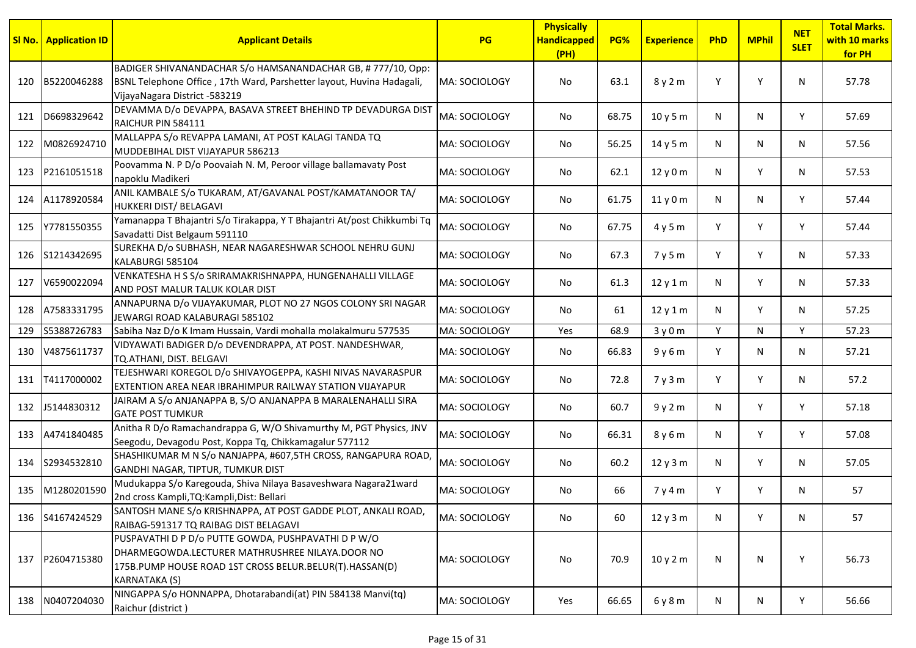| Sl No. | Application ID | Applicant Details | PG | Physically Handicapped (PH) | PG% | Experience | PhD | MPhil | NET SLET | Total Marks. with 10 marks for PH |
|---|---|---|---|---|---|---|---|---|---|---|
| 120 | B5220046288 | BADIGER SHIVANANDACHAR S/o HAMSANANDACHAR GB, # 777/10, Opp: BSNL Telephone Office , 17th Ward, Parshetter layout, Huvina Hadagali, VijayaNagara District -583219 | MA: SOCIOLOGY | No | 63.1 | 8 y 2 m | Y | Y | N | 57.78 |
| 121 | D6698329642 | DEVAMMA D/o DEVAPPA, BASAVA STREET BHEHIND TP DEVADURGA DIST RAICHUR PIN 584111 | MA: SOCIOLOGY | No | 68.75 | 10 y 5 m | N | N | Y | 57.69 |
| 122 | M0826924710 | MALLAPPA S/o REVAPPA LAMANI, AT POST KALAGI TANDA TQ MUDDEBIHAL DIST VIJAYAPUR 586213 | MA: SOCIOLOGY | No | 56.25 | 14 y 5 m | N | N | N | 57.56 |
| 123 | P2161051518 | Poovamma N. P D/o Poovaiah N. M, Peroor village ballamavaty Post napoklu Madikeri | MA: SOCIOLOGY | No | 62.1 | 12 y 0 m | N | Y | N | 57.53 |
| 124 | A1178920584 | ANIL KAMBALE S/o TUKARAM, AT/GAVANAL POST/KAMATANOOR TA/ HUKKERI DIST/ BELAGAVI | MA: SOCIOLOGY | No | 61.75 | 11 y 0 m | N | N | Y | 57.44 |
| 125 | Y7781550355 | Yamanappa T Bhajantri S/o Tirakappa, Y T Bhajantri At/post Chikkumbi Tq Savadatti Dist Belgaum 591110 | MA: SOCIOLOGY | No | 67.75 | 4 y 5 m | Y | Y | Y | 57.44 |
| 126 | S1214342695 | SUREKHA D/o SUBHASH, NEAR NAGARESHWAR SCHOOL NEHRU GUNJ KALABURGI 585104 | MA: SOCIOLOGY | No | 67.3 | 7 y 5 m | Y | Y | N | 57.33 |
| 127 | V6590022094 | VENKATESHA H S S/o SRIRAMAKRISHNAPPA, HUNGENAHALLI VILLAGE AND POST MALUR TALUK KOLAR DIST | MA: SOCIOLOGY | No | 61.3 | 12 y 1 m | N | Y | N | 57.33 |
| 128 | A7583331795 | ANNAPURNA D/o VIJAYAKUMAR, PLOT NO 27 NGOS COLONY SRI NAGAR JEWARGI ROAD KALABURAGI 585102 | MA: SOCIOLOGY | No | 61 | 12 y 1 m | N | Y | N | 57.25 |
| 129 | S5388726783 | Sabiha Naz D/o K Imam Hussain, Vardi mohalla molakalmuru 577535 | MA: SOCIOLOGY | Yes | 68.9 | 3 y 0 m | Y | N | Y | 57.23 |
| 130 | V4875611737 | VIDYAWATI BADIGER D/o DEVENDRAPPA, AT POST. NANDESHWAR, TQ.ATHANI, DIST. BELGAVI | MA: SOCIOLOGY | No | 66.83 | 9 y 6 m | Y | N | N | 57.21 |
| 131 | T4117000002 | TEJESHWARI KOREGOL D/o SHIVAYOGEPPA, KASHI NIVAS NAVARASPUR EXTENTION AREA NEAR IBRAHIMPUR RAILWAY STATION VIJAYAPUR | MA: SOCIOLOGY | No | 72.8 | 7 y 3 m | Y | Y | N | 57.2 |
| 132 | J5144830312 | JAIRAM A S/o ANJANAPPA B, S/O ANJANAPPA B MARALENAHALLI SIRA GATE POST TUMKUR | MA: SOCIOLOGY | No | 60.7 | 9 y 2 m | N | Y | Y | 57.18 |
| 133 | A4741840485 | Anitha R D/o Ramachandrappa G, W/O Shivamurthy M, PGT Physics, JNV Seegodu, Devagodu Post, Koppa Tq, Chikkamagalur 577112 | MA: SOCIOLOGY | No | 66.31 | 8 y 6 m | N | Y | Y | 57.08 |
| 134 | S2934532810 | SHASHIKUMAR M N S/o NANJAPPA, #607,5TH CROSS, RANGAPURA ROAD, GANDHI NAGAR, TIPTUR, TUMKUR DIST | MA: SOCIOLOGY | No | 60.2 | 12 y 3 m | N | Y | N | 57.05 |
| 135 | M1280201590 | Mudukappa S/o Karegouda, Shiva Nilaya Basaveshwara Nagara21ward 2nd cross Kampli,TQ:Kampli,Dist: Bellari | MA: SOCIOLOGY | No | 66 | 7 y 4 m | Y | Y | N | 57 |
| 136 | S4167424529 | SANTOSH MANE S/o KRISHNAPPA, AT POST GADDE PLOT, ANKALI ROAD, RAIBAG-591317 TQ RAIBAG DIST BELAGAVI | MA: SOCIOLOGY | No | 60 | 12 y 3 m | N | Y | N | 57 |
| 137 | P2604715380 | PUSPAVATHI D P D/o PUTTE GOWDA, PUSHPAVATHI D P W/O DHARMEGOWDA.LECTURER MATHRUSHREE NILAYA.DOOR NO 175B.PUMP HOUSE ROAD 1ST CROSS BELUR.BELUR(T).HASSAN(D) KARNATAKA (S) | MA: SOCIOLOGY | No | 70.9 | 10 y 2 m | N | N | Y | 56.73 |
| 138 | N0407204030 | NINGAPPA S/o HONNAPPA, Dhotarabandi(at) PIN 584138 Manvi(tq) Raichur (district ) | MA: SOCIOLOGY | Yes | 66.65 | 6 y 8 m | N | N | Y | 56.66 |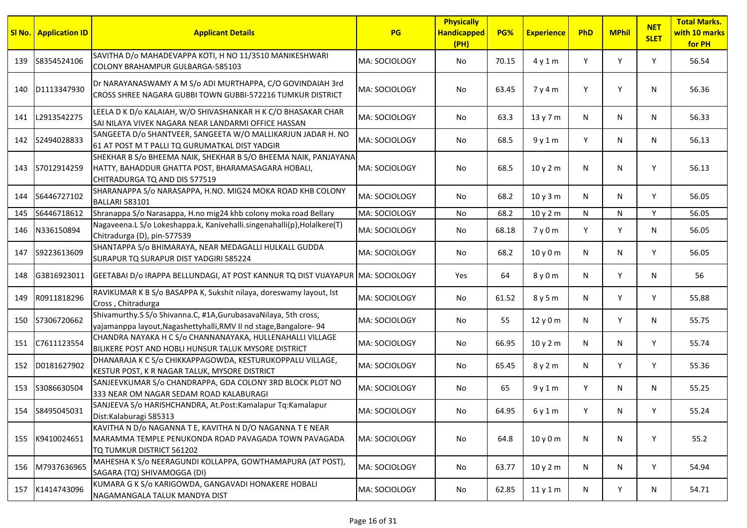| Sl No. | Application ID | Applicant Details | PG | Physically Handicapped (PH) | PG% | Experience | PhD | MPhil | NET SLET | Total Marks. with 10 marks for PH |
|---|---|---|---|---|---|---|---|---|---|---|
| 139 | S8354524106 | SAVITHA D/o MAHADEVAPPA KOTI, H NO 11/3510 MANIKESHWARI COLONY BRAHAMPUR GULBARGA-585103 | MA: SOCIOLOGY | No | 70.15 | 4 y 1 m | Y | Y | Y | 56.54 |
| 140 | D1113347930 | Dr NARAYANASWAMY A M S/o ADI MURTHAPPA, C/O GOVINDAIAH 3rd CROSS SHREE NAGARA GUBBI TOWN GUBBI-572216 TUMKUR DISTRICT | MA: SOCIOLOGY | No | 63.45 | 7 y 4 m | Y | Y | N | 56.36 |
| 141 | L2913542275 | LEELA D K D/o KALAIAH, W/O SHIVASHANKAR H K C/O BHASAKAR CHAR SAI NILAYA VIVEK NAGARA NEAR LANDARMI OFFICE HASSAN | MA: SOCIOLOGY | No | 63.3 | 13 y 7 m | N | N | N | 56.33 |
| 142 | S2494028833 | SANGEETA D/o SHANTVEER, SANGEETA W/O MALLIKARJUN JADAR H. NO 61 AT POST M T PALLI TQ GURUMATKAL DIST YADGIR | MA: SOCIOLOGY | No | 68.5 | 9 y 1 m | Y | N | N | 56.13 |
| 143 | S7012914259 | SHEKHAR B S/o BHEEMA NAIK, SHEKHAR B S/O BHEEMA NAIK, PANJAYANA HATTY, BAHADDUR GHATTA POST, BHARAMASAGARA HOBALI, CHITRADURGA TQ AND DIS 577519 | MA: SOCIOLOGY | No | 68.5 | 10 y 2 m | N | N | Y | 56.13 |
| 144 | S6446727102 | SHARANAPPA S/o NARASAPPA, H.NO. MIG24 MOKA ROAD KHB COLONY BALLARI 583101 | MA: SOCIOLOGY | No | 68.2 | 10 y 3 m | N | N | Y | 56.05 |
| 145 | S6446718612 | Shranappa S/o Narasappa, H.no mig24 khb colony moka road Bellary | MA: SOCIOLOGY | No | 68.2 | 10 y 2 m | N | N | Y | 56.05 |
| 146 | N336150894 | Nagaveena.L S/o Lokeshappa.k, Kanivehalli.singenahalli(p),Holalkere(T) Chitradurga (D), pin-577539 | MA: SOCIOLOGY | No | 68.18 | 7 y 0 m | Y | Y | N | 56.05 |
| 147 | S9223613609 | SHANTAPPA S/o BHIMARAYA, NEAR MEDAGALLI HULKALL GUDDA SURAPUR TQ SURAPUR DIST YADGIRI 585224 | MA: SOCIOLOGY | No | 68.2 | 10 y 0 m | N | N | Y | 56.05 |
| 148 | G3816923011 | GEETABAI D/o IRAPPA BELLUNDAGI, AT POST KANNUR TQ DIST VIJAYAPUR | MA: SOCIOLOGY | Yes | 64 | 8 y 0 m | N | Y | N | 56 |
| 149 | R0911818296 | RAVIKUMAR K B S/o BASAPPA K, Sukshit nilaya, doreswamy layout, Ist Cross , Chitradurga | MA: SOCIOLOGY | No | 61.52 | 8 y 5 m | N | Y | Y | 55.88 |
| 150 | S7306720662 | Shivamurthy.S S/o Shivanna.C, #1A,GurubasavaNilaya, 5th cross, yajamanppa layout,Nagashettyhalli,RMV II nd stage,Bangalore- 94 | MA: SOCIOLOGY | No | 55 | 12 y 0 m | N | Y | N | 55.75 |
| 151 | C7611123554 | CHANDRA NAYAKA H C S/o CHANNANAYAKA, HULLENAHALLI VILLAGE BILIKERE POST AND HOBLI HUNSUR TALUK MYSORE DISTRICT | MA: SOCIOLOGY | No | 66.95 | 10 y 2 m | N | N | Y | 55.74 |
| 152 | D0181627902 | DHANARAJA K C S/o CHIKKAPPAGOWDA, KESTURUKOPPALU VILLAGE, KESTUR POST, K R NAGAR TALUK, MYSORE DISTRICT | MA: SOCIOLOGY | No | 65.45 | 8 y 2 m | N | Y | Y | 55.36 |
| 153 | S3086630504 | SANJEEVKUMAR S/o CHANDRAPPA, GDA COLONY 3RD BLOCK PLOT NO 333 NEAR OM NAGAR SEDAM ROAD KALABURAGI | MA: SOCIOLOGY | No | 65 | 9 y 1 m | Y | N | N | 55.25 |
| 154 | S8495045031 | SANJEEVA S/o HARISHCHANDRA, At.Post:Kamalapur Tq:Kamalapur Dist:Kalaburagi 585313 | MA: SOCIOLOGY | No | 64.95 | 6 y 1 m | Y | N | Y | 55.24 |
| 155 | K9410024651 | KAVITHA N D/o NAGANNA T E, KAVITHA N D/O NAGANNA T E NEAR MARAMMA TEMPLE PENUKONDA ROAD PAVAGADA TOWN PAVAGADA TQ TUMKUR DISTRICT 561202 | MA: SOCIOLOGY | No | 64.8 | 10 y 0 m | N | N | Y | 55.2 |
| 156 | M7937636965 | MAHESHA K S/o NEERAGUNDI KOLLAPPA, GOWTHAMAPURA (AT POST), SAGARA (TQ) SHIVAMOGGA (DI) | MA: SOCIOLOGY | No | 63.77 | 10 y 2 m | N | N | Y | 54.94 |
| 157 | K1414743096 | KUMARA G K S/o KARIGOWDA, GANGAVADI HONAKERE HOBALI NAGAMANGALA TALUK MANDYA DIST | MA: SOCIOLOGY | No | 62.85 | 11 y 1 m | N | Y | N | 54.71 |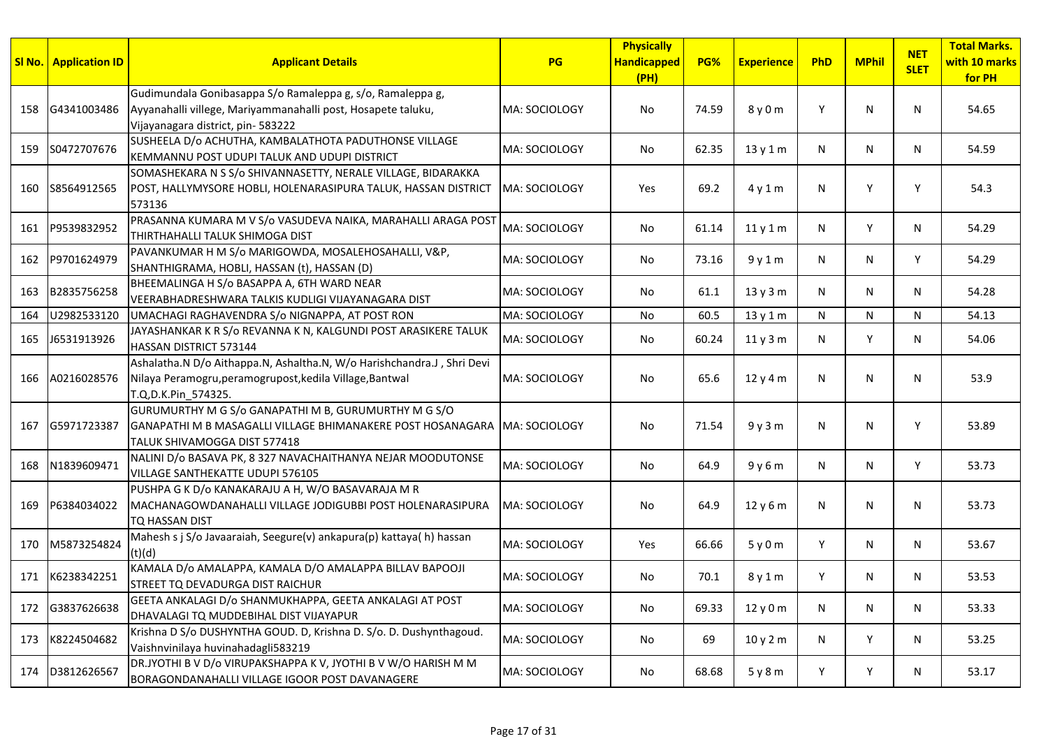| Sl No. | Application ID | Applicant Details | PG | Physically Handicapped (PH) | PG% | Experience | PhD | MPhil | NET SLET | Total Marks. with 10 marks for PH |
|---|---|---|---|---|---|---|---|---|---|---|
| 158 | G4341003486 | Gudimundala Gonibasappa S/o Ramaleppa g, s/o, Ramaleppa g, Ayyanahalli villege, Mariyammanahalli post, Hosapete taluku, Vijayanagara district, pin- 583222 | MA: SOCIOLOGY | No | 74.59 | 8 y 0 m | Y | N | N | 54.65 |
| 159 | S0472707676 | SUSHEELA D/o ACHUTHA, KAMBALATHOTA PADUTHONSE VILLAGE KEMMANNU POST UDUPI TALUK AND UDUPI DISTRICT | MA: SOCIOLOGY | No | 62.35 | 13 y 1 m | N | N | N | 54.59 |
| 160 | S8564912565 | SOMASHEKARA N S S/o SHIVANNASETTY, NERALE VILLAGE, BIDARAKKA POST, HALLYMYSORE HOBLI, HOLENARASIPURA TALUK, HASSAN DISTRICT 573136 | MA: SOCIOLOGY | Yes | 69.2 | 4 y 1 m | N | Y | Y | 54.3 |
| 161 | P9539832952 | PRASANNA KUMARA M V S/o VASUDEVA NAIKA, MARAHALLI ARAGA POST THIRTHAHALLI TALUK SHIMOGA DIST | MA: SOCIOLOGY | No | 61.14 | 11 y 1 m | N | Y | N | 54.29 |
| 162 | P9701624979 | PAVANKUMAR H M S/o MARIGOWDA, MOSALEHOSAHALLI, V&P, SHANTHIGRAMA, HOBLI, HASSAN (t), HASSAN (D) | MA: SOCIOLOGY | No | 73.16 | 9 y 1 m | N | N | Y | 54.29 |
| 163 | B2835756258 | BHEEMALINGA H S/o BASAPPA A, 6TH WARD NEAR VEERABHADRESHWARA TALKIS KUDLIGI VIJAYANAGARA DIST | MA: SOCIOLOGY | No | 61.1 | 13 y 3 m | N | N | N | 54.28 |
| 164 | U2982533120 | UMACHAGI RAGHAVENDRA S/o NIGNAPPA, AT POST RON | MA: SOCIOLOGY | No | 60.5 | 13 y 1 m | N | N | N | 54.13 |
| 165 | J6531913926 | JAYASHANKAR K R S/o REVANNA K N, KALGUNDI POST ARASIKERE TALUK HASSAN DISTRICT 573144 | MA: SOCIOLOGY | No | 60.24 | 11 y 3 m | N | Y | N | 54.06 |
| 166 | A0216028576 | Ashalatha.N D/o Aithappa.N, Ashaltha.N, W/o Harishchandra.J , Shri Devi Nilaya Peramogru,peramogrupost,kedila Village,Bantwal T.Q,D.K.Pin_574325. | MA: SOCIOLOGY | No | 65.6 | 12 y 4 m | N | N | N | 53.9 |
| 167 | G5971723387 | GURUMURTHY M G S/o GANAPATHI M B, GURUMURTHY M G S/O GANAPATHI M B MASAGALLI VILLAGE BHIMANAKERE POST HOSANAGARA TALUK SHIVAMOGGA DIST 577418 | MA: SOCIOLOGY | No | 71.54 | 9 y 3 m | N | N | Y | 53.89 |
| 168 | N1839609471 | NALINI D/o BASAVA PK, 8 327 NAVACHAITHANYA NEJAR MOODUTONSE VILLAGE SANTHEKATTE UDUPI 576105 | MA: SOCIOLOGY | No | 64.9 | 9 y 6 m | N | N | Y | 53.73 |
| 169 | P6384034022 | PUSHPA G K D/o KANAKARAJU A H, W/O BASAVARAJA M R MACHANAGOWDANAHALLI VILLAGE JODIGUBBI POST HOLENARASIPURA TQ HASSAN DIST | MA: SOCIOLOGY | No | 64.9 | 12 y 6 m | N | N | N | 53.73 |
| 170 | M5873254824 | Mahesh s j S/o Javaaraiah, Seegure(v) ankapura(p) kattaya( h) hassan (t)(d) | MA: SOCIOLOGY | Yes | 66.66 | 5 y 0 m | Y | N | N | 53.67 |
| 171 | K6238342251 | KAMALA D/o AMALAPPA, KAMALA D/O AMALAPPA BILLAV BAPOOJI STREET TQ DEVADURGA DIST RAICHUR | MA: SOCIOLOGY | No | 70.1 | 8 y 1 m | Y | N | N | 53.53 |
| 172 | G3837626638 | GEETA ANKALAGI D/o SHANMUKHAPPA, GEETA ANKALAGI AT POST DHAVALAGI TQ MUDDEBIHAL DIST VIJAYAPUR | MA: SOCIOLOGY | No | 69.33 | 12 y 0 m | N | N | N | 53.33 |
| 173 | K8224504682 | Krishna D S/o DUSHYNTHA GOUD. D, Krishna D. S/o. D. Dushynthagoud. Vaishnvinilaya huvinahadagli583219 | MA: SOCIOLOGY | No | 69 | 10 y 2 m | N | Y | N | 53.25 |
| 174 | D3812626567 | DR.JYOTHI B V D/o VIRUPAKSHAPPA K V, JYOTHI B V W/O HARISH M M BORAGONDANAHALLI VILLAGE IGOOR POST DAVANAGERE | MA: SOCIOLOGY | No | 68.68 | 5 y 8 m | Y | Y | N | 53.17 |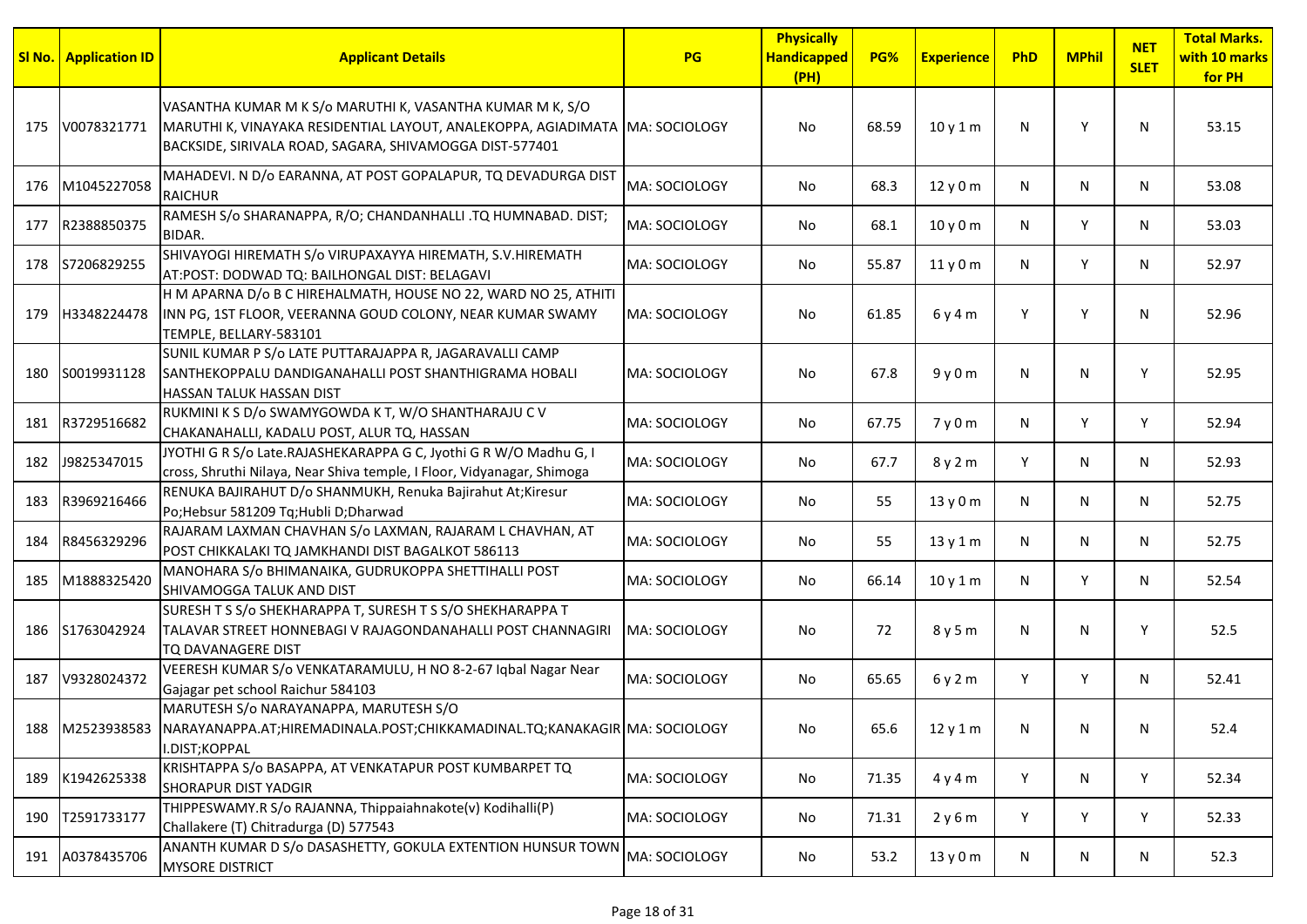| Sl No. | Application ID | Applicant Details | PG | Physically Handicapped (PH) | PG% | Experience | PhD | MPhil | NET SLET | Total Marks. with 10 marks for PH |
|---|---|---|---|---|---|---|---|---|---|---|
| 175 | V0078321771 | VASANTHA KUMAR M K S/o MARUTHI K, VASANTHA KUMAR M K, S/O MARUTHI K, VINAYAKA RESIDENTIAL LAYOUT, ANALEKOPPA, AGIADIMATA BACKSIDE, SIRIVALA ROAD, SAGARA, SHIVAMOGGA DIST-577401 | MA: SOCIOLOGY | No | 68.59 | 10 y 1 m | N | Y | N | 53.15 |
| 176 | M1045227058 | MAHADEVI. N D/o EARANNA, AT POST GOPALAPUR, TQ DEVADURGA DIST RAICHUR | MA: SOCIOLOGY | No | 68.3 | 12 y 0 m | N | N | N | 53.08 |
| 177 | R2388850375 | RAMESH S/o SHARANAPPA, R/O; CHANDANHALLI .TQ HUMNABAD. DIST; BIDAR. | MA: SOCIOLOGY | No | 68.1 | 10 y 0 m | N | Y | N | 53.03 |
| 178 | S7206829255 | SHIVAYOGI HIREMATH S/o VIRUPAXAYYA HIREMATH, S.V.HIREMATH AT:POST: DODWAD TQ: BAILHONGAL DIST: BELAGAVI | MA: SOCIOLOGY | No | 55.87 | 11 y 0 m | N | Y | N | 52.97 |
| 179 | H3348224478 | H M APARNA D/o B C HIREHALMATH, HOUSE NO 22, WARD NO 25, ATHITI INN PG, 1ST FLOOR, VEERANNA GOUD COLONY, NEAR KUMAR SWAMY TEMPLE, BELLARY-583101 | MA: SOCIOLOGY | No | 61.85 | 6 y 4 m | Y | Y | N | 52.96 |
| 180 | S0019931128 | SUNIL KUMAR P S/o LATE PUTTARAJAPPA R, JAGARAVALLI CAMP SANTHEKOPPALU DANDIGANAHALLI POST SHANTHIGRAMA HOBALI HASSAN TALUK HASSAN DIST | MA: SOCIOLOGY | No | 67.8 | 9 y 0 m | N | N | Y | 52.95 |
| 181 | R3729516682 | RUKMINI K S D/o SWAMYGOWDA K T, W/O SHANTHARAJU C V CHAKANAHALLI, KADALU POST, ALUR TQ, HASSAN | MA: SOCIOLOGY | No | 67.75 | 7 y 0 m | N | Y | Y | 52.94 |
| 182 | J9825347015 | JYOTHI G R S/o Late.RAJASHEKARAPPA G C, Jyothi G R W/O Madhu G, I cross, Shruthi Nilaya, Near Shiva temple, I Floor, Vidyanagar, Shimoga | MA: SOCIOLOGY | No | 67.7 | 8 y 2 m | Y | N | N | 52.93 |
| 183 | R3969216466 | RENUKA BAJIRAHUT D/o SHANMUKH, Renuka Bajirahut At;Kiresur Po;Hebsur 581209 Tq;Hubli D;Dharwad | MA: SOCIOLOGY | No | 55 | 13 y 0 m | N | N | N | 52.75 |
| 184 | R8456329296 | RAJARAM LAXMAN CHAVHAN S/o LAXMAN, RAJARAM L CHAVHAN, AT POST CHIKKALAKI TQ JAMKHANDI DIST BAGALKOT 586113 | MA: SOCIOLOGY | No | 55 | 13 y 1 m | N | N | N | 52.75 |
| 185 | M1888325420 | MANOHARA S/o BHIMANAIKA, GUDRUKOPPA SHETTIHALLI POST SHIVAMOGGA TALUK AND DIST | MA: SOCIOLOGY | No | 66.14 | 10 y 1 m | N | Y | N | 52.54 |
| 186 | S1763042924 | SURESH T S S/o SHEKHARAPPA T, SURESH T S S/O SHEKHARAPPA T TALAVAR STREET HONNEBAGI V RAJAGONDANAHALLI POST CHANNAGIRI TQ DAVANAGERE DIST | MA: SOCIOLOGY | No | 72 | 8 y 5 m | N | N | Y | 52.5 |
| 187 | V9328024372 | VEERESH KUMAR S/o VENKATARAMULU, H NO 8-2-67 Iqbal Nagar Near Gajagar pet school Raichur 584103 | MA: SOCIOLOGY | No | 65.65 | 6 y 2 m | Y | Y | N | 52.41 |
| 188 | M2523938583 | MARUTESH S/o NARAYANAPPA, MARUTESH S/O NARAYANAPPA.AT;HIREMADINALA.POST;CHIKKAMADINAL.TQ;KANAKAGIR I.DIST;KOPPAL | MA: SOCIOLOGY | No | 65.6 | 12 y 1 m | N | N | N | 52.4 |
| 189 | K1942625338 | KRISHTAPPA S/o BASAPPA, AT VENKATAPUR POST KUMBARPET TQ SHORAPUR DIST YADGIR | MA: SOCIOLOGY | No | 71.35 | 4 y 4 m | Y | N | Y | 52.34 |
| 190 | T2591733177 | THIPPESWAMY.R S/o RAJANNA, Thippaiahnakote(v) Kodihalli(P) Challakere (T) Chitradurga (D) 577543 | MA: SOCIOLOGY | No | 71.31 | 2 y 6 m | Y | Y | Y | 52.33 |
| 191 | A0378435706 | ANANTH KUMAR D S/o DASASHETTY, GOKULA EXTENTION HUNSUR TOWN MYSORE DISTRICT | MA: SOCIOLOGY | No | 53.2 | 13 y 0 m | N | N | N | 52.3 |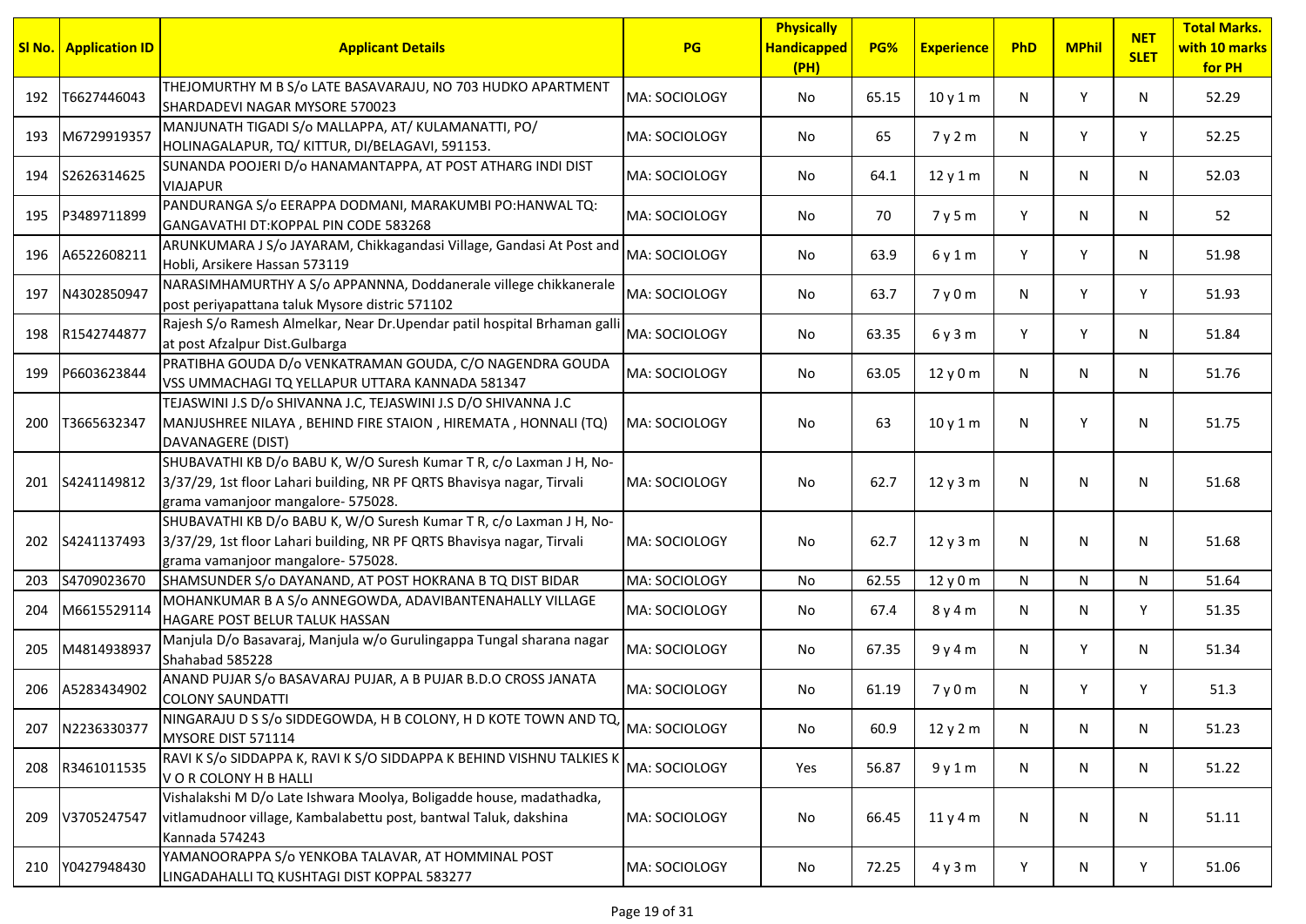| Sl No. | Application ID | Applicant Details | PG | Physically Handicapped (PH) | PG% | Experience | PhD | MPhil | NET SLET | Total Marks. with 10 marks for PH |
|---|---|---|---|---|---|---|---|---|---|---|
| 192 | T6627446043 | THEJOMURTHY M B S/o LATE BASAVARAJU, NO 703 HUDKO APARTMENT SHARDADEVI NAGAR MYSORE 570023 | MA: SOCIOLOGY | No | 65.15 | 10 y 1 m | N | Y | N | 52.29 |
| 193 | M6729919357 | MANJUNATH TIGADI S/o MALLAPPA, AT/ KULAMANATTI, PO/ HOLINAGALAPUR, TQ/ KITTUR, DI/BELAGAVI, 591153. | MA: SOCIOLOGY | No | 65 | 7 y 2 m | N | Y | Y | 52.25 |
| 194 | S2626314625 | SUNANDA POOJERI D/o HANAMANTAPPA, AT POST ATHARG INDI DIST VIAJAPUR | MA: SOCIOLOGY | No | 64.1 | 12 y 1 m | N | N | N | 52.03 |
| 195 | P3489711899 | PANDURANGA S/o EERAPPA DODMANI, MARAKUMBI PO:HANWAL TQ: GANGAVATHI DT:KOPPAL PIN CODE 583268 | MA: SOCIOLOGY | No | 70 | 7 y 5 m | Y | N | N | 52 |
| 196 | A6522608211 | ARUNKUMARA J S/o JAYARAM, Chikkagandasi Village, Gandasi At Post and Hobli, Arsikere Hassan 573119 | MA: SOCIOLOGY | No | 63.9 | 6 y 1 m | Y | Y | N | 51.98 |
| 197 | N4302850947 | NARASIMHAMURTHY A S/o APPANNNA, Doddanerale villege chikkanerale post periyapattana taluk Mysore distric 571102 | MA: SOCIOLOGY | No | 63.7 | 7 y 0 m | N | Y | Y | 51.93 |
| 198 | R1542744877 | Rajesh S/o Ramesh Almelkar, Near Dr.Upendar patil hospital Brhaman galli at post Afzalpur Dist.Gulbarga | MA: SOCIOLOGY | No | 63.35 | 6 y 3 m | Y | Y | N | 51.84 |
| 199 | P6603623844 | PRATIBHA GOUDA D/o VENKATRAMAN GOUDA, C/O NAGENDRA GOUDA VSS UMMACHAGI TQ YELLAPUR UTTARA KANNADA 581347 | MA: SOCIOLOGY | No | 63.05 | 12 y 0 m | N | N | N | 51.76 |
| 200 | T3665632347 | TEJASWINI J.S D/o SHIVANNA J.C, TEJASWINI J.S D/O SHIVANNA J.C MANJUSHREE NILAYA , BEHIND FIRE STAION , HIREMATA , HONNALI (TQ) DAVANAGERE (DIST) | MA: SOCIOLOGY | No | 63 | 10 y 1 m | N | Y | N | 51.75 |
| 201 | S4241149812 | SHUBAVATHI KB D/o BABU K, W/O Suresh Kumar T R, c/o Laxman J H, No-3/37/29, 1st floor Lahari building, NR PF QRTS Bhavisya nagar, Tirvali grama vamanjoor mangalore- 575028. | MA: SOCIOLOGY | No | 62.7 | 12 y 3 m | N | N | N | 51.68 |
| 202 | S4241137493 | SHUBAVATHI KB D/o BABU K, W/O Suresh Kumar T R, c/o Laxman J H, No-3/37/29, 1st floor Lahari building, NR PF QRTS Bhavisya nagar, Tirvali grama vamanjoor mangalore- 575028. | MA: SOCIOLOGY | No | 62.7 | 12 y 3 m | N | N | N | 51.68 |
| 203 | S4709023670 | SHAMSUNDER S/o DAYANAND, AT POST HOKRANA B TQ DIST BIDAR | MA: SOCIOLOGY | No | 62.55 | 12 y 0 m | N | N | N | 51.64 |
| 204 | M6615529114 | MOHANKUMAR B A S/o ANNEGOWDA, ADAVIBANTENAHALLY VILLAGE HAGARE POST BELUR TALUK HASSAN | MA: SOCIOLOGY | No | 67.4 | 8 y 4 m | N | N | Y | 51.35 |
| 205 | M4814938937 | Manjula D/o Basavaraj, Manjula w/o Gurulingappa Tungal sharana nagar Shahabad 585228 | MA: SOCIOLOGY | No | 67.35 | 9 y 4 m | N | Y | N | 51.34 |
| 206 | A5283434902 | ANAND PUJAR S/o BASAVARAJ PUJAR, A B PUJAR B.D.O CROSS JANATA COLONY SAUNDATTI | MA: SOCIOLOGY | No | 61.19 | 7 y 0 m | N | Y | Y | 51.3 |
| 207 | N2236330377 | NINGARAJU D S S/o SIDDEGOWDA, H B COLONY, H D KOTE TOWN AND TQ, MYSORE DIST 571114 | MA: SOCIOLOGY | No | 60.9 | 12 y 2 m | N | N | N | 51.23 |
| 208 | R3461011535 | RAVI K S/o SIDDAPPA K, RAVI K S/O SIDDAPPA K BEHIND VISHNU TALKIES K V O R COLONY H B HALLI | MA: SOCIOLOGY | Yes | 56.87 | 9 y 1 m | N | N | N | 51.22 |
| 209 | V3705247547 | Vishalakshi M D/o Late Ishwara Moolya, Boligadde house, madathadka, vitlamudnoor village, Kambalabettu post, bantwal Taluk, dakshina Kannada 574243 | MA: SOCIOLOGY | No | 66.45 | 11 y 4 m | N | N | N | 51.11 |
| 210 | Y0427948430 | YAMANOORAPPA S/o YENKOBA TALAVAR, AT HOMMINAL POST LINGADAHALLI TQ KUSHTAGI DIST KOPPAL 583277 | MA: SOCIOLOGY | No | 72.25 | 4 y 3 m | Y | N | Y | 51.06 |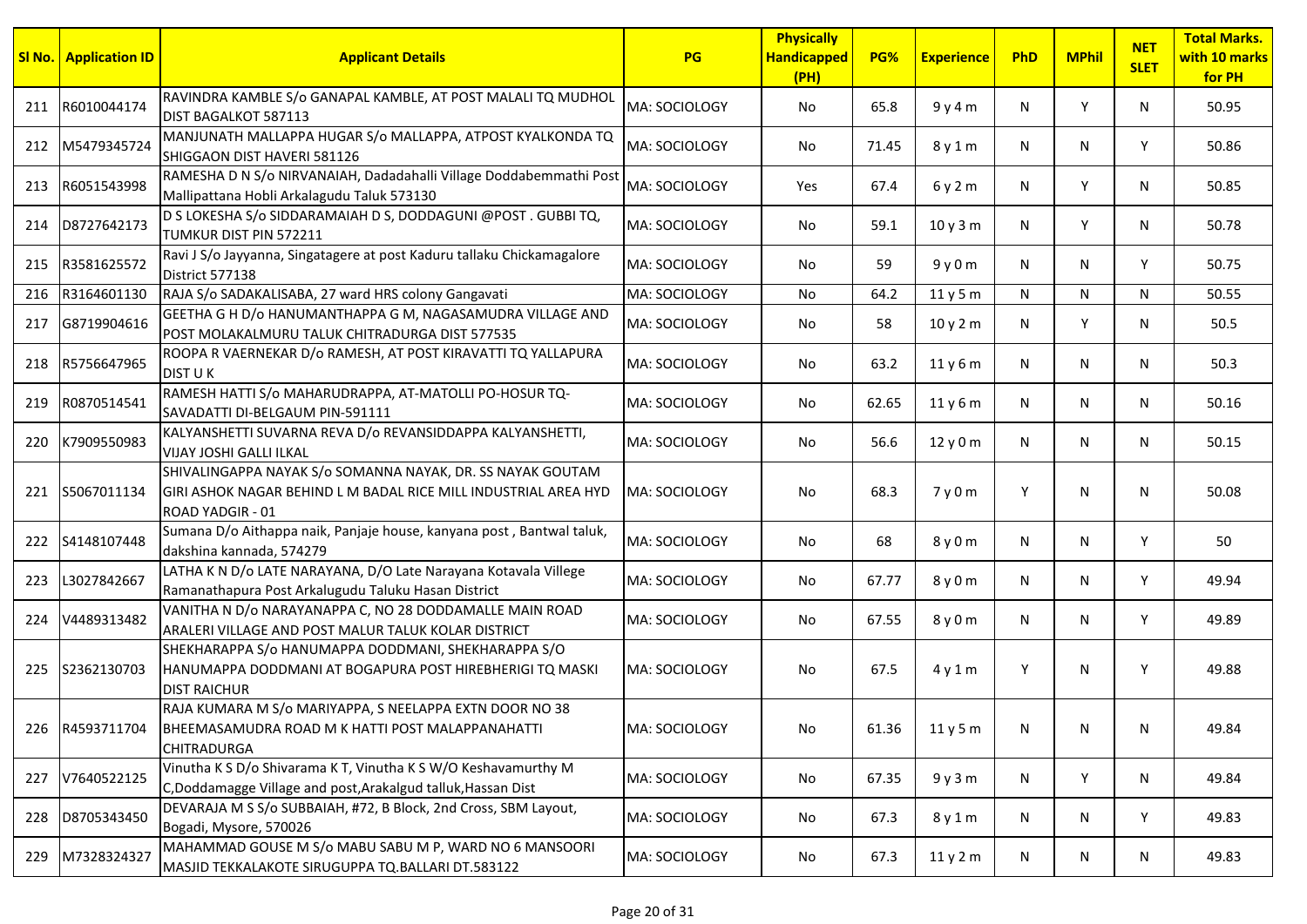| Sl No. | Application ID | Applicant Details | PG | Physically Handicapped (PH) | PG% | Experience | PhD | MPhil | NET SLET | Total Marks. with 10 marks for PH |
|---|---|---|---|---|---|---|---|---|---|---|
| 211 | R6010044174 | RAVINDRA KAMBLE S/o GANAPAL KAMBLE, AT POST MALALI TQ MUDHOL DIST BAGALKOT 587113 | MA: SOCIOLOGY | No | 65.8 | 9 y 4 m | N | Y | N | 50.95 |
| 212 | M5479345724 | MANJUNATH MALLAPPA HUGAR S/o MALLAPPA, ATPOST KYALKONDA TQ SHIGGAON DIST HAVERI 581126 | MA: SOCIOLOGY | No | 71.45 | 8 y 1 m | N | N | Y | 50.86 |
| 213 | R6051543998 | RAMESHA D N S/o NIRVANAIAH, Dadadahalli Village Doddabemmathi Post Mallipattana Hobli Arkalagudu Taluk 573130 | MA: SOCIOLOGY | Yes | 67.4 | 6 y 2 m | N | Y | N | 50.85 |
| 214 | D8727642173 | D S LOKESHA S/o SIDDARAMAIAH D S, DODDAGUNI @POST . GUBBI TQ, TUMKUR DIST PIN 572211 | MA: SOCIOLOGY | No | 59.1 | 10 y 3 m | N | Y | N | 50.78 |
| 215 | R3581625572 | Ravi J S/o Jayyanna, Singatagere at post Kaduru tallaku Chickamagalore District 577138 | MA: SOCIOLOGY | No | 59 | 9 y 0 m | N | N | Y | 50.75 |
| 216 | R3164601130 | RAJA S/o SADAKALISABA, 27 ward HRS colony Gangavati | MA: SOCIOLOGY | No | 64.2 | 11 y 5 m | N | N | N | 50.55 |
| 217 | G8719904616 | GEETHA G H D/o HANUMANTHAPPA G M, NAGASAMUDRA VILLAGE AND POST MOLAKALMURU TALUK CHITRADURGA DIST 577535 | MA: SOCIOLOGY | No | 58 | 10 y 2 m | N | Y | N | 50.5 |
| 218 | R5756647965 | ROOPA R VAERNEKAR D/o RAMESH, AT POST KIRAVATTI TQ YALLAPURA DIST U K | MA: SOCIOLOGY | No | 63.2 | 11 y 6 m | N | N | N | 50.3 |
| 219 | R0870514541 | RAMESH HATTI S/o MAHARUDRAPPA, AT-MATOLLI PO-HOSUR TQ-SAVADATTI DI-BELGAUM PIN-591111 | MA: SOCIOLOGY | No | 62.65 | 11 y 6 m | N | N | N | 50.16 |
| 220 | K7909550983 | KALYANSHETTI SUVARNA REVA D/o REVANSIDDAPPA KALYANSHETTI, VIJAY JOSHI GALLI ILKAL | MA: SOCIOLOGY | No | 56.6 | 12 y 0 m | N | N | N | 50.15 |
| 221 | S5067011134 | SHIVALINGAPPA NAYAK S/o SOMANNA NAYAK, DR. SS NAYAK GOUTAM GIRI ASHOK NAGAR BEHIND L M BADAL RICE MILL INDUSTRIAL AREA HYD ROAD YADGIR - 01 | MA: SOCIOLOGY | No | 68.3 | 7 y 0 m | Y | N | N | 50.08 |
| 222 | S4148107448 | Sumana D/o Aithappa naik, Panjaje house, kanyana post , Bantwal taluk, dakshina kannada, 574279 | MA: SOCIOLOGY | No | 68 | 8 y 0 m | N | N | Y | 50 |
| 223 | L3027842667 | LATHA K N D/o LATE NARAYANA, D/O Late Narayana Kotavala Villege Ramanathapura Post Arkalugudu Taluku Hasan District | MA: SOCIOLOGY | No | 67.77 | 8 y 0 m | N | N | Y | 49.94 |
| 224 | V4489313482 | VANITHA N D/o NARAYANAPPA C, NO 28 DODDAMALLE MAIN ROAD ARALERI VILLAGE AND POST MALUR TALUK KOLAR DISTRICT | MA: SOCIOLOGY | No | 67.55 | 8 y 0 m | N | N | Y | 49.89 |
| 225 | S2362130703 | SHEKHARAPPA S/o HANUMAPPA DODDMANI, SHEKHARAPPA S/O HANUMAPPA DODDMANI AT BOGAPURA POST HIREBHERIGI TQ MASKI DIST RAICHUR | MA: SOCIOLOGY | No | 67.5 | 4 y 1 m | Y | N | Y | 49.88 |
| 226 | R4593711704 | RAJA KUMARA M S/o MARIYAPPA, S NEELAPPA EXTN DOOR NO 38 BHEEMASAMUDRA ROAD M K HATTI POST MALAPPANAHATTI CHITRADURGA | MA: SOCIOLOGY | No | 61.36 | 11 y 5 m | N | N | N | 49.84 |
| 227 | V7640522125 | Vinutha K S D/o Shivarama K T, Vinutha K S W/O Keshavamurthy M C,Doddamagge Village and post,Arakalgud talluk,Hassan Dist | MA: SOCIOLOGY | No | 67.35 | 9 y 3 m | N | Y | N | 49.84 |
| 228 | D8705343450 | DEVARAJA M S S/o SUBBAIAH, #72, B Block, 2nd Cross, SBM Layout, Bogadi, Mysore, 570026 | MA: SOCIOLOGY | No | 67.3 | 8 y 1 m | N | N | Y | 49.83 |
| 229 | M7328324327 | MAHAMMAD GOUSE M S/o MABU SABU M P, WARD NO 6 MANSOORI MASJID TEKKALAKOTE SIRUGUPPA TQ.BALLARI DT.583122 | MA: SOCIOLOGY | No | 67.3 | 11 y 2 m | N | N | N | 49.83 |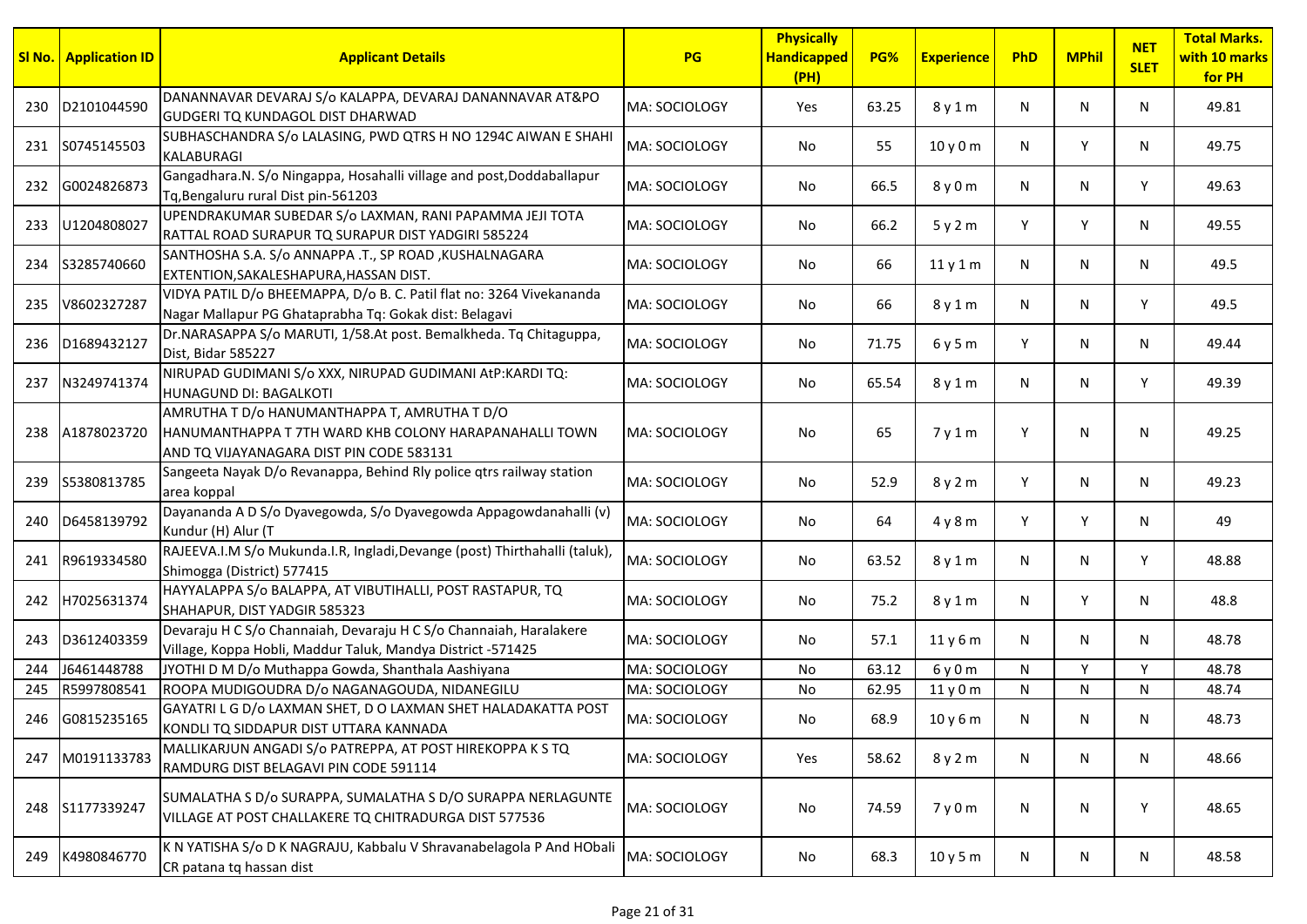| Sl No. | Application ID | Applicant Details | PG | Physically Handicapped (PH) | PG% | Experience | PhD | MPhil | NET SLET | Total Marks. with 10 marks for PH |
|---|---|---|---|---|---|---|---|---|---|---|
| 230 | D2101044590 | DANANNAVAR DEVARAJ S/o KALAPPA, DEVARAJ DANANNAVAR AT&PO GUDGERI TQ KUNDAGOL DIST DHARWAD | MA: SOCIOLOGY | Yes | 63.25 | 8 y 1 m | N | N | N | 49.81 |
| 231 | S0745145503 | SUBHASCHANDRA S/o LALASING, PWD QTRS H NO 1294C AIWAN E SHAHI KALABURAGI | MA: SOCIOLOGY | No | 55 | 10 y 0 m | N | Y | N | 49.75 |
| 232 | G0024826873 | Gangadhara.N. S/o Ningappa, Hosahalli village and post,Doddaballapur Tq,Bengaluru rural Dist pin-561203 | MA: SOCIOLOGY | No | 66.5 | 8 y 0 m | N | N | Y | 49.63 |
| 233 | U1204808027 | UPENDRAKUMAR SUBEDAR S/o LAXMAN, RANI PAPAMMA JEJI TOTA RATTAL ROAD SURAPUR TQ SURAPUR DIST YADGIRI 585224 | MA: SOCIOLOGY | No | 66.2 | 5 y 2 m | Y | Y | N | 49.55 |
| 234 | S3285740660 | SANTHOSHA S.A. S/o ANNAPPA .T., SP ROAD ,KUSHALNAGARA EXTENTION,SAKALESHAPURA,HASSAN DIST. | MA: SOCIOLOGY | No | 66 | 11 y 1 m | N | N | N | 49.5 |
| 235 | V8602327287 | VIDYA PATIL D/o BHEEMAPPA, D/o B. C. Patil flat no: 3264 Vivekananda Nagar Mallapur PG Ghataprabha Tq: Gokak dist: Belagavi | MA: SOCIOLOGY | No | 66 | 8 y 1 m | N | N | Y | 49.5 |
| 236 | D1689432127 | Dr.NARASAPPA S/o MARUTI, 1/58.At post. Bemalkheda. Tq Chitaguppa, Dist, Bidar 585227 | MA: SOCIOLOGY | No | 71.75 | 6 y 5 m | Y | N | N | 49.44 |
| 237 | N3249741374 | NIRUPAD GUDIMANI S/o XXX, NIRUPAD GUDIMANI AtP:KARDI TQ: HUNAGUND DI: BAGALKOTI | MA: SOCIOLOGY | No | 65.54 | 8 y 1 m | N | N | Y | 49.39 |
| 238 | A1878023720 | AMRUTHA T D/o HANUMANTHAPPA T, AMRUTHA T D/O HANUMANTHAPPA T 7TH WARD KHB COLONY HARAPANAHALLI TOWN AND TQ VIJAYANAGARA DIST PIN CODE 583131 | MA: SOCIOLOGY | No | 65 | 7 y 1 m | Y | N | N | 49.25 |
| 239 | S5380813785 | Sangeeta Nayak D/o Revanappa, Behind Rly police qtrs railway station area koppal | MA: SOCIOLOGY | No | 52.9 | 8 y 2 m | Y | N | N | 49.23 |
| 240 | D6458139792 | Dayananda A D S/o Dyavegowda, S/o Dyavegowda Appagowdanahalli (v) Kundur (H) Alur (T | MA: SOCIOLOGY | No | 64 | 4 y 8 m | Y | Y | N | 49 |
| 241 | R9619334580 | RAJEEVA.I.M S/o Mukunda.I.R, Ingladi,Devange (post) Thirthahalli (taluk), Shimogga (District) 577415 | MA: SOCIOLOGY | No | 63.52 | 8 y 1 m | N | N | Y | 48.88 |
| 242 | H7025631374 | HAYYALAPPA S/o BALAPPA, AT VIBUTIHALLI, POST RASTAPUR, TQ SHAHAPUR, DIST YADGIR 585323 | MA: SOCIOLOGY | No | 75.2 | 8 y 1 m | N | Y | N | 48.8 |
| 243 | D3612403359 | Devaraju H C S/o Channaiah, Devaraju H C S/o Channaiah, Haralakere Village, Koppa Hobli, Maddur Taluk, Mandya District -571425 | MA: SOCIOLOGY | No | 57.1 | 11 y 6 m | N | N | N | 48.78 |
| 244 | J6461448788 | JYOTHI D M D/o Muthappa Gowda, Shanthala Aashiyana | MA: SOCIOLOGY | No | 63.12 | 6 y 0 m | N | Y | Y | 48.78 |
| 245 | R5997808541 | ROOPA MUDIGOUDRA D/o NAGANAGOUDA, NIDANEGILU | MA: SOCIOLOGY | No | 62.95 | 11 y 0 m | N | N | N | 48.74 |
| 246 | G0815235165 | GAYATRI L G D/o LAXMAN SHET, D O LAXMAN SHET HALADAKATTA POST KONDLI TQ SIDDAPUR DIST UTTARA KANNADA | MA: SOCIOLOGY | No | 68.9 | 10 y 6 m | N | N | N | 48.73 |
| 247 | M0191133783 | MALLIKARJUN ANGADI S/o PATREPPA, AT POST HIREKOPPA K S TQ RAMDURG DIST BELAGAVI PIN CODE 591114 | MA: SOCIOLOGY | Yes | 58.62 | 8 y 2 m | N | N | N | 48.66 |
| 248 | S1177339247 | SUMALATHA S D/o SURAPPA, SUMALATHA S D/O SURAPPA NERLAGUNTE VILLAGE AT POST CHALLAKERE TQ CHITRADURGA DIST 577536 | MA: SOCIOLOGY | No | 74.59 | 7 y 0 m | N | N | Y | 48.65 |
| 249 | K4980846770 | K N YATISHA S/o D K NAGRAJU, Kabbalu V Shravanabelagola P And HObali CR patana tq hassan dist | MA: SOCIOLOGY | No | 68.3 | 10 y 5 m | N | N | N | 48.58 |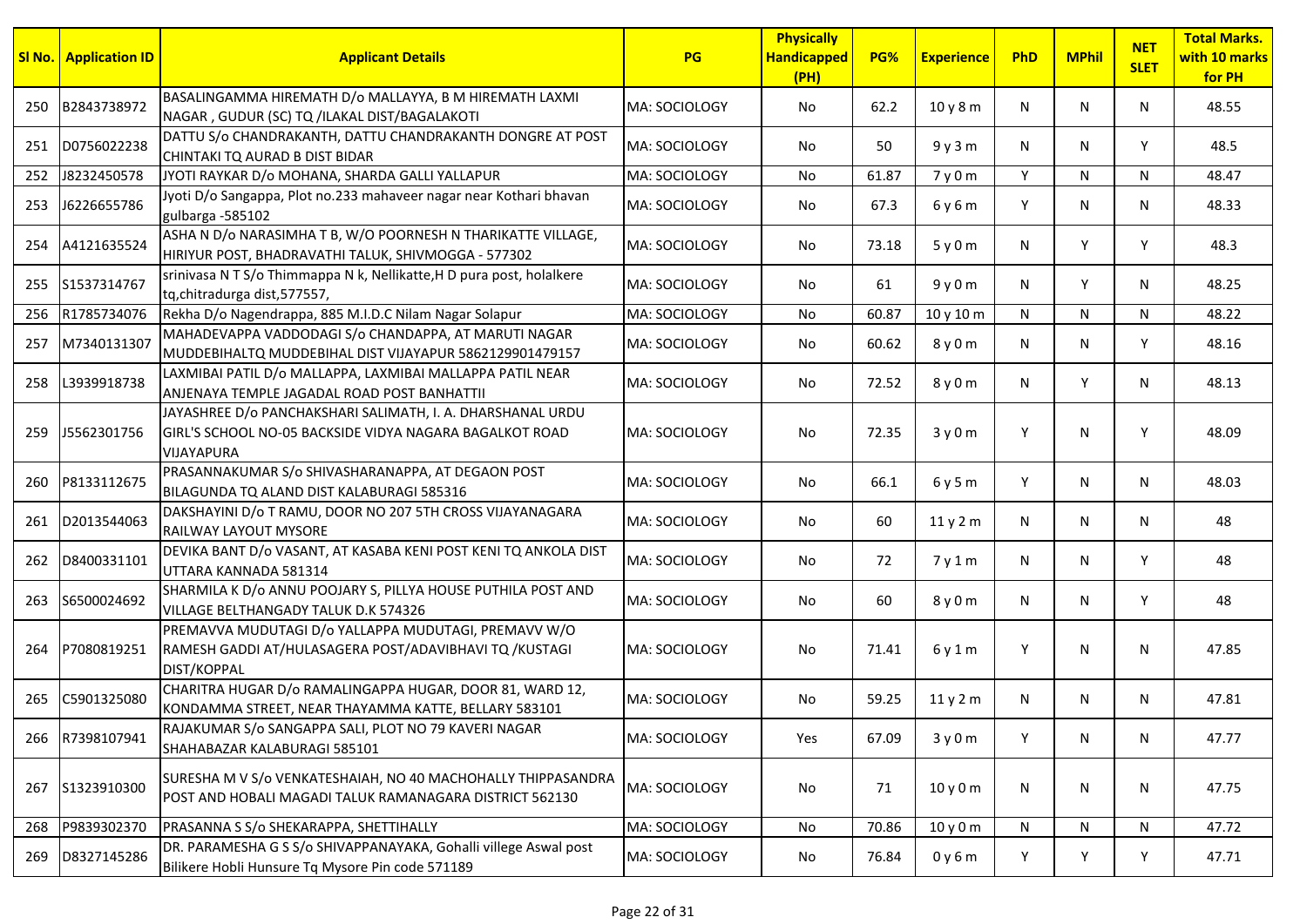| Sl No. | Application ID | Applicant Details | PG | Physically Handicapped (PH) | PG% | Experience | PhD | MPhil | NET SLET | Total Marks. with 10 marks for PH |
|---|---|---|---|---|---|---|---|---|---|---|
| 250 | B2843738972 | BASALINGAMMA HIREMATH D/o MALLAYYA, B M HIREMATH LAXMI NAGAR , GUDUR (SC) TQ /ILAKAL DIST/BAGALAKOTI | MA: SOCIOLOGY | No | 62.2 | 10 y 8 m | N | N | N | 48.55 |
| 251 | D0756022238 | DATTU S/o CHANDRAKANTH, DATTU CHANDRAKANTH DONGRE AT POST CHINTAKI TQ AURAD B DIST BIDAR | MA: SOCIOLOGY | No | 50 | 9 y 3 m | N | N | Y | 48.5 |
| 252 | J8232450578 | JYOTI RAYKAR D/o MOHANA, SHARDA GALLI YALLAPUR | MA: SOCIOLOGY | No | 61.87 | 7 y 0 m | Y | N | N | 48.47 |
| 253 | J6226655786 | Jyoti D/o Sangappa, Plot no.233 mahaveer nagar near Kothari bhavan gulbarga -585102 | MA: SOCIOLOGY | No | 67.3 | 6 y 6 m | Y | N | N | 48.33 |
| 254 | A4121635524 | ASHA N D/o NARASIMHA T B, W/O POORNESH N THARIKATTE VILLAGE, HIRIYUR POST, BHADRAVATHI TALUK, SHIVMOGGA - 577302 | MA: SOCIOLOGY | No | 73.18 | 5 y 0 m | N | Y | Y | 48.3 |
| 255 | S1537314767 | srinivasa N T S/o Thimmappa N k, Nellikatte,H D pura post, holalkere tq,chitradurga dist,577557, | MA: SOCIOLOGY | No | 61 | 9 y 0 m | N | Y | N | 48.25 |
| 256 | R1785734076 | Rekha D/o Nagendrappa, 885 M.I.D.C Nilam Nagar Solapur | MA: SOCIOLOGY | No | 60.87 | 10 y 10 m | N | N | N | 48.22 |
| 257 | M7340131307 | MAHADEVAPPA VADDODAGI S/o CHANDAPPA, AT MARUTI NAGAR MUDDEBIHALTQ MUDDEBIHAL DIST VIJAYAPUR 5862129901479157 | MA: SOCIOLOGY | No | 60.62 | 8 y 0 m | N | N | Y | 48.16 |
| 258 | L3939918738 | LAXMIBAI PATIL D/o MALLAPPA, LAXMIBAI MALLAPPA PATIL NEAR ANJENAYA TEMPLE JAGADAL ROAD POST BANHATTII | MA: SOCIOLOGY | No | 72.52 | 8 y 0 m | N | Y | N | 48.13 |
| 259 | J5562301756 | JAYASHREE D/o PANCHAKSHARI SALIMATH, I. A. DHARSHANAL URDU GIRL'S SCHOOL NO-05 BACKSIDE VIDYA NAGARA BAGALKOT ROAD VIJAYAPURA | MA: SOCIOLOGY | No | 72.35 | 3 y 0 m | Y | N | Y | 48.09 |
| 260 | P8133112675 | PRASANNAKUMAR S/o SHIVASHARANAPPA, AT DEGAON POST BILAGUNDA TQ ALAND DIST KALABURAGI 585316 | MA: SOCIOLOGY | No | 66.1 | 6 y 5 m | Y | N | N | 48.03 |
| 261 | D2013544063 | DAKSHAYINI D/o T RAMU, DOOR NO 207 5TH CROSS VIJAYANAGARA RAILWAY LAYOUT MYSORE | MA: SOCIOLOGY | No | 60 | 11 y 2 m | N | N | N | 48 |
| 262 | D8400331101 | DEVIKA BANT D/o VASANT, AT KASABA KENI POST KENI TQ ANKOLA DIST UTTARA KANNADA 581314 | MA: SOCIOLOGY | No | 72 | 7 y 1 m | N | N | Y | 48 |
| 263 | S6500024692 | SHARMILA K D/o ANNU POOJARY S, PILLYA HOUSE PUTHILA POST AND VILLAGE BELTHANGADY TALUK D.K 574326 | MA: SOCIOLOGY | No | 60 | 8 y 0 m | N | N | Y | 48 |
| 264 | P7080819251 | PREMAVVA MUDUTAGI D/o YALLAPPA MUDUTAGI, PREMAVV W/O RAMESH GADDI AT/HULASAGERA POST/ADAVIBHAVI TQ /KUSTAGI DIST/KOPPAL | MA: SOCIOLOGY | No | 71.41 | 6 y 1 m | Y | N | N | 47.85 |
| 265 | C5901325080 | CHARITRA HUGAR D/o RAMALINGAPPA HUGAR, DOOR 81, WARD 12, KONDAMMA STREET, NEAR THAYAMMA KATTE, BELLARY 583101 | MA: SOCIOLOGY | No | 59.25 | 11 y 2 m | N | N | N | 47.81 |
| 266 | R7398107941 | RAJAKUMAR S/o SANGAPPA SALI, PLOT NO 79 KAVERI NAGAR SHAHABAZAR KALABURAGI 585101 | MA: SOCIOLOGY | Yes | 67.09 | 3 y 0 m | Y | N | N | 47.77 |
| 267 | S1323910300 | SURESHA M V S/o VENKATESHAIAH, NO 40 MACHOHALLY THIPPASANDRA POST AND HOBALI MAGADI TALUK RAMANAGARA DISTRICT 562130 | MA: SOCIOLOGY | No | 71 | 10 y 0 m | N | N | N | 47.75 |
| 268 | P9839302370 | PRASANNA S S/o SHEKARAPPA, SHETTIHALLY | MA: SOCIOLOGY | No | 70.86 | 10 y 0 m | N | N | N | 47.72 |
| 269 | D8327145286 | DR. PARAMESHA G S S/o SHIVAPPANAYAKA, Gohalli villege Aswal post Bilikere Hobli Hunsure Tq Mysore Pin code 571189 | MA: SOCIOLOGY | No | 76.84 | 0 y 6 m | Y | Y | Y | 47.71 |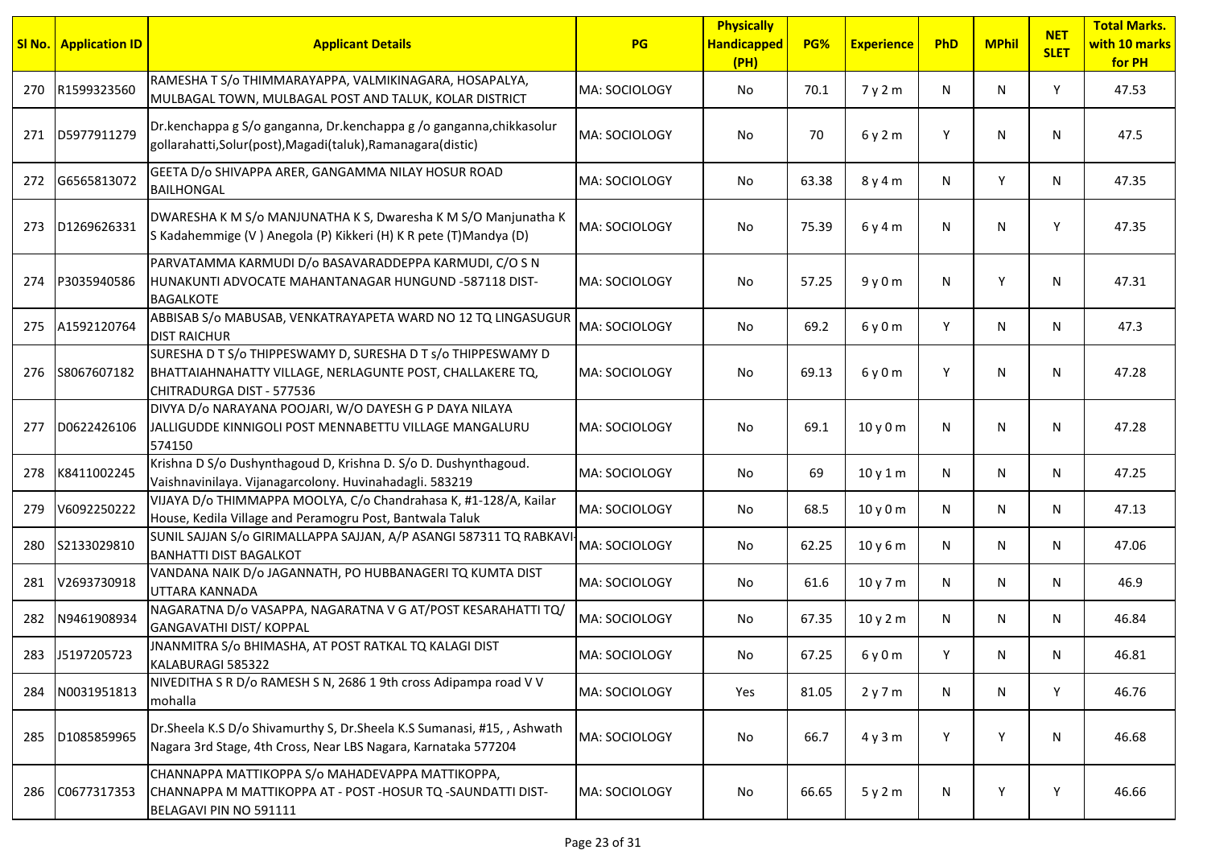| Sl No. | Application ID | Applicant Details | PG | Physically Handicapped (PH) | PG% | Experience | PhD | MPhil | NET SLET | Total Marks. with 10 marks for PH |
|---|---|---|---|---|---|---|---|---|---|---|
| 270 | R1599323560 | RAMESHA T S/o THIMMARAYAPPA, VALMIKINAGARA, HOSAPALYA, MULBAGAL TOWN, MULBAGAL POST AND TALUK, KOLAR DISTRICT | MA: SOCIOLOGY | No | 70.1 | 7 y 2 m | N | N | Y | 47.53 |
| 271 | D5977911279 | Dr.kenchappa g S/o ganganna, Dr.kenchappa g /o ganganna,chikkasolur gollarahatti,Solur(post),Magadi(taluk),Ramanagara(distic) | MA: SOCIOLOGY | No | 70 | 6 y 2 m | Y | N | N | 47.5 |
| 272 | G6565813072 | GEETA D/o SHIVAPPA ARER, GANGAMMA NILAY HOSUR ROAD BAILHONGAL | MA: SOCIOLOGY | No | 63.38 | 8 y 4 m | N | Y | N | 47.35 |
| 273 | D1269626331 | DWARESHA K M S/o MANJUNATHA K S, Dwaresha K M S/O Manjunatha K S Kadahemmige (V ) Anegola (P) Kikkeri (H) K R pete (T)Mandya (D) | MA: SOCIOLOGY | No | 75.39 | 6 y 4 m | N | N | Y | 47.35 |
| 274 | P3035940586 | PARVATAMMA KARMUDI D/o BASAVARADDEPPA KARMUDI, C/O S N HUNAKUNTI ADVOCATE MAHANTANAGAR HUNGUND -587118 DIST-BAGALKOTE | MA: SOCIOLOGY | No | 57.25 | 9 y 0 m | N | Y | N | 47.31 |
| 275 | A1592120764 | ABBISAB S/o MABUSAB, VENKATRAYAPETA WARD NO 12 TQ LINGASUGUR DIST RAICHUR | MA: SOCIOLOGY | No | 69.2 | 6 y 0 m | Y | N | N | 47.3 |
| 276 | S8067607182 | SURESHA D T S/o THIPPESWAMY D, SURESHA D T s/o THIPPESWAMY D BHATTAIAHNAHATTY VILLAGE, NERLAGUNTE POST, CHALLAKERE TQ, CHITRADURGA DIST - 577536 | MA: SOCIOLOGY | No | 69.13 | 6 y 0 m | Y | N | N | 47.28 |
| 277 | D0622426106 | DIVYA D/o NARAYANA POOJARI, W/O DAYESH G P DAYA NILAYA JALLIGUDDE KINNIGOLI POST MENNABETTU VILLAGE MANGALURU 574150 | MA: SOCIOLOGY | No | 69.1 | 10 y 0 m | N | N | N | 47.28 |
| 278 | K8411002245 | Krishna D S/o Dushynthagoud D, Krishna D. S/o D. Dushynthagoud. Vaishnavinilaya. Vijanagarcolony. Huvinahadagli. 583219 | MA: SOCIOLOGY | No | 69 | 10 y 1 m | N | N | N | 47.25 |
| 279 | V6092250222 | VIJAYA D/o THIMMAPPA MOOLYA, C/o Chandrahasa K, #1-128/A, Kailar House, Kedila Village and Peramogru Post, Bantwala Taluk | MA: SOCIOLOGY | No | 68.5 | 10 y 0 m | N | N | N | 47.13 |
| 280 | S2133029810 | SUNIL SAJJAN S/o GIRIMALLAPPA SAJJAN, A/P ASANGI 587311 TQ RABKAVI-BANHATTI DIST BAGALKOT | MA: SOCIOLOGY | No | 62.25 | 10 y 6 m | N | N | N | 47.06 |
| 281 | V2693730918 | VANDANA NAIK D/o JAGANNATH, PO HUBBANAGERI TQ KUMTA DIST UTTARA KANNADA | MA: SOCIOLOGY | No | 61.6 | 10 y 7 m | N | N | N | 46.9 |
| 282 | N9461908934 | NAGARATNA D/o VASAPPA, NAGARATNA V G AT/POST KESARAHATTI TQ/ GANGAVATHI DIST/ KOPPAL | MA: SOCIOLOGY | No | 67.35 | 10 y 2 m | N | N | N | 46.84 |
| 283 | J5197205723 | JNANMITRA S/o BHIMASHA, AT POST RATKAL TQ KALAGI DIST KALABURAGI 585322 | MA: SOCIOLOGY | No | 67.25 | 6 y 0 m | Y | N | N | 46.81 |
| 284 | N0031951813 | NIVEDITHA S R D/o RAMESH S N, 2686 1 9th cross Adipampa road V V mohalla | MA: SOCIOLOGY | Yes | 81.05 | 2 y 7 m | N | N | Y | 46.76 |
| 285 | D1085859965 | Dr.Sheela K.S D/o Shivamurthy S, Dr.Sheela K.S Sumanasi, #15, , Ashwath Nagara 3rd Stage, 4th Cross, Near LBS Nagara, Karnataka 577204 | MA: SOCIOLOGY | No | 66.7 | 4 y 3 m | Y | Y | N | 46.68 |
| 286 | C0677317353 | CHANNAPPA MATTIKOPPA S/o MAHADEVAPPA MATTIKOPPA, CHANNAPPA M MATTIKOPPA AT - POST -HOSUR TQ -SAUNDATTI DIST-BELAGAVI PIN NO 591111 | MA: SOCIOLOGY | No | 66.65 | 5 y 2 m | N | Y | Y | 46.66 |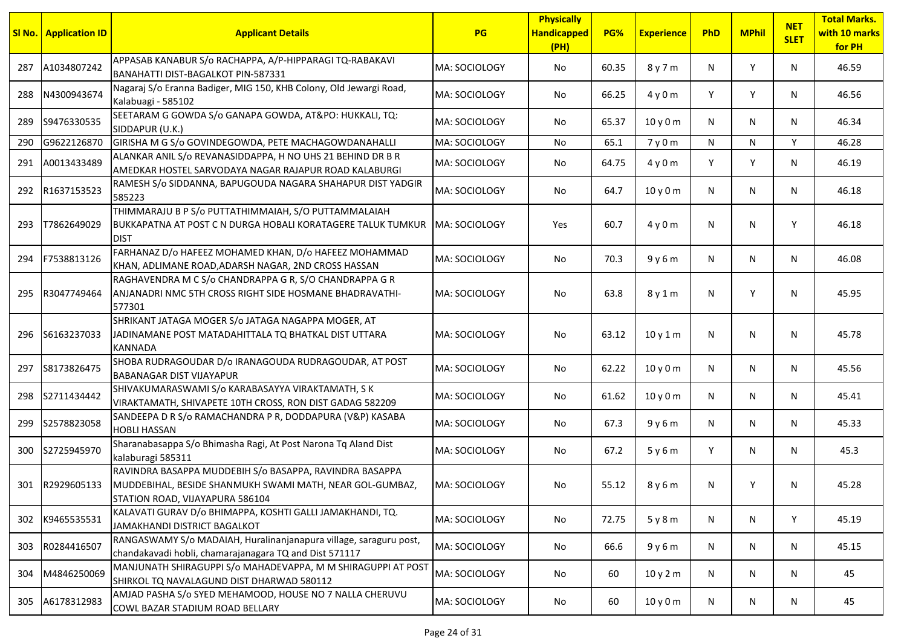| Sl No. | Application ID | Applicant Details | PG | Physically Handicapped (PH) | PG% | Experience | PhD | MPhil | NET SLET | Total Marks. with 10 marks for PH |
|---|---|---|---|---|---|---|---|---|---|---|
| 287 | A1034807242 | APPASAB KANABUR S/o RACHAPPA, A/P-HIPPARAGI TQ-RABAKAVI BANAHATTI DIST-BAGALKOT PIN-587331 | MA: SOCIOLOGY | No | 60.35 | 8 y 7 m | N | Y | N | 46.59 |
| 288 | N4300943674 | Nagaraj S/o Eranna Badiger, MIG 150, KHB Colony, Old Jewargi Road, Kalabuagi - 585102 | MA: SOCIOLOGY | No | 66.25 | 4 y 0 m | Y | Y | N | 46.56 |
| 289 | S9476330535 | SEETARAM G GOWDA S/o GANAPA GOWDA, AT&PO: HUKKALI, TQ: SIDDAPUR (U.K.) | MA: SOCIOLOGY | No | 65.37 | 10 y 0 m | N | N | N | 46.34 |
| 290 | G9622126870 | GIRISHA M G S/o GOVINDEGOWDA, PETE MACHAGOWDANAHALLI | MA: SOCIOLOGY | No | 65.1 | 7 y 0 m | N | N | Y | 46.28 |
| 291 | A0013433489 | ALANKAR ANIL S/o REVANASIDDAPPA, H NO UHS 21 BEHIND DR B R AMEDKAR HOSTEL SARVODAYA NAGAR RAJAPUR ROAD KALABURGI | MA: SOCIOLOGY | No | 64.75 | 4 y 0 m | Y | Y | N | 46.19 |
| 292 | R1637153523 | RAMESH S/o SIDDANNA, BAPUGOUDA NAGARA SHAHAPUR DIST YADGIR 585223 | MA: SOCIOLOGY | No | 64.7 | 10 y 0 m | N | N | N | 46.18 |
| 293 | T7862649029 | THIMMARAJU B P S/o PUTTATHIMMAIAH, S/O PUTTAMMALAIAH BUKKAPATNA AT POST C N DURGA HOBALI KORATAGERE TALUK TUMKUR DIST | MA: SOCIOLOGY | Yes | 60.7 | 4 y 0 m | N | N | Y | 46.18 |
| 294 | F7538813126 | FARHANAZ D/o HAFEEZ MOHAMED KHAN, D/o HAFEEZ MOHAMMAD KHAN, ADLIMANE ROAD,ADARSH NAGAR, 2ND CROSS HASSAN | MA: SOCIOLOGY | No | 70.3 | 9 y 6 m | N | N | N | 46.08 |
| 295 | R3047749464 | RAGHAVENDRA M C S/o CHANDRAPPA G R, S/O CHANDRAPPA G R ANJANADRI NMC 5TH CROSS RIGHT SIDE HOSMANE BHADRAVATHI-577301 | MA: SOCIOLOGY | No | 63.8 | 8 y 1 m | N | Y | N | 45.95 |
| 296 | S6163237033 | SHRIKANT JATAGA MOGER S/o JATAGA NAGAPPA MOGER, AT JADINAMANE POST MATADAHITTALA TQ BHATKAL DIST UTTARA KANNADA | MA: SOCIOLOGY | No | 63.12 | 10 y 1 m | N | N | N | 45.78 |
| 297 | S8173826475 | SHOBA RUDRAGOUDAR D/o IRANAGOUDA RUDRAGOUDAR, AT POST BABANAGAR DIST VIJAYAPUR | MA: SOCIOLOGY | No | 62.22 | 10 y 0 m | N | N | N | 45.56 |
| 298 | S2711434442 | SHIVAKUMARASWAMI S/o KARABASAYYA VIRAKTAMATH, S K VIRAKTAMATH, SHIVAPETE 10TH CROSS, RON DIST GADAG 582209 | MA: SOCIOLOGY | No | 61.62 | 10 y 0 m | N | N | N | 45.41 |
| 299 | S2578823058 | SANDEEPA D R S/o RAMACHANDRA P R, DODDAPURA (V&P) KASABA HOBLI HASSAN | MA: SOCIOLOGY | No | 67.3 | 9 y 6 m | N | N | N | 45.33 |
| 300 | S2725945970 | Sharanabasappa S/o Bhimasha Ragi, At Post Narona Tq Aland Dist kalaburagi 585311 | MA: SOCIOLOGY | No | 67.2 | 5 y 6 m | Y | N | N | 45.3 |
| 301 | R2929605133 | RAVINDRA BASAPPA MUDDEBIH S/o BASAPPA, RAVINDRA BASAPPA MUDDEBIHAL, BESIDE SHANMUKH SWAMI MATH, NEAR GOL-GUMBAZ, STATION ROAD, VIJAYAPURA 586104 | MA: SOCIOLOGY | No | 55.12 | 8 y 6 m | N | Y | N | 45.28 |
| 302 | K9465535531 | KALAVATI GURAV D/o BHIMAPPA, KOSHTI GALLI JAMAKHANDI, TQ. JAMAKHANDI DISTRICT BAGALKOT | MA: SOCIOLOGY | No | 72.75 | 5 y 8 m | N | N | Y | 45.19 |
| 303 | R0284416507 | RANGASWAMY S/o MADAIAH, Huralinanjanapura village, saraguru post, chandakavadi hobli, chamarajanagara TQ and Dist 571117 | MA: SOCIOLOGY | No | 66.6 | 9 y 6 m | N | N | N | 45.15 |
| 304 | M4846250069 | MANJUNATH SHIRAGUPPI S/o MAHADEVAPPA, M M SHIRAGUPPI AT POST SHIRKOL TQ NAVALAGUND DIST DHARWAD 580112 | MA: SOCIOLOGY | No | 60 | 10 y 2 m | N | N | N | 45 |
| 305 | A6178312983 | AMJAD PASHA S/o SYED MEHAMOOD, HOUSE NO 7 NALLA CHERUVU COWL BAZAR STADIUM ROAD BELLARY | MA: SOCIOLOGY | No | 60 | 10 y 0 m | N | N | N | 45 |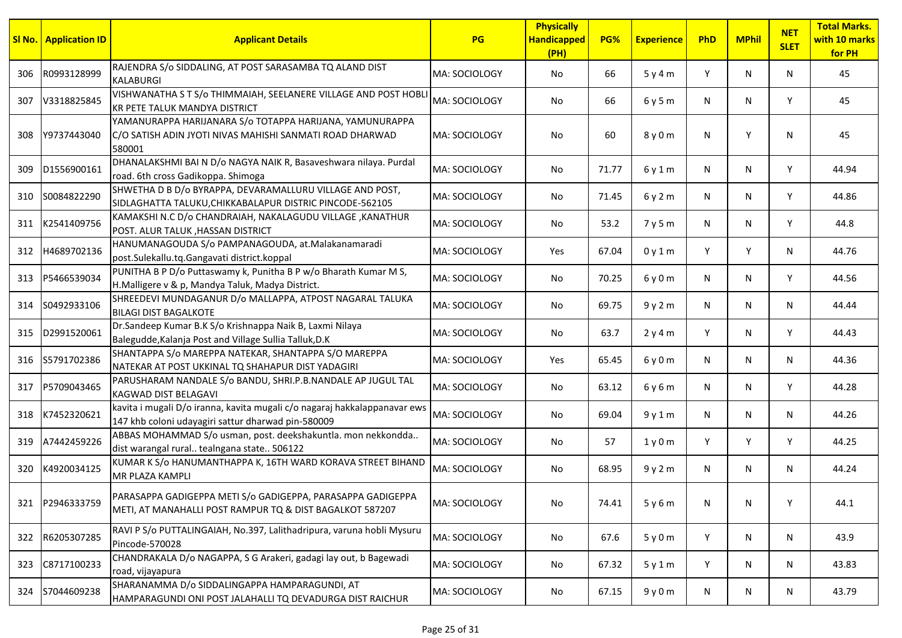| Sl No. | Application ID | Applicant Details | PG | Physically Handicapped (PH) | PG% | Experience | PhD | MPhil | NET SLET | Total Marks. with 10 marks for PH |
|---|---|---|---|---|---|---|---|---|---|---|
| 306 | R0993128999 | RAJENDRA S/o SIDDALING, AT POST SARASAMBA TQ ALAND DIST KALABURGI | MA: SOCIOLOGY | No | 66 | 5 y 4 m | Y | N | N | 45 |
| 307 | V3318825845 | VISHWANATHA S T S/o THIMMAIAH, SEELANERE VILLAGE AND POST HOBLI KR PETE TALUK MANDYA DISTRICT | MA: SOCIOLOGY | No | 66 | 6 y 5 m | N | N | Y | 45 |
| 308 | Y9737443040 | YAMANURAPPA HARIJANARA S/o TOTAPPA HARIJANA, YAMUNURAPPA C/O SATISH ADIN JYOTI NIVAS MAHISHI SANMATI ROAD DHARWAD 580001 | MA: SOCIOLOGY | No | 60 | 8 y 0 m | N | Y | N | 45 |
| 309 | D1556900161 | DHANALAKSHMI BAI N D/o NAGYA NAIK R, Basaveshwara nilaya. Purdal road. 6th cross Gadikoppa. Shimoga | MA: SOCIOLOGY | No | 71.77 | 6 y 1 m | N | N | Y | 44.94 |
| 310 | S0084822290 | SHWETHA D B D/o BYRAPPA, DEVARAMALLURU VILLAGE AND POST, SIDLAGHATTA TALUKU,CHIKKABALAPUR DISTRIC PINCODE-562105 | MA: SOCIOLOGY | No | 71.45 | 6 y 2 m | N | N | Y | 44.86 |
| 311 | K2541409756 | KAMAKSHI N.C D/o CHANDRAIAH, NAKALAGUDU VILLAGE ,KANATHUR POST. ALUR TALUK ,HASSAN DISTRICT | MA: SOCIOLOGY | No | 53.2 | 7 y 5 m | N | N | Y | 44.8 |
| 312 | H4689702136 | HANUMANAGOUDA S/o PAMPANAGOUDA, at.Malakanamaradi post.Sulekallu.tq.Gangavati district.koppal | MA: SOCIOLOGY | Yes | 67.04 | 0 y 1 m | Y | Y | N | 44.76 |
| 313 | P5466539034 | PUNITHA B P D/o Puttaswamy k, Punitha B P w/o Bharath Kumar M S, H.Malligere v & p, Mandya Taluk, Madya District. | MA: SOCIOLOGY | No | 70.25 | 6 y 0 m | N | N | Y | 44.56 |
| 314 | S0492933106 | SHREEDEVI MUNDAGANUR D/o MALLAPPA, ATPOST NAGARAL TALUKA BILAGI DIST BAGALKOTE | MA: SOCIOLOGY | No | 69.75 | 9 y 2 m | N | N | N | 44.44 |
| 315 | D2991520061 | Dr.Sandeep Kumar B.K S/o Krishnappa Naik B, Laxmi Nilaya Balegudde,Kalanja Post and Village Sullia Talluk,D.K | MA: SOCIOLOGY | No | 63.7 | 2 y 4 m | Y | N | Y | 44.43 |
| 316 | S5791702386 | SHANTAPPA S/o MAREPPA NATEKAR, SHANTAPPA S/O MAREPPA NATEKAR AT POST UKKINAL TQ SHAHAPUR DIST YADAGIRI | MA: SOCIOLOGY | Yes | 65.45 | 6 y 0 m | N | N | N | 44.36 |
| 317 | P5709043465 | PARUSHARAM NANDALE S/o BANDU, SHRI.P.B.NANDALE AP JUGUL TAL KAGWAD DIST BELAGAVI | MA: SOCIOLOGY | No | 63.12 | 6 y 6 m | N | N | Y | 44.28 |
| 318 | K7452320621 | kavita i mugali D/o iranna, kavita mugali c/o nagaraj hakkalappanavar ews 147 khb coloni udayagiri sattur dharwad pin-580009 | MA: SOCIOLOGY | No | 69.04 | 9 y 1 m | N | N | N | 44.26 |
| 319 | A7442459226 | ABBAS MOHAMMAD S/o usman, post. deekshakuntla. mon nekkondda.. dist warangal rural.. tealngana state.. 506122 | MA: SOCIOLOGY | No | 57 | 1 y 0 m | Y | Y | Y | 44.25 |
| 320 | K4920034125 | KUMAR K S/o HANUMANTHAPPA K, 16TH WARD KORAVA STREET BIHAND MR PLAZA KAMPLI | MA: SOCIOLOGY | No | 68.95 | 9 y 2 m | N | N | N | 44.24 |
| 321 | P2946333759 | PARASAPPA GADIGEPPA METI S/o GADIGEPPA, PARASAPPA GADIGEPPA METI, AT MANAHALLI POST RAMPUR TQ & DIST BAGALKOT 587207 | MA: SOCIOLOGY | No | 74.41 | 5 y 6 m | N | N | Y | 44.1 |
| 322 | R6205307285 | RAVI P S/o PUTTALINGAIAH, No.397, Lalithadripura, varuna hobli Mysuru Pincode-570028 | MA: SOCIOLOGY | No | 67.6 | 5 y 0 m | Y | N | N | 43.9 |
| 323 | C8717100233 | CHANDRAKALA D/o NAGAPPA, S G Arakeri, gadagi lay out, b Bagewadi road, vijayapura | MA: SOCIOLOGY | No | 67.32 | 5 y 1 m | Y | N | N | 43.83 |
| 324 | S7044609238 | SHARANAMMA D/o SIDDALINGAPPA HAMPARAGUNDI, AT HAMPARAGUNDI ONI POST JALAHALLI TQ DEVADURGA DIST RAICHUR | MA: SOCIOLOGY | No | 67.15 | 9 y 0 m | N | N | N | 43.79 |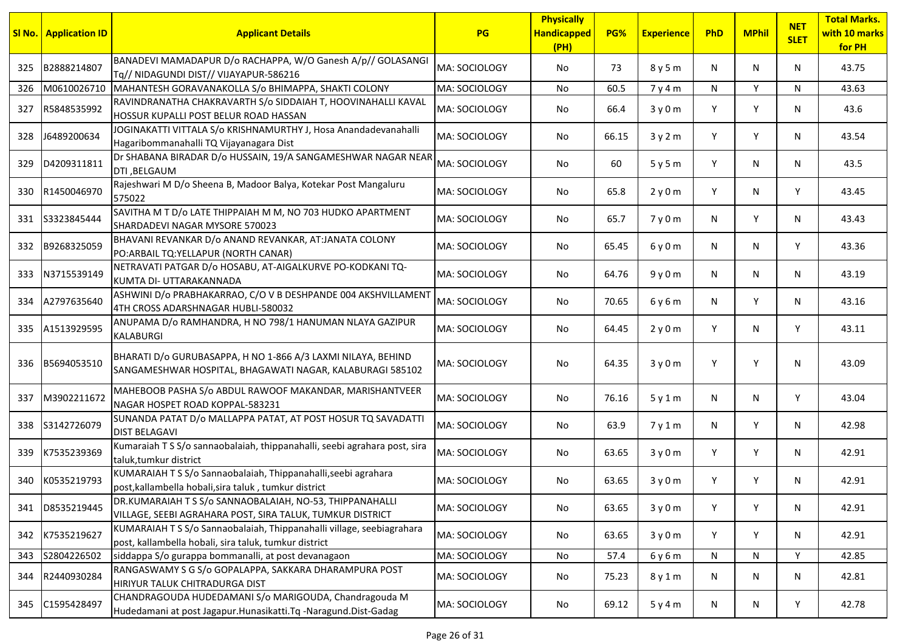| Sl No. | Application ID | Applicant Details | PG | Physically Handicapped (PH) | PG% | Experience | PhD | MPhil | NET SLET | Total Marks. with 10 marks for PH |
|---|---|---|---|---|---|---|---|---|---|---|
| 325 | B2888214807 | BANADEVI MAMADAPUR D/o RACHAPPA, W/O Ganesh A/p// GOLASANGI Tq// NIDAGUNDI DIST// VIJAYAPUR-586216 | MA: SOCIOLOGY | No | 73 | 8 y 5 m | N | N | N | 43.75 |
| 326 | M0610026710 | MAHANTESH GORAVANAKOLLA S/o BHIMAPPA, SHAKTI COLONY | MA: SOCIOLOGY | No | 60.5 | 7 y 4 m | N | Y | N | 43.63 |
| 327 | R5848535992 | RAVINDRANATHA CHAKRAVARTH S/o SIDDAIAH T, HOOVINAHALLI KAVAL HOSSUR KUPALLI POST BELUR ROAD HASSAN | MA: SOCIOLOGY | No | 66.4 | 3 y 0 m | Y | Y | N | 43.6 |
| 328 | J6489200634 | JOGINAKATTI VITTALA S/o KRISHNAMURTHY J, Hosa Anandadevanahalli Hagaribommanahalli TQ Vijayanagara Dist | MA: SOCIOLOGY | No | 66.15 | 3 y 2 m | Y | Y | N | 43.54 |
| 329 | D4209311811 | Dr SHABANA BIRADAR D/o HUSSAIN, 19/A SANGAMESHWAR NAGAR NEAR DTI ,BELGAUM | MA: SOCIOLOGY | No | 60 | 5 y 5 m | Y | N | N | 43.5 |
| 330 | R1450046970 | Rajeshwari M D/o Sheena B, Madoor Balya, Kotekar Post Mangaluru 575022 | MA: SOCIOLOGY | No | 65.8 | 2 y 0 m | Y | N | Y | 43.45 |
| 331 | S3323845444 | SAVITHA M T D/o LATE THIPPAIAH M M, NO 703 HUDKO APARTMENT SHARDADEVI NAGAR MYSORE 570023 | MA: SOCIOLOGY | No | 65.7 | 7 y 0 m | N | Y | N | 43.43 |
| 332 | B9268325059 | BHAVANI REVANKAR D/o ANAND REVANKAR, AT:JANATA COLONY PO:ARBAIL TQ:YELLAPUR (NORTH CANAR) | MA: SOCIOLOGY | No | 65.45 | 6 y 0 m | N | N | Y | 43.36 |
| 333 | N3715539149 | NETRAVATI PATGAR D/o HOSABU, AT-AIGALKURVE PO-KODKANI TQ-KUMTA DI- UTTARAKANNADA | MA: SOCIOLOGY | No | 64.76 | 9 y 0 m | N | N | N | 43.19 |
| 334 | A2797635640 | ASHWINI D/o PRABHAKARRAO, C/O V B DESHPANDE 004 AKSHVILLAMENT 4TH CROSS ADARSHNAGAR HUBLI-580032 | MA: SOCIOLOGY | No | 70.65 | 6 y 6 m | N | Y | N | 43.16 |
| 335 | A1513929595 | ANUPAMA D/o RAMHANDRA, H NO 798/1 HANUMAN NLAYA GAZIPUR KALABURGI | MA: SOCIOLOGY | No | 64.45 | 2 y 0 m | Y | N | Y | 43.11 |
| 336 | B5694053510 | BHARATI D/o GURUBASAPPA, H NO 1-866 A/3 LAXMI NILAYA, BEHIND SANGAMESHWAR HOSPITAL, BHAGAWATI NAGAR, KALABURAGI 585102 | MA: SOCIOLOGY | No | 64.35 | 3 y 0 m | Y | Y | N | 43.09 |
| 337 | M3902211672 | MAHEBOOB PASHA S/o ABDUL RAWOOF MAKANDAR, MARISHANTVEER NAGAR HOSPET ROAD KOPPAL-583231 | MA: SOCIOLOGY | No | 76.16 | 5 y 1 m | N | N | Y | 43.04 |
| 338 | S3142726079 | SUNANDA PATAT D/o MALLAPPA PATAT, AT POST HOSUR TQ SAVADATTI DIST BELAGAVI | MA: SOCIOLOGY | No | 63.9 | 7 y 1 m | N | Y | N | 42.98 |
| 339 | K7535239369 | Kumaraiah T S S/o sannaobalaiah, thippanahalli, seebi agrahara post, sira taluk,tumkur district | MA: SOCIOLOGY | No | 63.65 | 3 y 0 m | Y | Y | N | 42.91 |
| 340 | K0535219793 | KUMARAIAH T S S/o Sannaobalaiah, Thippanahalli,seebi agrahara post,kallambella hobali,sira taluk , tumkur district | MA: SOCIOLOGY | No | 63.65 | 3 y 0 m | Y | Y | N | 42.91 |
| 341 | D8535219445 | DR.KUMARAIAH T S S/o SANNAOBALAIAH, NO-53, THIPPANAHALLI VILLAGE, SEEBI AGRAHARA POST, SIRA TALUK, TUMKUR DISTRICT | MA: SOCIOLOGY | No | 63.65 | 3 y 0 m | Y | Y | N | 42.91 |
| 342 | K7535219627 | KUMARAIAH T S S/o Sannaobalaiah, Thippanahalli village, seebiagrahara post, kallambella hobali, sira taluk, tumkur district | MA: SOCIOLOGY | No | 63.65 | 3 y 0 m | Y | Y | N | 42.91 |
| 343 | S2804226502 | siddappa S/o gurappa bommanalli, at post devanagaon | MA: SOCIOLOGY | No | 57.4 | 6 y 6 m | N | N | Y | 42.85 |
| 344 | R2440930284 | RANGASWAMY S G S/o GOPALAPPA, SAKKARA DHARAMPURA POST HIRIYUR TALUK CHITRADURGA DIST | MA: SOCIOLOGY | No | 75.23 | 8 y 1 m | N | N | N | 42.81 |
| 345 | C1595428497 | CHANDRAGOUDA HUDEDAMANI S/o MARIGOUDA, Chandragouda M Hudedamani at post Jagapur.Hunasikatti.Tq -Naragund.Dist-Gadag | MA: SOCIOLOGY | No | 69.12 | 5 y 4 m | N | N | Y | 42.78 |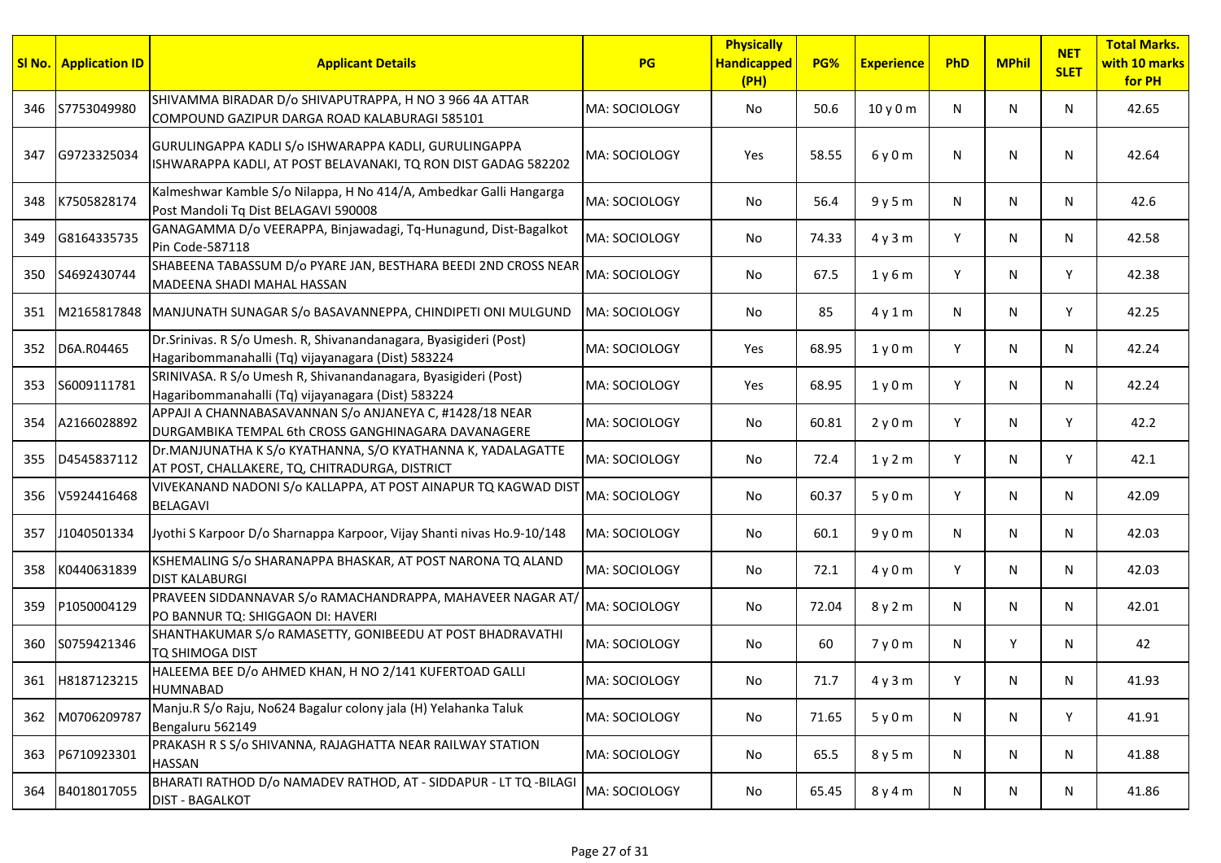| Sl No. | Application ID | Applicant Details | PG | Physically Handicapped (PH) | PG% | Experience | PhD | MPhil | NET SLET | Total Marks. with 10 marks for PH |
|---|---|---|---|---|---|---|---|---|---|---|
| 346 | S7753049980 | SHIVAMMA BIRADAR D/o SHIVAPUTRAPPA, H NO 3 966 4A ATTAR COMPOUND GAZIPUR DARGA ROAD KALABURAGI 585101 | MA: SOCIOLOGY | No | 50.6 | 10 y 0 m | N | N | N | 42.65 |
| 347 | G9723325034 | GURULINGAPPA KADLI S/o ISHWARAPPA KADLI, GURULINGAPPA ISHWARAPPA KADLI, AT POST BELAVANAKI, TQ RON DIST GADAG 582202 | MA: SOCIOLOGY | Yes | 58.55 | 6 y 0 m | N | N | N | 42.64 |
| 348 | K7505828174 | Kalmeshwar Kamble S/o Nilappa, H No 414/A, Ambedkar Galli Hangarga Post Mandoli Tq Dist BELAGAVI 590008 | MA: SOCIOLOGY | No | 56.4 | 9 y 5 m | N | N | N | 42.6 |
| 349 | G8164335735 | GANAGAMMA D/o VEERAPPA, Binjawadagi, Tq-Hunagund, Dist-Bagalkot Pin Code-587118 | MA: SOCIOLOGY | No | 74.33 | 4 y 3 m | Y | N | N | 42.58 |
| 350 | S4692430744 | SHABEENA TABASSUM D/o PYARE JAN, BESTHARA BEEDI 2ND CROSS NEAR MADEENA SHADI MAHAL HASSAN | MA: SOCIOLOGY | No | 67.5 | 1 y 6 m | Y | N | Y | 42.38 |
| 351 | M2165817848 | MANJUNATH SUNAGAR S/o BASAVANNEPPA, CHINDIPETI ONI MULGUND | MA: SOCIOLOGY | No | 85 | 4 y 1 m | N | N | Y | 42.25 |
| 352 | D6A.R04465 | Dr.Srinivas. R S/o Umesh. R, Shivanandanagara, Byasigideri (Post) Hagaribommanahalli (Tq) vijayanagara (Dist) 583224 | MA: SOCIOLOGY | Yes | 68.95 | 1 y 0 m | Y | N | N | 42.24 |
| 353 | S6009111781 | SRINIVASA. R S/o Umesh R, Shivanandanagara, Byasigideri (Post) Hagaribommanahalli (Tq) vijayanagara (Dist) 583224 | MA: SOCIOLOGY | Yes | 68.95 | 1 y 0 m | Y | N | N | 42.24 |
| 354 | A2166028892 | APPAJI A CHANNABASAVANNAN S/o ANJANEYA C, #1428/18 NEAR DURGAMBIKA TEMPAL 6th CROSS GANGHINAGARA DAVANAGERE | MA: SOCIOLOGY | No | 60.81 | 2 y 0 m | Y | N | Y | 42.2 |
| 355 | D4545837112 | Dr.MANJUNATHA K S/o KYATHANNA, S/O KYATHANNA K, YADALAGATTE AT POST, CHALLAKERE, TQ, CHITRADURGA, DISTRICT | MA: SOCIOLOGY | No | 72.4 | 1 y 2 m | Y | N | Y | 42.1 |
| 356 | V5924416468 | VIVEKANAND NADONI S/o KALLAPPA, AT POST AINAPUR TQ KAGWAD DIST BELAGAVI | MA: SOCIOLOGY | No | 60.37 | 5 y 0 m | Y | N | N | 42.09 |
| 357 | J1040501334 | Jyothi S Karpoor D/o Sharnappa Karpoor, Vijay Shanti nivas Ho.9-10/148 | MA: SOCIOLOGY | No | 60.1 | 9 y 0 m | N | N | N | 42.03 |
| 358 | K0440631839 | KSHEMALING S/o SHARANAPPA BHASKAR, AT POST NARONA TQ ALAND DIST KALABURGI | MA: SOCIOLOGY | No | 72.1 | 4 y 0 m | Y | N | N | 42.03 |
| 359 | P1050004129 | PRAVEEN SIDDANNAVAR S/o RAMACHANDRAPPA, MAHAVEER NAGAR AT/PO BANNUR TQ: SHIGGAON DI: HAVERI | MA: SOCIOLOGY | No | 72.04 | 8 y 2 m | N | N | N | 42.01 |
| 360 | S0759421346 | SHANTHAKUMAR S/o RAMASETTY, GONIBEEDU AT POST BHADRAVATHI TQ SHIMOGA DIST | MA: SOCIOLOGY | No | 60 | 7 y 0 m | N | Y | N | 42 |
| 361 | H8187123215 | HALEEMA BEE D/o AHMED KHAN, H NO 2/141 KUFERTOAD GALLI HUMNABAD | MA: SOCIOLOGY | No | 71.7 | 4 y 3 m | Y | N | N | 41.93 |
| 362 | M0706209787 | Manju.R S/o Raju, No624 Bagalur colony jala (H) Yelahanka Taluk Bengaluru 562149 | MA: SOCIOLOGY | No | 71.65 | 5 y 0 m | N | N | Y | 41.91 |
| 363 | P6710923301 | PRAKASH R S S/o SHIVANNA, RAJAGHATTA NEAR RAILWAY STATION HASSAN | MA: SOCIOLOGY | No | 65.5 | 8 y 5 m | N | N | N | 41.88 |
| 364 | B4018017055 | BHARATI RATHOD D/o NAMADEV RATHOD, AT - SIDDAPUR - LT TQ -BILAGI DIST - BAGALKOT | MA: SOCIOLOGY | No | 65.45 | 8 y 4 m | N | N | N | 41.86 |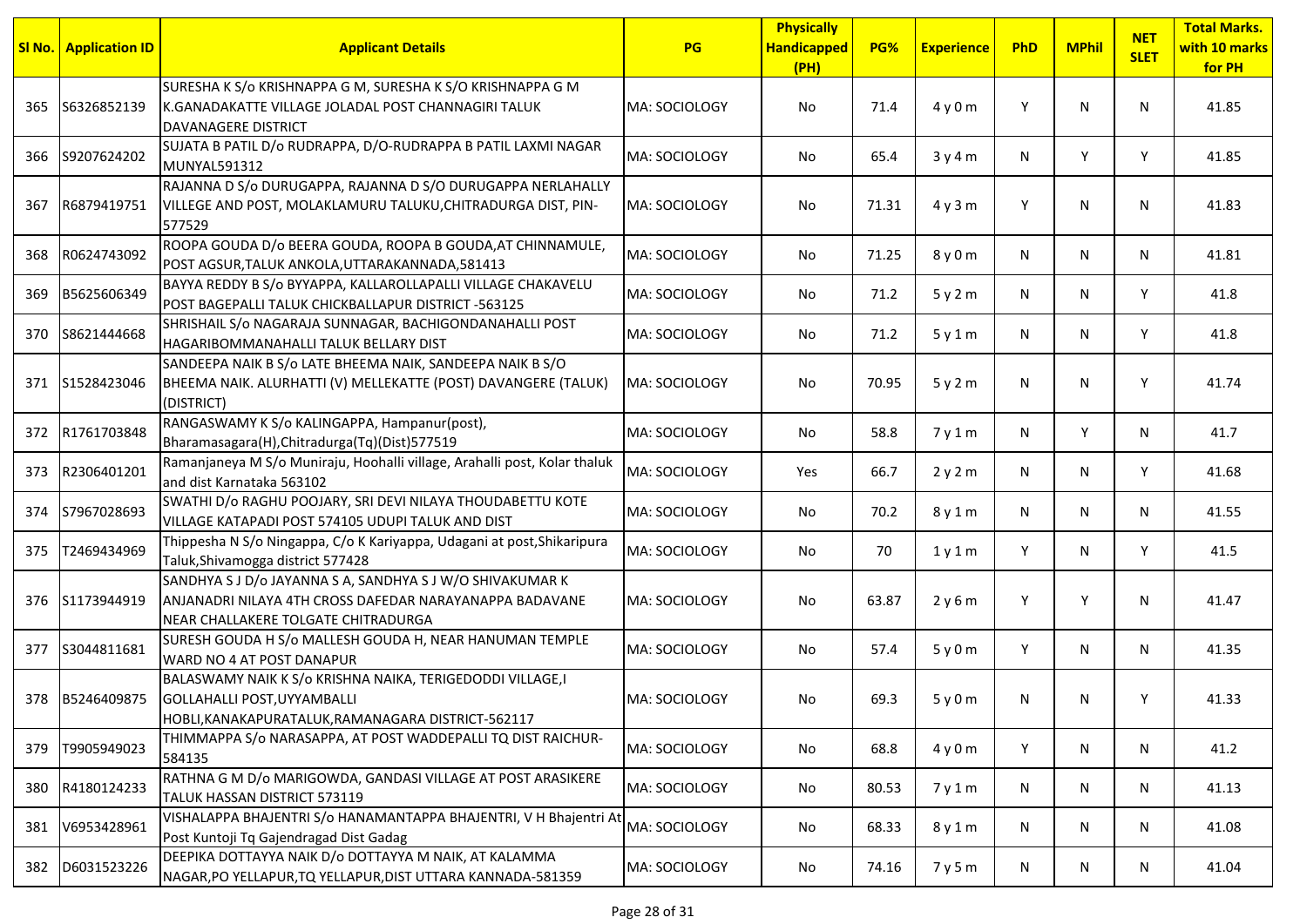| Sl No. | Application ID | Applicant Details | PG | Physically Handicapped (PH) | PG% | Experience | PhD | MPhil | NET SLET | Total Marks. with 10 marks for PH |
|---|---|---|---|---|---|---|---|---|---|---|
| 365 | S6326852139 | SURESHA K S/o KRISHNAPPA G M, SURESHA K S/O KRISHNAPPA G M K.GANADAKATTE VILLAGE JOLADAL POST CHANNAGIRI TALUK DAVANAGERE DISTRICT | MA: SOCIOLOGY | No | 71.4 | 4 y 0 m | Y | N | N | 41.85 |
| 366 | S9207624202 | SUJATA B PATIL D/o RUDRAPPA, D/O-RUDRAPPA B PATIL LAXMI NAGAR MUNYAL591312 | MA: SOCIOLOGY | No | 65.4 | 3 y 4 m | N | Y | Y | 41.85 |
| 367 | R6879419751 | RAJANNA D S/o DURUGAPPA, RAJANNA D S/O DURUGAPPA NERLAHALLY VILLEGE AND POST, MOLAKLAMURU TALUKU,CHITRADURGA DIST, PIN-577529 | MA: SOCIOLOGY | No | 71.31 | 4 y 3 m | Y | N | N | 41.83 |
| 368 | R0624743092 | ROOPA GOUDA D/o BEERA GOUDA, ROOPA B GOUDA,AT CHINNAMULE, POST AGSUR,TALUK ANKOLA,UTTARAKANNADA,581413 | MA: SOCIOLOGY | No | 71.25 | 8 y 0 m | N | N | N | 41.81 |
| 369 | B5625606349 | BAYYA REDDY B S/o BYYAPPA, KALLAROLLAPALLI VILLAGE CHAKAVELU POST BAGEPALLI TALUK CHICKBALLAPUR DISTRICT -563125 | MA: SOCIOLOGY | No | 71.2 | 5 y 2 m | N | N | Y | 41.8 |
| 370 | S8621444668 | SHRISHAIL S/o NAGARAJA SUNNAGAR, BACHIGONDANAHALLI POST HAGARIBOMMANAHALLI TALUK BELLARY DIST | MA: SOCIOLOGY | No | 71.2 | 5 y 1 m | N | N | Y | 41.8 |
| 371 | S1528423046 | SANDEEPA NAIK B S/o LATE BHEEMA NAIK, SANDEEPA NAIK B S/O BHEEMA NAIK. ALURHATTI (V) MELLEKATTE (POST) DAVANGERE (TALUK) (DISTRICT) | MA: SOCIOLOGY | No | 70.95 | 5 y 2 m | N | N | Y | 41.74 |
| 372 | R1761703848 | RANGASWAMY K S/o KALINGAPPA, Hampanur(post), Bharamasagara(H),Chitradurga(Tq)(Dist)577519 | MA: SOCIOLOGY | No | 58.8 | 7 y 1 m | N | Y | N | 41.7 |
| 373 | R2306401201 | Ramanjaneya M S/o Muniraju, Hoohalli village, Arahalli post, Kolar thaluk and dist Karnataka 563102 | MA: SOCIOLOGY | Yes | 66.7 | 2 y 2 m | N | N | Y | 41.68 |
| 374 | S7967028693 | SWATHI D/o RAGHU POOJARY, SRI DEVI NILAYA THOUDABETTU KOTE VILLAGE KATAPADI POST 574105 UDUPI TALUK AND DIST | MA: SOCIOLOGY | No | 70.2 | 8 y 1 m | N | N | N | 41.55 |
| 375 | T2469434969 | Thippesha N S/o Ningappa, C/o K Kariyappa, Udagani at post,Shikaripura Taluk,Shivamogga district 577428 | MA: SOCIOLOGY | No | 70 | 1 y 1 m | Y | N | Y | 41.5 |
| 376 | S1173944919 | SANDHYA S J D/o JAYANNA S A, SANDHYA S J W/O SHIVAKUMAR K ANJANADRI NILAYA 4TH CROSS DAFEDAR NARAYANAPPA BADAVANE NEAR CHALLAKERE TOLGATE CHITRADURGA | MA: SOCIOLOGY | No | 63.87 | 2 y 6 m | Y | Y | N | 41.47 |
| 377 | S3044811681 | SURESH GOUDA H S/o MALLESH GOUDA H, NEAR HANUMAN TEMPLE WARD NO 4 AT POST DANAPUR | MA: SOCIOLOGY | No | 57.4 | 5 y 0 m | Y | N | N | 41.35 |
| 378 | B5246409875 | BALASWAMY NAIK K S/o KRISHNA NAIKA, TERIGEDODDI VILLAGE,I GOLLAHALLI POST,UYYAMBALLI HOBLI,KANAKAPURATALUK,RAMANAGARA DISTRICT-562117 | MA: SOCIOLOGY | No | 69.3 | 5 y 0 m | N | N | Y | 41.33 |
| 379 | T9905949023 | THIMMAPPA S/o NARASAPPA, AT POST WADDEPALLI TQ DIST RAICHUR-584135 | MA: SOCIOLOGY | No | 68.8 | 4 y 0 m | Y | N | N | 41.2 |
| 380 | R4180124233 | RATHNA G M D/o MARIGOWDA, GANDASI VILLAGE AT POST ARASIKERE TALUK HASSAN DISTRICT 573119 | MA: SOCIOLOGY | No | 80.53 | 7 y 1 m | N | N | N | 41.13 |
| 381 | V6953428961 | VISHALAPPA BHAJENTRI S/o HANAMANTAPPA BHAJENTRI, V H Bhajentri At Post Kuntoji Tq Gajendragad Dist Gadag | MA: SOCIOLOGY | No | 68.33 | 8 y 1 m | N | N | N | 41.08 |
| 382 | D6031523226 | DEEPIKA DOTTAYYA NAIK D/o DOTTAYYA M NAIK, AT KALAMMA NAGAR,PO YELLAPUR,TQ YELLAPUR,DIST UTTARA KANNADA-581359 | MA: SOCIOLOGY | No | 74.16 | 7 y 5 m | N | N | N | 41.04 |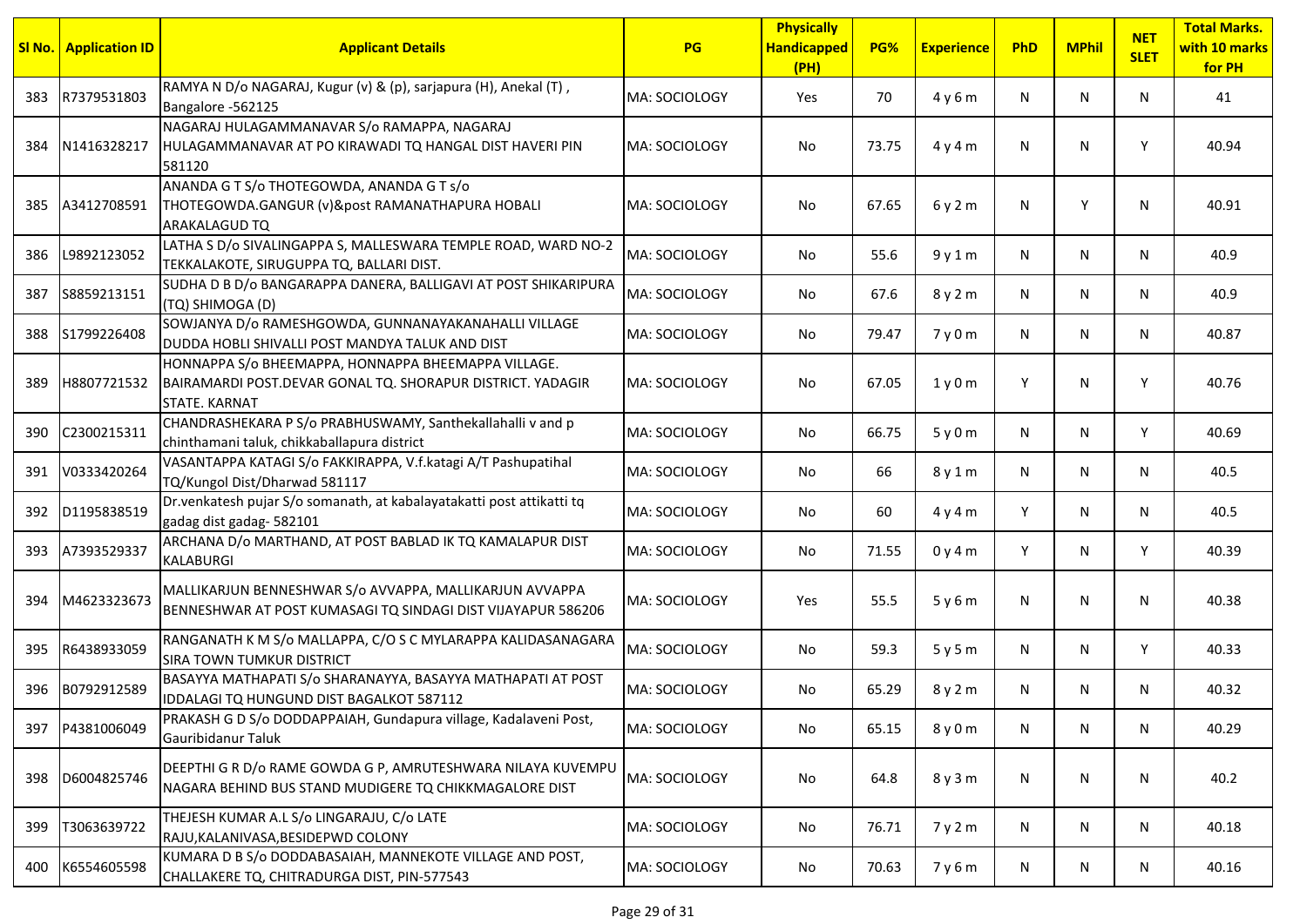| Sl No. | Application ID | Applicant Details | PG | Physically Handicapped (PH) | PG% | Experience | PhD | MPhil | NET SLET | Total Marks. with 10 marks for PH |
|---|---|---|---|---|---|---|---|---|---|---|
| 383 | R7379531803 | RAMYA N D/o NAGARAJ, Kugur (v) & (p), sarjapura (H), Anekal (T) , Bangalore -562125 | MA: SOCIOLOGY | Yes | 70 | 4 y 6 m | N | N | N | 41 |
| 384 | N1416328217 | NAGARAJ HULAGAMMANAVAR S/o RAMAPPA, NAGARAJ HULAGAMMANAVAR AT PO KIRAWADI TQ HANGAL DIST HAVERI PIN 581120 | MA: SOCIOLOGY | No | 73.75 | 4 y 4 m | N | N | Y | 40.94 |
| 385 | A3412708591 | ANANDA G T S/o THOTEGOWDA, ANANDA G T s/o THOTEGOWDA.GANGUR (v)&post RAMANATHAPURA HOBALI ARAKALAGUD TQ | MA: SOCIOLOGY | No | 67.65 | 6 y 2 m | N | Y | N | 40.91 |
| 386 | L9892123052 | LATHA S D/o SIVALINGAPPA S, MALLESWARA TEMPLE ROAD, WARD NO-2 TEKKALAKOTE, SIRUGUPPA TQ, BALLARI DIST. | MA: SOCIOLOGY | No | 55.6 | 9 y 1 m | N | N | N | 40.9 |
| 387 | S8859213151 | SUDHA D B D/o BANGARAPPA DANERA, BALLIGAVI AT POST SHIKARIPURA (TQ) SHIMOGA (D) | MA: SOCIOLOGY | No | 67.6 | 8 y 2 m | N | N | N | 40.9 |
| 388 | S1799226408 | SOWJANYA D/o RAMESHGOWDA, GUNNANAYAKANAHALLI VILLAGE DUDDA HOBLI SHIVALLI POST MANDYA TALUK AND DIST | MA: SOCIOLOGY | No | 79.47 | 7 y 0 m | N | N | N | 40.87 |
| 389 | H8807721532 | HONNAPPA S/o BHEEMAPPA, HONNAPPA BHEEMAPPA VILLAGE. BAIRAMARDI POST.DEVAR GONAL TQ. SHORAPUR DISTRICT. YADAGIR STATE. KARNAT | MA: SOCIOLOGY | No | 67.05 | 1 y 0 m | Y | N | Y | 40.76 |
| 390 | C2300215311 | CHANDRASHEKARA P S/o PRABHUSWAMY, Santhekallahalli v and p chinthamani taluk, chikkaballapura district | MA: SOCIOLOGY | No | 66.75 | 5 y 0 m | N | N | Y | 40.69 |
| 391 | V0333420264 | VASANTAPPA KATAGI S/o FAKKIRAPPA, V.f.katagi A/T Pashupatihal TQ/Kungol Dist/Dharwad 581117 | MA: SOCIOLOGY | No | 66 | 8 y 1 m | N | N | N | 40.5 |
| 392 | D1195838519 | Dr.venkatesh pujar S/o somanath, at kabalayatakatti post attikatti tq gadag dist gadag- 582101 | MA: SOCIOLOGY | No | 60 | 4 y 4 m | Y | N | N | 40.5 |
| 393 | A7393529337 | ARCHANA D/o MARTHAND, AT POST BABLAD IK TQ KAMALAPUR DIST KALABURGI | MA: SOCIOLOGY | No | 71.55 | 0 y 4 m | Y | N | Y | 40.39 |
| 394 | M4623323673 | MALLIKARJUN BENNESHWAR S/o AVVAPPA, MALLIKARJUN AVVAPPA BENNESHWAR AT POST KUMASAGI TQ SINDAGI DIST VIJAYAPUR 586206 | MA: SOCIOLOGY | Yes | 55.5 | 5 y 6 m | N | N | N | 40.38 |
| 395 | R6438933059 | RANGANATH K M S/o MALLAPPA, C/O S C MYLARAPPA KALIDASANAGARA SIRA TOWN TUMKUR DISTRICT | MA: SOCIOLOGY | No | 59.3 | 5 y 5 m | N | N | Y | 40.33 |
| 396 | B0792912589 | BASAYYA MATHAPATI S/o SHARANAYYA, BASAYYA MATHAPATI AT POST IDDALAGI TQ HUNGUND DIST BAGALKOT 587112 | MA: SOCIOLOGY | No | 65.29 | 8 y 2 m | N | N | N | 40.32 |
| 397 | P4381006049 | PRAKASH G D S/o DODDAPPAIAH, Gundapura village, Kadalaveni Post, Gauribidanur Taluk | MA: SOCIOLOGY | No | 65.15 | 8 y 0 m | N | N | N | 40.29 |
| 398 | D6004825746 | DEEPTHI G R D/o RAME GOWDA G P, AMRUTESHWARA NILAYA KUVEMPU NAGARA BEHIND BUS STAND MUDIGERE TQ CHIKKMAGALORE DIST | MA: SOCIOLOGY | No | 64.8 | 8 y 3 m | N | N | N | 40.2 |
| 399 | T3063639722 | THEJESH KUMAR A.L S/o LINGARAJU, C/o LATE RAJU,KALANIVASA,BESIDEPWD COLONY | MA: SOCIOLOGY | No | 76.71 | 7 y 2 m | N | N | N | 40.18 |
| 400 | K6554605598 | KUMARA D B S/o DODDABASAIAH, MANNEKOTE VILLAGE AND POST, CHALLAKERE TQ, CHITRADURGA DIST, PIN-577543 | MA: SOCIOLOGY | No | 70.63 | 7 y 6 m | N | N | N | 40.16 |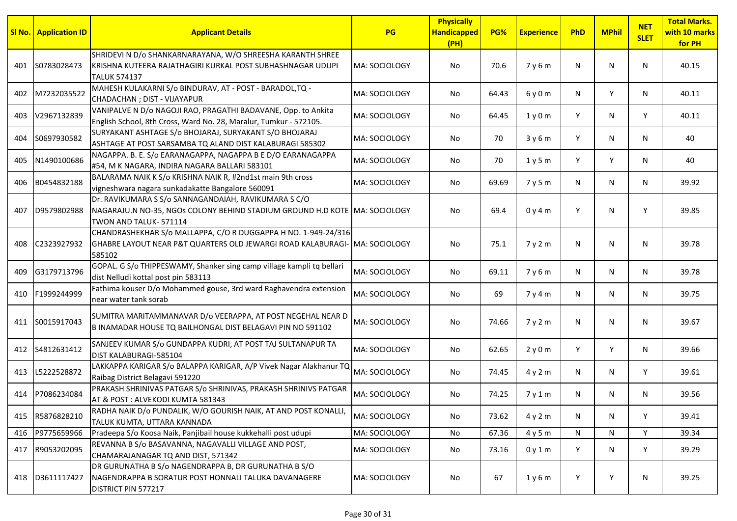| Sl No. | Application ID | Applicant Details | PG | Physically Handicapped (PH) | PG% | Experience | PhD | MPhil | NET SLET | Total Marks. with 10 marks for PH |
|---|---|---|---|---|---|---|---|---|---|---|
| 401 | S0783028473 | SHRIDEVI N D/o SHANKARNARAYANA, W/O SHREESHA KARANTH SHREE KRISHNA KUTEERA RAJATHAGIRI KURKAL POST SUBHASHNAGAR UDUPI TALUK 574137 | MA: SOCIOLOGY | No | 70.6 | 7 y 6 m | N | N | N | 40.15 |
| 402 | M7232035522 | MAHESH KULAKARNI S/o BINDURAV, AT - POST - BARADOL,TQ - CHADACHAN ; DIST - VIJAYAPUR | MA: SOCIOLOGY | No | 64.43 | 6 y 0 m | N | Y | N | 40.11 |
| 403 | V2967132839 | VANIPALVE N D/o NAGOJI RAO, PRAGATHI BADAVANE, Opp. to Ankita English School, 8th Cross, Ward No. 28, Maralur, Tumkur - 572105. | MA: SOCIOLOGY | No | 64.45 | 1 y 0 m | Y | N | Y | 40.11 |
| 404 | S0697930582 | SURYAKANT ASHTAGE S/o BHOJARAJ, SURYAKANT S/O BHOJARAJ ASHTAGE AT POST SARSAMBA TQ ALAND DIST KALABURAGI 585302 | MA: SOCIOLOGY | No | 70 | 3 y 6 m | Y | N | N | 40 |
| 405 | N1490100686 | NAGAPPA. B. E. S/o EARANAGAPPA, NAGAPPA B E D/O EARANAGAPPA #54, M K NAGARA, INDIRA NAGARA BALLARI 583101 | MA: SOCIOLOGY | No | 70 | 1 y 5 m | Y | Y | N | 40 |
| 406 | B0454832188 | BALARAMA NAIK K S/o KRISHNA NAIK R, #2nd1st main 9th cross vigneshwara nagara sunkadakatte Bangalore 560091 | MA: SOCIOLOGY | No | 69.69 | 7 y 5 m | N | N | N | 39.92 |
| 407 | D9579802988 | Dr. RAVIKUMARA S S/o SANNAGANDAIAH, RAVIKUMARA S C/O NAGARAJU.N NO-35, NGOs COLONY BEHIND STADIUM GROUND H.D KOTE TWON AND TALUK- 571114 | MA: SOCIOLOGY | No | 69.4 | 0 y 4 m | Y | N | Y | 39.85 |
| 408 | C2323927932 | CHANDRASHEKHAR S/o MALLAPPA, C/O R DUGGAPPA H NO. 1-949-24/316 GHABRE LAYOUT NEAR P&T QUARTERS OLD JEWARGI ROAD KALABURAGI-585102 | MA: SOCIOLOGY | No | 75.1 | 7 y 2 m | N | N | N | 39.78 |
| 409 | G3179713796 | GOPAL. G S/o THIPPESWAMY, Shanker sing camp village kampli tq bellari dist Nelludi kottal post pin 583113 | MA: SOCIOLOGY | No | 69.11 | 7 y 6 m | N | N | N | 39.78 |
| 410 | F1999244999 | Fathima kouser D/o Mohammed gouse, 3rd ward Raghavendra extension near water tank sorab | MA: SOCIOLOGY | No | 69 | 7 y 4 m | N | N | N | 39.75 |
| 411 | S0015917043 | SUMITRA MARITAMMANAVAR D/o VEERAPPA, AT POST NEGEHAL NEAR D B INAMADAR HOUSE TQ BAILHONGAL DIST BELAGAVI PIN NO 591102 | MA: SOCIOLOGY | No | 74.66 | 7 y 2 m | N | N | N | 39.67 |
| 412 | S4812631412 | SANJEEV KUMAR S/o GUNDAPPA KUDRI, AT POST TAJ SULTANAPUR TA DIST KALABURAGI-585104 | MA: SOCIOLOGY | No | 62.65 | 2 y 0 m | Y | Y | N | 39.66 |
| 413 | L5222528872 | LAKKAPPA KARIGAR S/o BALAPPA KARIGAR, A/P Vivek Nagar Alakhanur TQ Raibag District Belagavi 591220 | MA: SOCIOLOGY | No | 74.45 | 4 y 2 m | N | N | Y | 39.61 |
| 414 | P7086234084 | PRAKASH SHRINIVAS PATGAR S/o SHRINIVAS, PRAKASH SHRINIVS PATGAR AT & POST : ALVEKODI KUMTA 581343 | MA: SOCIOLOGY | No | 74.25 | 7 y 1 m | N | N | N | 39.56 |
| 415 | R5876828210 | RADHA NAIK D/o PUNDALIK, W/O GOURISH NAIK, AT AND POST KONALLI, TALUK KUMTA, UTTARA KANNADA | MA: SOCIOLOGY | No | 73.62 | 4 y 2 m | N | N | Y | 39.41 |
| 416 | P9775659966 | Pradeepa S/o Koosa Naik, Panjibail house kukkehalli post udupi | MA: SOCIOLOGY | No | 67.36 | 4 y 5 m | N | N | Y | 39.34 |
| 417 | R9053202095 | REVANNA B S/o BASAVANNA, NAGAVALLI VILLAGE AND POST, CHAMARAJANAGAR TQ AND DIST, 571342 | MA: SOCIOLOGY | No | 73.16 | 0 y 1 m | Y | N | Y | 39.29 |
| 418 | D3611117427 | DR GURUNATHA B S/o NAGENDRAPPA B, DR GURUNATHA B S/O NAGENDRAPPA B SORATUR POST HONNALI TALUKA DAVANAGERE DISTRICT PIN 577217 | MA: SOCIOLOGY | No | 67 | 1 y 6 m | Y | Y | N | 39.25 |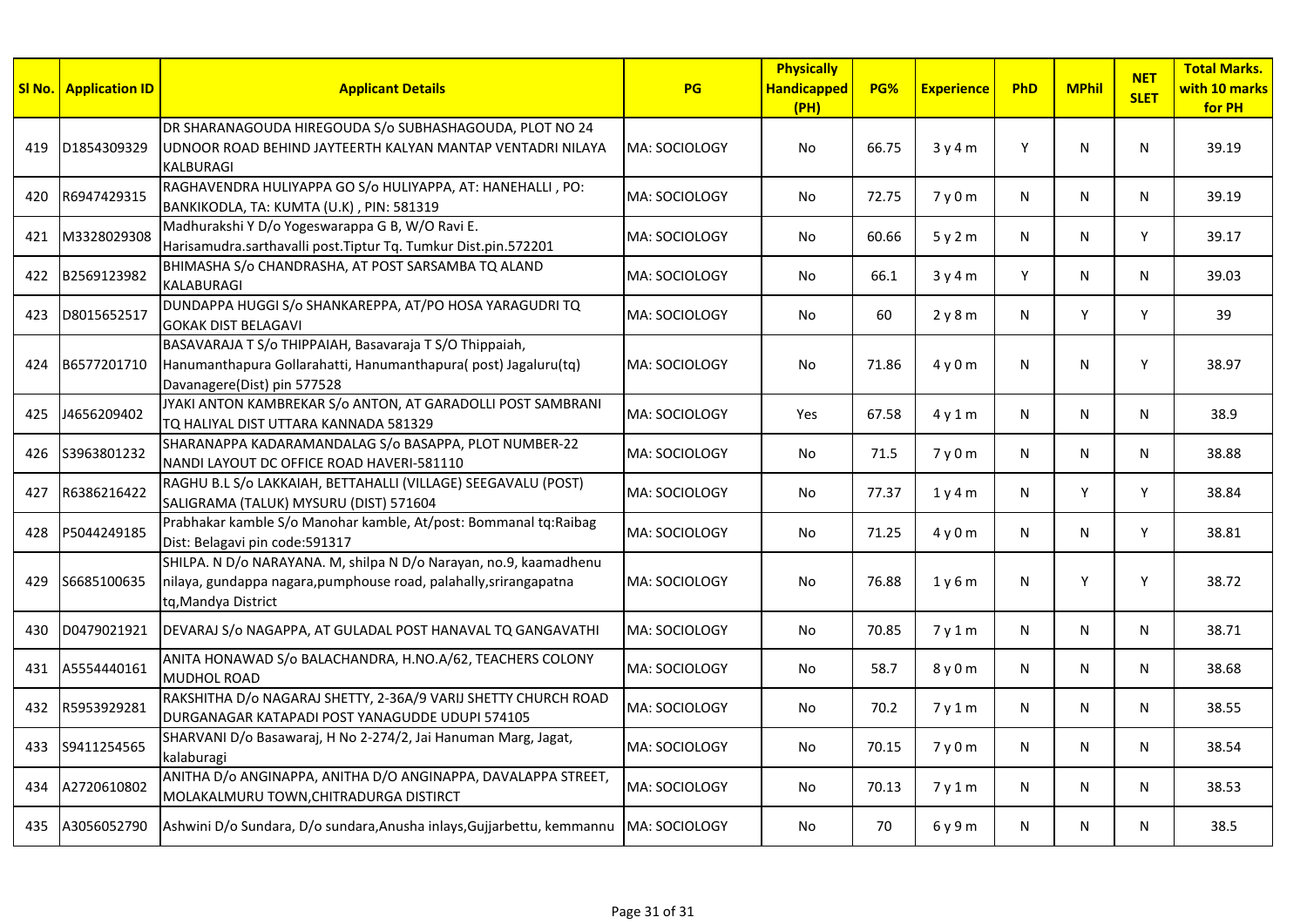| Sl No. | Application ID | Applicant Details | PG | Physically Handicapped (PH) | PG% | Experience | PhD | MPhil | NET SLET | Total Marks. with 10 marks for PH |
|---|---|---|---|---|---|---|---|---|---|---|
| 419 | D1854309329 | DR SHARANAGOUDA HIREGOUDA S/o SUBHASHAGOUDA, PLOT NO 24 UDNOOR ROAD BEHIND JAYTEERTH KALYAN MANTAP VENTADRI NILAYA KALBURAGI | MA: SOCIOLOGY | No | 66.75 | 3 y 4 m | Y | N | N | 39.19 |
| 420 | R6947429315 | RAGHAVENDRA HULIYAPPA GO S/o HULIYAPPA, AT: HANEHALLI , PO: BANKIKODLA, TA: KUMTA (U.K) , PIN: 581319 | MA: SOCIOLOGY | No | 72.75 | 7 y 0 m | N | N | N | 39.19 |
| 421 | M3328029308 | Madhurakshi Y D/o Yogeswarappa G B, W/O Ravi E. Harisamudra.sarthavalli post.Tiptur Tq. Tumkur Dist.pin.572201 | MA: SOCIOLOGY | No | 60.66 | 5 y 2 m | N | N | Y | 39.17 |
| 422 | B2569123982 | BHIMASHA S/o CHANDRASHA, AT POST SARSAMBA TQ ALAND KALABURAGI | MA: SOCIOLOGY | No | 66.1 | 3 y 4 m | Y | N | N | 39.03 |
| 423 | D8015652517 | DUNDAPPA HUGGI S/o SHANKAREPPA, AT/PO HOSA YARAGUDRI TQ GOKAK DIST BELAGAVI | MA: SOCIOLOGY | No | 60 | 2 y 8 m | N | Y | Y | 39 |
| 424 | B6577201710 | BASAVARAJA T S/o THIPPAIAH, Basavaraja T S/O Thippaiah, Hanumanthapura Gollarahatti, Hanumanthapura( post) Jagaluru(tq) Davanagere(Dist) pin 577528 | MA: SOCIOLOGY | No | 71.86 | 4 y 0 m | N | N | Y | 38.97 |
| 425 | J4656209402 | JYAKI ANTON KAMBREKAR S/o ANTON, AT GARADOLLI POST SAMBRANI TQ HALIYAL DIST UTTARA KANNADA 581329 | MA: SOCIOLOGY | Yes | 67.58 | 4 y 1 m | N | N | N | 38.9 |
| 426 | S3963801232 | SHARANAPPA KADARAMANDALAG S/o BASAPPA, PLOT NUMBER-22 NANDI LAYOUT DC OFFICE ROAD HAVERI-581110 | MA: SOCIOLOGY | No | 71.5 | 7 y 0 m | N | N | N | 38.88 |
| 427 | R6386216422 | RAGHU B.L S/o LAKKAIAH, BETTAHALLI (VILLAGE) SEEGAVALU (POST) SALIGRAMA (TALUK) MYSURU (DIST) 571604 | MA: SOCIOLOGY | No | 77.37 | 1 y 4 m | N | Y | Y | 38.84 |
| 428 | P5044249185 | Prabhakar kamble S/o Manohar kamble, At/post: Bommanal tq:Raibag Dist: Belagavi pin code:591317 | MA: SOCIOLOGY | No | 71.25 | 4 y 0 m | N | N | Y | 38.81 |
| 429 | S6685100635 | SHILPA. N D/o NARAYANA. M, shilpa N D/o Narayan, no.9, kaamadhenu nilaya, gundappa nagara,pumphouse road, palahally,srirangapatna tq,Mandya District | MA: SOCIOLOGY | No | 76.88 | 1 y 6 m | N | Y | Y | 38.72 |
| 430 | D0479021921 | DEVARAJ S/o NAGAPPA, AT GULADAL POST HANAVAL TQ GANGAVATHI | MA: SOCIOLOGY | No | 70.85 | 7 y 1 m | N | N | N | 38.71 |
| 431 | A5554440161 | ANITA HONAWAD S/o BALACHANDRA, H.NO.A/62, TEACHERS COLONY MUDHOL ROAD | MA: SOCIOLOGY | No | 58.7 | 8 y 0 m | N | N | N | 38.68 |
| 432 | R5953929281 | RAKSHITHA D/o NAGARAJ SHETTY, 2-36A/9 VARIJ SHETTY CHURCH ROAD DURGANAGAR KATAPADI POST YANAGUDDE UDUPI 574105 | MA: SOCIOLOGY | No | 70.2 | 7 y 1 m | N | N | N | 38.55 |
| 433 | S9411254565 | SHARVANI D/o Basawaraj, H No 2-274/2, Jai Hanuman Marg, Jagat, kalaburagi | MA: SOCIOLOGY | No | 70.15 | 7 y 0 m | N | N | N | 38.54 |
| 434 | A2720610802 | ANITHA D/o ANGINAPPA, ANITHA D/O ANGINAPPA, DAVALAPPA STREET, MOLAKALMURU TOWN,CHITRADURGA DISTIRCT | MA: SOCIOLOGY | No | 70.13 | 7 y 1 m | N | N | N | 38.53 |
| 435 | A3056052790 | Ashwini D/o Sundara, D/o sundara,Anusha inlays,Gujjarbettu, kemmannu | MA: SOCIOLOGY | No | 70 | 6 y 9 m | N | N | N | 38.5 |